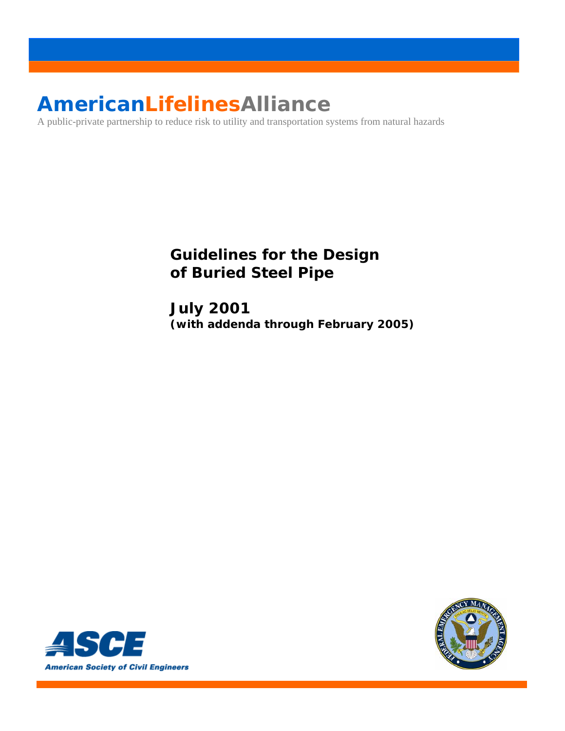**AmericanLifelinesAlliance**

A public-private partnership to reduce risk to utility and transportation systems from natural hazards

# Guidelines for the Design of Buried Steel Pipe

## July 2001

**(with addenda through February 2005)**

**ASCE**

**American Society of Civil Engineers**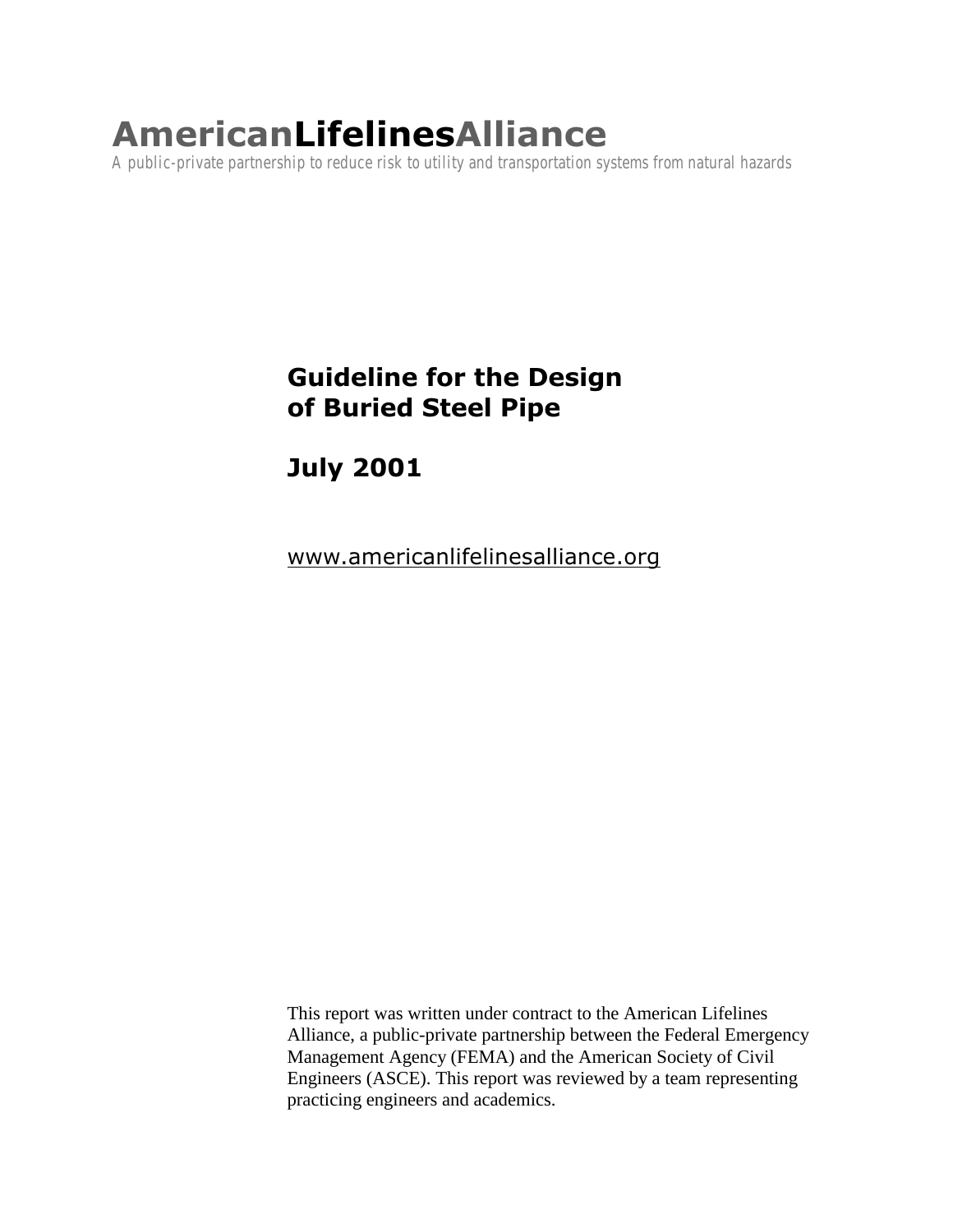# **American**Lifelines**Alliance**

*A public-private partnership to reduce risk to utility and transportation systems from natural hazards*

## Guideline for the Design of Buried Steel Pipe

## July 2001

www.americanlifelinesalliance.org

This report was written under contract to the American Lifelines Alliance, a public-private partnership between the Federal Emergency Management Agency (FEMA) and the American Society of Civil Engineers (ASCE). This report was reviewed by a team representing practicing engineers and academics.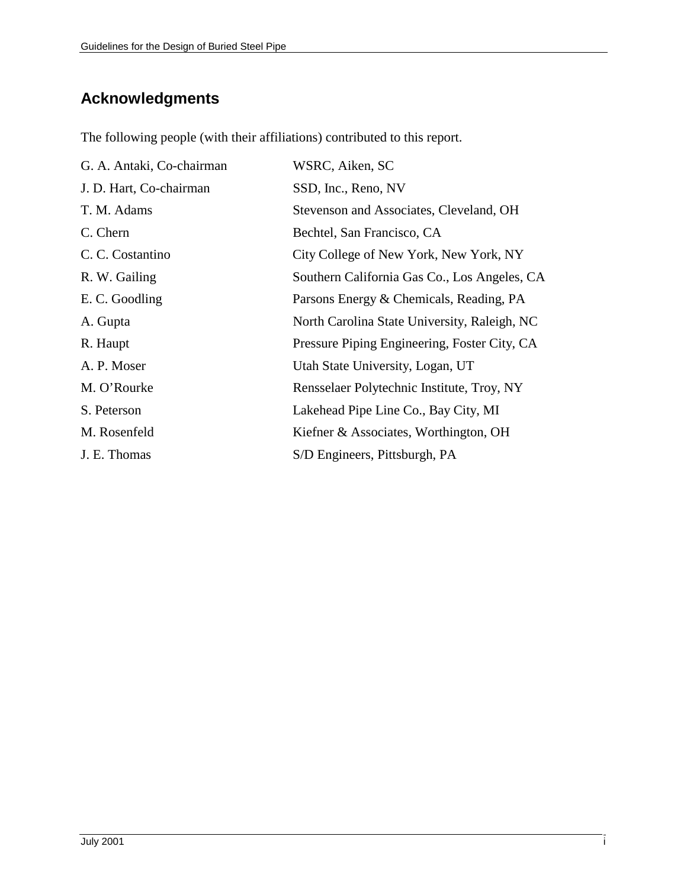## Acknowledgments

The following people (with their affiliations) contributed to this report.

| | |
|---|---|
| G. A. Antaki, Co-chairman | WSRC, Aiken, SC |
| J. D. Hart, Co-chairman | SSD, Inc., Reno, NV |
| T. M. Adams | Stevenson and Associates, Cleveland, OH |
| C. Chern | Bechtel, San Francisco, CA |
| C. C. Costantino | City College of New York, New York, NY |
| R. W. Gailing | Southern California Gas Co., Los Angeles, CA |
| E. C. Goodling | Parsons Energy & Chemicals, Reading, PA |
| A. Gupta | North Carolina State University, Raleigh, NC |
| R. Haupt | Pressure Piping Engineering, Foster City, CA |
| A. P. Moser | Utah State University, Logan, UT |
| M. O'Rourke | Rensselaer Polytechnic Institute, Troy, NY |
| S. Peterson | Lakehead Pipe Line Co., Bay City, MI |
| M. Rosenfeld | Kiefner & Associates, Worthington, OH |
| J. E. Thomas | S/D Engineers, Pittsburgh, PA |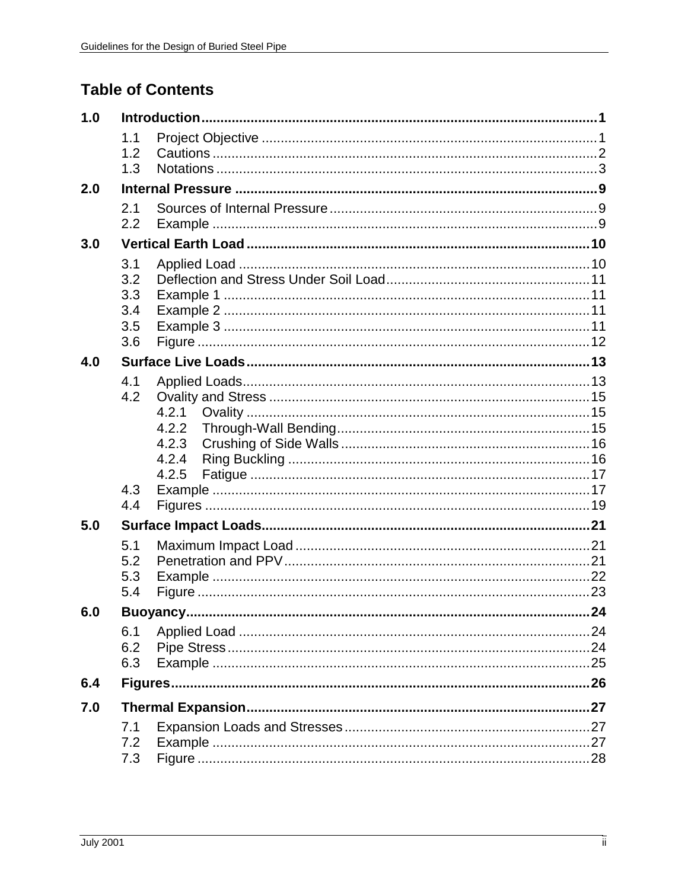# Table of Contents

**1.0 Introduction** ..................................................................................................... **1**

- 1.1 Project Objective ..................................................................................... 1
- 1.2 Cautions .................................................................................................. 2
- 1.3 Notations ................................................................................................. 3

**2.0 Internal Pressure** ............................................................................................ **9**

- 2.1 Sources of Internal Pressure .................................................................... 9
- 2.2 Example .................................................................................................. 9

**3.0 Vertical Earth Load** ........................................................................................ **10**

- 3.1 Applied Load .......................................................................................... 10
- 3.2 Deflection and Stress Under Soil Load .................................................... 11
- 3.3 Example 1 ............................................................................................... 11
- 3.4 Example 2 ............................................................................................... 11
- 3.5 Example 3 ............................................................................................... 11
- 3.6 Figure ..................................................................................................... 12

**4.0 Surface Live Loads** ........................................................................................ **13**

- 4.1 Applied Loads .......................................................................................... 13
- 4.2 Ovality and Stress ................................................................................... 15
  - 4.2.1 Ovality ........................................................................................ 15
  - 4.2.2 Through-Wall Bending ................................................................. 15
  - 4.2.3 Crushing of Side Walls ................................................................ 16
  - 4.2.4 Ring Buckling .............................................................................. 16
  - 4.2.5 Fatigue ....................................................................................... 17
- 4.3 Example .................................................................................................. 17
- 4.4 Figures .................................................................................................... 19

**5.0 Surface Impact Loads** .................................................................................... **21**

- 5.1 Maximum Impact Load ............................................................................ 21
- 5.2 Penetration and PPV ............................................................................... 21
- 5.3 Example .................................................................................................. 22
- 5.4 Figure ..................................................................................................... 23

**6.0 Buoyancy** ....................................................................................................... **24**

- 6.1 Applied Load .......................................................................................... 24
- 6.2 Pipe Stress .............................................................................................. 24
- 6.3 Example .................................................................................................. 25

**6.4 Figures** ........................................................................................................... **26**

**7.0 Thermal Expansion** ........................................................................................ **27**

- 7.1 Expansion Loads and Stresses ................................................................ 27
- 7.2 Example .................................................................................................. 27
- 7.3 Figure ..................................................................................................... 28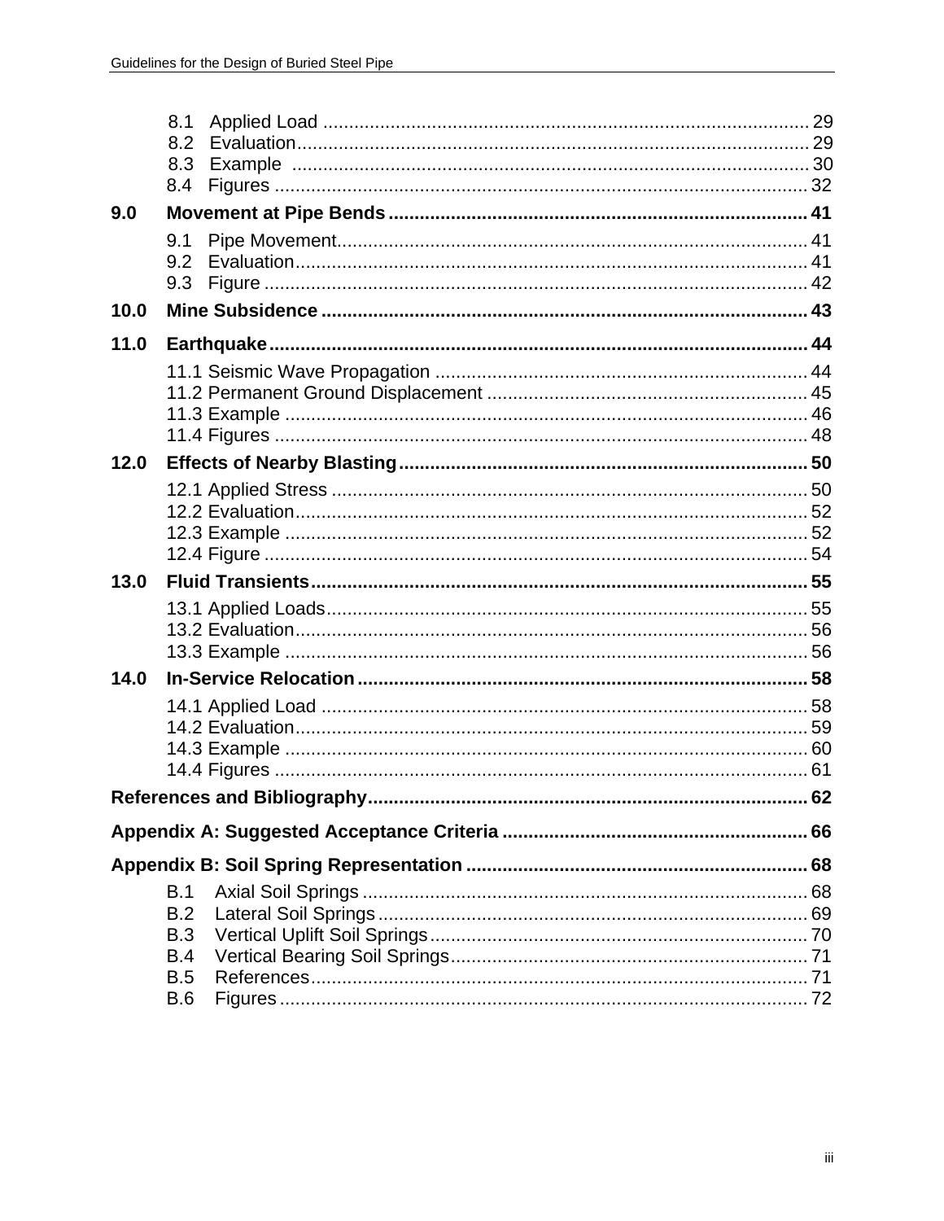- 8.1 Applied Load ..... 29
- 8.2 Evaluation ..... 29
- 8.3 Example ..... 30
- 8.4 Figures ..... 32

**9.0 Movement at Pipe Bends ..... 41**

- 9.1 Pipe Movement ..... 41
- 9.2 Evaluation ..... 41
- 9.3 Figure ..... 42

**10.0 Mine Subsidence ..... 43**

**11.0 Earthquake ..... 44**

- 11.1 Seismic Wave Propagation ..... 44
- 11.2 Permanent Ground Displacement ..... 45
- 11.3 Example ..... 46
- 11.4 Figures ..... 48

**12.0 Effects of Nearby Blasting ..... 50**

- 12.1 Applied Stress ..... 50
- 12.2 Evaluation ..... 52
- 12.3 Example ..... 52
- 12.4 Figure ..... 54

**13.0 Fluid Transients ..... 55**

- 13.1 Applied Loads ..... 55
- 13.2 Evaluation ..... 56
- 13.3 Example ..... 56

**14.0 In-Service Relocation ..... 58**

- 14.1 Applied Load ..... 58
- 14.2 Evaluation ..... 59
- 14.3 Example ..... 60
- 14.4 Figures ..... 61

**References and Bibliography ..... 62**

**Appendix A: Suggested Acceptance Criteria ..... 66**

**Appendix B: Soil Spring Representation ..... 68**

- B.1 Axial Soil Springs ..... 68
- B.2 Lateral Soil Springs ..... 69
- B.3 Vertical Uplift Soil Springs ..... 70
- B.4 Vertical Bearing Soil Springs ..... 71
- B.5 References ..... 71
- B.6 Figures ..... 72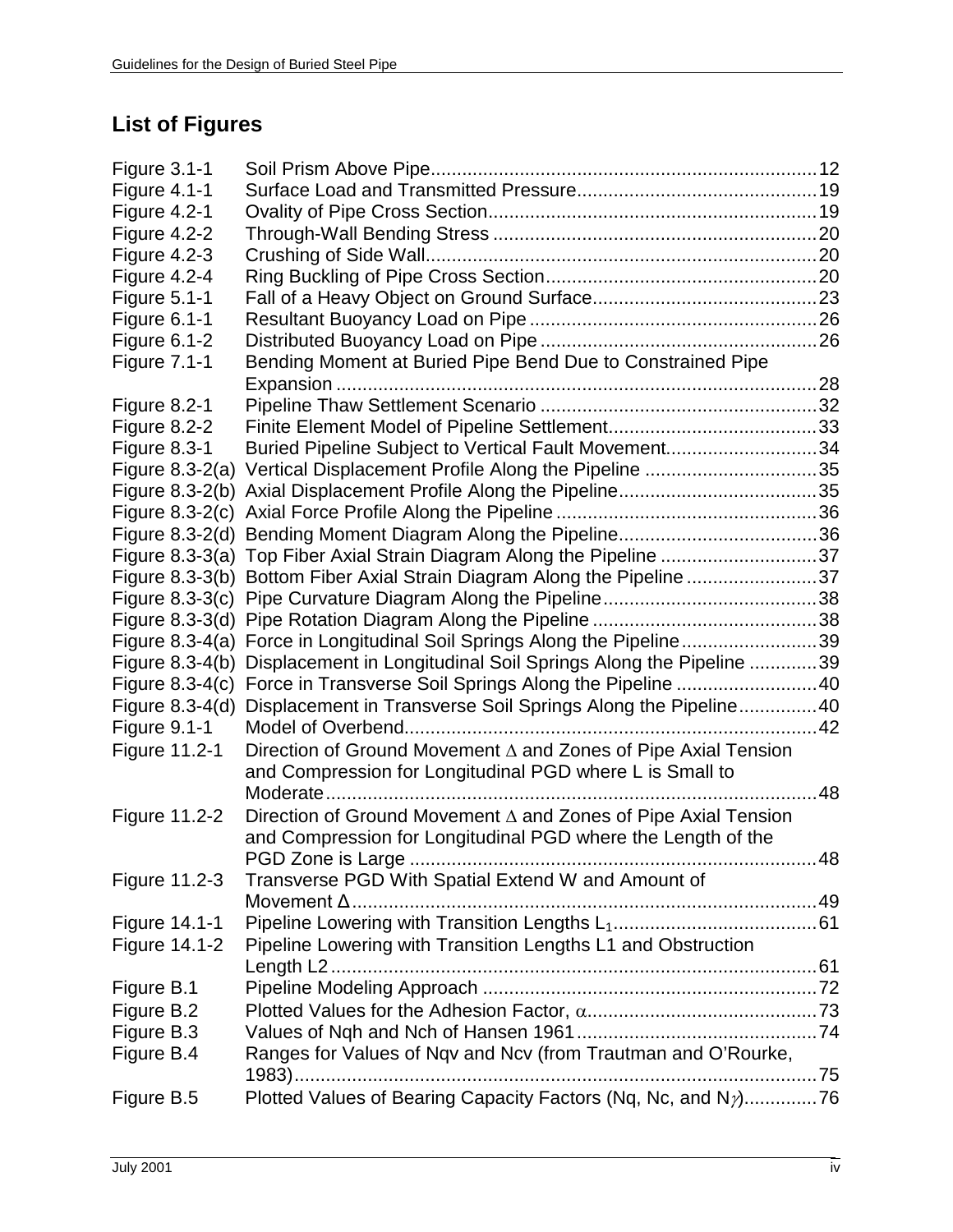## List of Figures

| | | |
|---|---|---|
| Figure 3.1-1 | Soil Prism Above Pipe | 12 |
| Figure 4.1-1 | Surface Load and Transmitted Pressure | 19 |
| Figure 4.2-1 | Ovality of Pipe Cross Section | 19 |
| Figure 4.2-2 | Through-Wall Bending Stress | 20 |
| Figure 4.2-3 | Crushing of Side Wall | 20 |
| Figure 4.2-4 | Ring Buckling of Pipe Cross Section | 20 |
| Figure 5.1-1 | Fall of a Heavy Object on Ground Surface | 23 |
| Figure 6.1-1 | Resultant Buoyancy Load on Pipe | 26 |
| Figure 6.1-2 | Distributed Buoyancy Load on Pipe | 26 |
| Figure 7.1-1 | Bending Moment at Buried Pipe Bend Due to Constrained Pipe Expansion | 28 |
| Figure 8.2-1 | Pipeline Thaw Settlement Scenario | 32 |
| Figure 8.2-2 | Finite Element Model of Pipeline Settlement | 33 |
| Figure 8.3-1 | Buried Pipeline Subject to Vertical Fault Movement | 34 |
| Figure 8.3-2(a) | Vertical Displacement Profile Along the Pipeline | 35 |
| Figure 8.3-2(b) | Axial Displacement Profile Along the Pipeline | 35 |
| Figure 8.3-2(c) | Axial Force Profile Along the Pipeline | 36 |
| Figure 8.3-2(d) | Bending Moment Diagram Along the Pipeline | 36 |
| Figure 8.3-3(a) | Top Fiber Axial Strain Diagram Along the Pipeline | 37 |
| Figure 8.3-3(b) | Bottom Fiber Axial Strain Diagram Along the Pipeline | 37 |
| Figure 8.3-3(c) | Pipe Curvature Diagram Along the Pipeline | 38 |
| Figure 8.3-3(d) | Pipe Rotation Diagram Along the Pipeline | 38 |
| Figure 8.3-4(a) | Force in Longitudinal Soil Springs Along the Pipeline | 39 |
| Figure 8.3-4(b) | Displacement in Longitudinal Soil Springs Along the Pipeline | 39 |
| Figure 8.3-4(c) | Force in Transverse Soil Springs Along the Pipeline | 40 |
| Figure 8.3-4(d) | Displacement in Transverse Soil Springs Along the Pipeline | 40 |
| Figure 9.1-1 | Model of Overbend | 42 |
| Figure 11.2-1 | Direction of Ground Movement $\Delta$ and Zones of Pipe Axial Tension and Compression for Longitudinal PGD where L is Small to Moderate | 48 |
| Figure 11.2-2 | Direction of Ground Movement $\Delta$ and Zones of Pipe Axial Tension and Compression for Longitudinal PGD where the Length of the PGD Zone is Large | 48 |
| Figure 11.2-3 | Transverse PGD With Spatial Extend W and Amount of Movement $\Delta$ | 49 |
| Figure 14.1-1 | Pipeline Lowering with Transition Lengths $L_1$ | 61 |
| Figure 14.1-2 | Pipeline Lowering with Transition Lengths L1 and Obstruction Length L2 | 61 |
| Figure B.1 | Pipeline Modeling Approach | 72 |
| Figure B.2 | Plotted Values for the Adhesion Factor, $\alpha$ | 73 |
| Figure B.3 | Values of Nqh and Nch of Hansen 1961 | 74 |
| Figure B.4 | Ranges for Values of Nqv and Ncv (from Trautman and O'Rourke, 1983) | 75 |
| Figure B.5 | Plotted Values of Bearing Capacity Factors (Nq, Nc, and $N\gamma$) | 76 |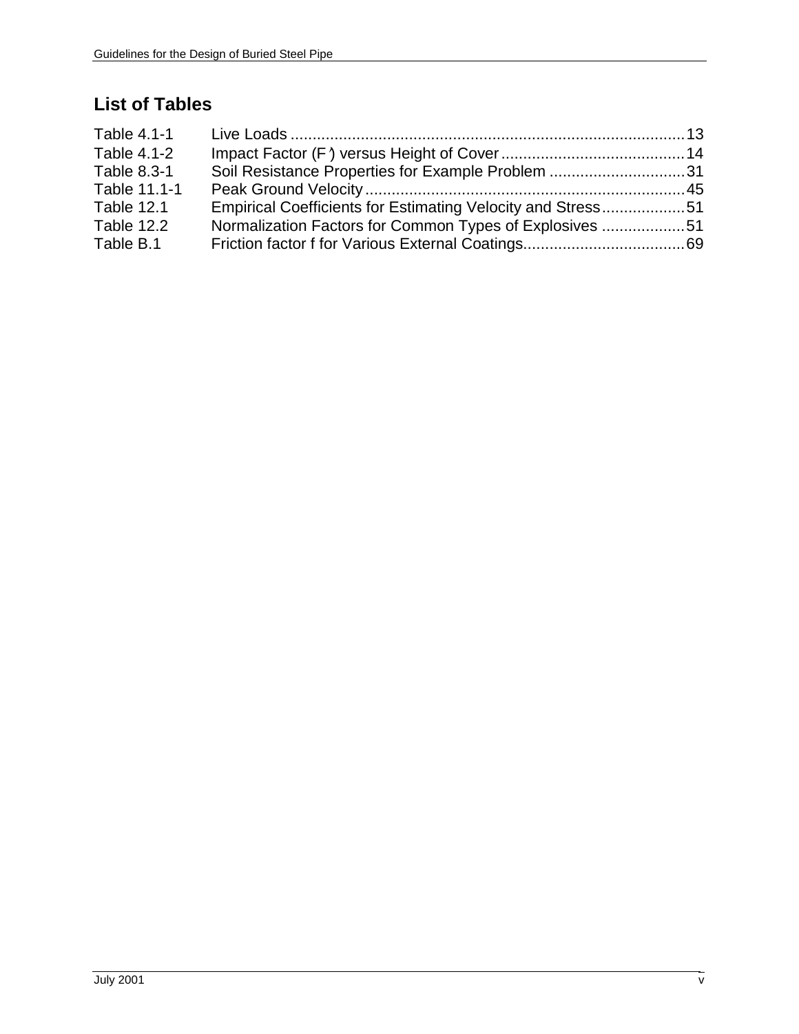## List of Tables

| | | |
|---|---|---|
| Table 4.1-1 | Live Loads | 13 |
| Table 4.1-2 | Impact Factor (F') versus Height of Cover | 14 |
| Table 8.3-1 | Soil Resistance Properties for Example Problem | 31 |
| Table 11.1-1 | Peak Ground Velocity | 45 |
| Table 12.1 | Empirical Coefficients for Estimating Velocity and Stress | 51 |
| Table 12.2 | Normalization Factors for Common Types of Explosives | 51 |
| Table B.1 | Friction factor f for Various External Coatings | 69 |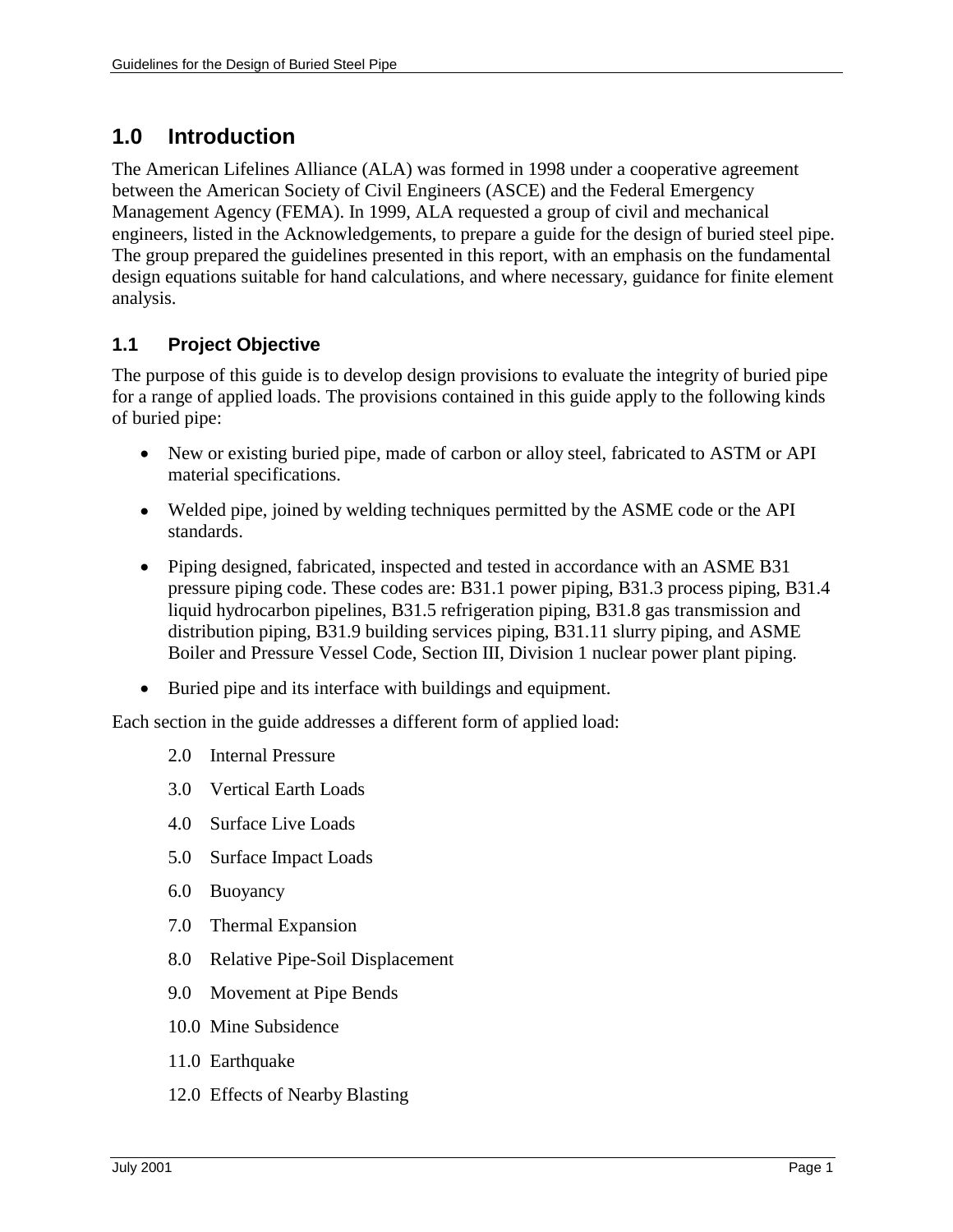# 1.0 Introduction

The American Lifelines Alliance (ALA) was formed in 1998 under a cooperative agreement between the American Society of Civil Engineers (ASCE) and the Federal Emergency Management Agency (FEMA). In 1999, ALA requested a group of civil and mechanical engineers, listed in the Acknowledgements, to prepare a guide for the design of buried steel pipe. The group prepared the guidelines presented in this report, with an emphasis on the fundamental design equations suitable for hand calculations, and where necessary, guidance for finite element analysis.

## 1.1 Project Objective

The purpose of this guide is to develop design provisions to evaluate the integrity of buried pipe for a range of applied loads. The provisions contained in this guide apply to the following kinds of buried pipe:

- New or existing buried pipe, made of carbon or alloy steel, fabricated to ASTM or API material specifications.
- Welded pipe, joined by welding techniques permitted by the ASME code or the API standards.
- Piping designed, fabricated, inspected and tested in accordance with an ASME B31 pressure piping code. These codes are: B31.1 power piping, B31.3 process piping, B31.4 liquid hydrocarbon pipelines, B31.5 refrigeration piping, B31.8 gas transmission and distribution piping, B31.9 building services piping, B31.11 slurry piping, and ASME Boiler and Pressure Vessel Code, Section III, Division 1 nuclear power plant piping.
- Buried pipe and its interface with buildings and equipment.

Each section in the guide addresses a different form of applied load:

2.0 Internal Pressure

3.0 Vertical Earth Loads

4.0 Surface Live Loads

5.0 Surface Impact Loads

6.0 Buoyancy

7.0 Thermal Expansion

8.0 Relative Pipe-Soil Displacement

9.0 Movement at Pipe Bends

10.0 Mine Subsidence

11.0 Earthquake

12.0 Effects of Nearby Blasting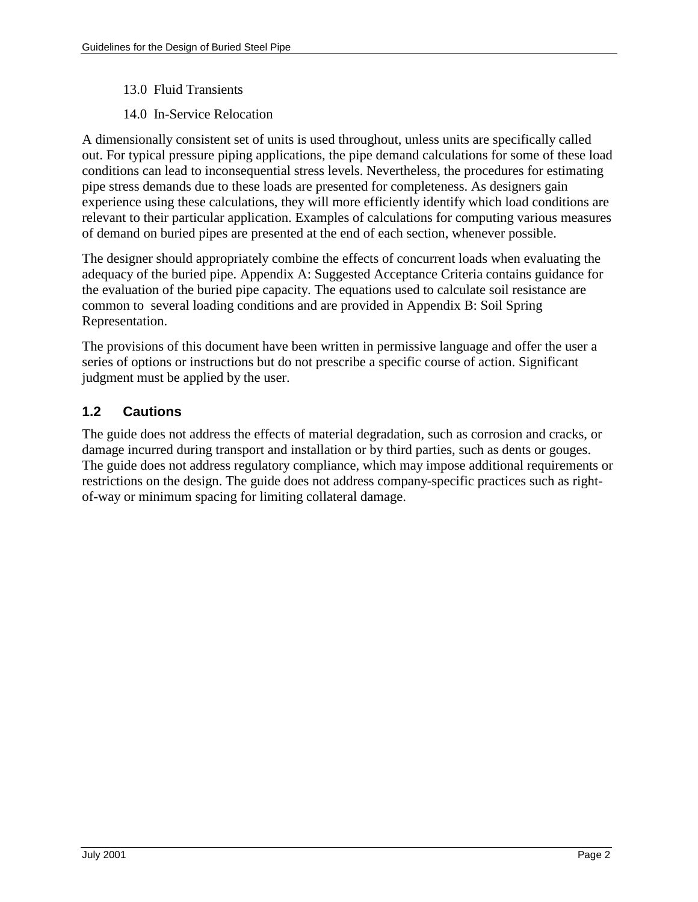13.0 Fluid Transients

14.0 In-Service Relocation

A dimensionally consistent set of units is used throughout, unless units are specifically called out. For typical pressure piping applications, the pipe demand calculations for some of these load conditions can lead to inconsequential stress levels. Nevertheless, the procedures for estimating pipe stress demands due to these loads are presented for completeness. As designers gain experience using these calculations, they will more efficiently identify which load conditions are relevant to their particular application. Examples of calculations for computing various measures of demand on buried pipes are presented at the end of each section, whenever possible.

The designer should appropriately combine the effects of concurrent loads when evaluating the adequacy of the buried pipe. Appendix A: Suggested Acceptance Criteria contains guidance for the evaluation of the buried pipe capacity. The equations used to calculate soil resistance are common to several loading conditions and are provided in Appendix B: Soil Spring Representation.

The provisions of this document have been written in permissive language and offer the user a series of options or instructions but do not prescribe a specific course of action. Significant judgment must be applied by the user.

## 1.2 Cautions

The guide does not address the effects of material degradation, such as corrosion and cracks, or damage incurred during transport and installation or by third parties, such as dents or gouges. The guide does not address regulatory compliance, which may impose additional requirements or restrictions on the design. The guide does not address company-specific practices such as right-of-way or minimum spacing for limiting collateral damage.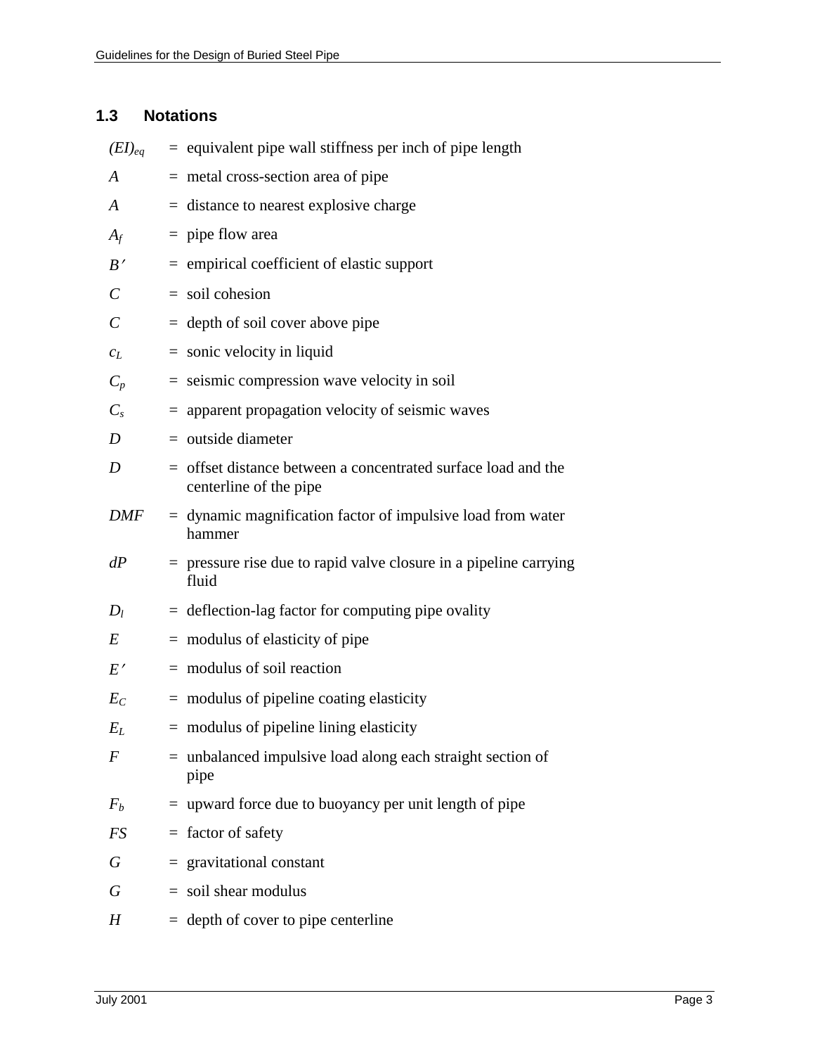## 1.3 Notations

| | | |
|---|---|---|
| $(EI)_{eq}$ | = | equivalent pipe wall stiffness per inch of pipe length |
| $A$ | = | metal cross-section area of pipe |
| $A$ | = | distance to nearest explosive charge |
| $A_f$ | = | pipe flow area |
| $B'$ | = | empirical coefficient of elastic support |
| $C$ | = | soil cohesion |
| $C$ | = | depth of soil cover above pipe |
| $c_L$ | = | sonic velocity in liquid |
| $C_p$ | = | seismic compression wave velocity in soil |
| $C_s$ | = | apparent propagation velocity of seismic waves |
| $D$ | = | outside diameter |
| $D$ | = | offset distance between a concentrated surface load and the centerline of the pipe |
| $DMF$ | = | dynamic magnification factor of impulsive load from water hammer |
| $dP$ | = | pressure rise due to rapid valve closure in a pipeline carrying fluid |
| $D_l$ | = | deflection-lag factor for computing pipe ovality |
| $E$ | = | modulus of elasticity of pipe |
| $E'$ | = | modulus of soil reaction |
| $E_C$ | = | modulus of pipeline coating elasticity |
| $E_L$ | = | modulus of pipeline lining elasticity |
| $F$ | = | unbalanced impulsive load along each straight section of pipe |
| $F_b$ | = | upward force due to buoyancy per unit length of pipe |
| $FS$ | = | factor of safety |
| $G$ | = | gravitational constant |
| $G$ | = | soil shear modulus |
| $H$ | = | depth of cover to pipe centerline |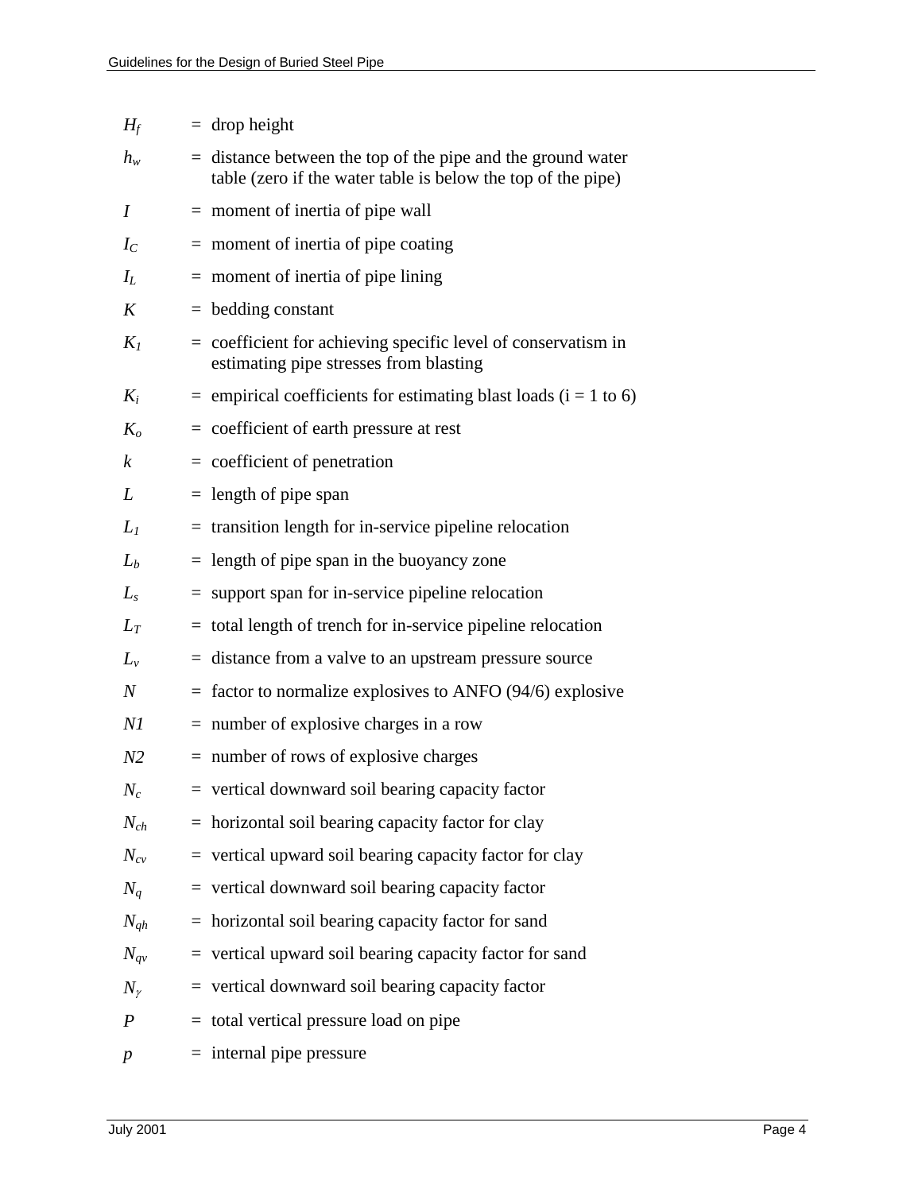$H_f$ = drop height

$h_w$ = distance between the top of the pipe and the ground water table (zero if the water table is below the top of the pipe)

$I$ = moment of inertia of pipe wall

$I_C$ = moment of inertia of pipe coating

$I_L$ = moment of inertia of pipe lining

$K$ = bedding constant

$K_1$ = coefficient for achieving specific level of conservatism in estimating pipe stresses from blasting

$K_i$ = empirical coefficients for estimating blast loads (i = 1 to 6)

$K_o$ = coefficient of earth pressure at rest

$k$ = coefficient of penetration

$L$ = length of pipe span

$L_1$ = transition length for in-service pipeline relocation

$L_b$ = length of pipe span in the buoyancy zone

$L_s$ = support span for in-service pipeline relocation

$L_T$ = total length of trench for in-service pipeline relocation

$L_v$ = distance from a valve to an upstream pressure source

$N$ = factor to normalize explosives to ANFO (94/6) explosive

$N1$ = number of explosive charges in a row

$N2$ = number of rows of explosive charges

$N_c$ = vertical downward soil bearing capacity factor

$N_{ch}$ = horizontal soil bearing capacity factor for clay

$N_{cv}$ = vertical upward soil bearing capacity factor for clay

$N_q$ = vertical downward soil bearing capacity factor

$N_{qh}$ = horizontal soil bearing capacity factor for sand

$N_{qv}$ = vertical upward soil bearing capacity factor for sand

$N_\gamma$ = vertical downward soil bearing capacity factor

$P$ = total vertical pressure load on pipe

$p$ = internal pipe pressure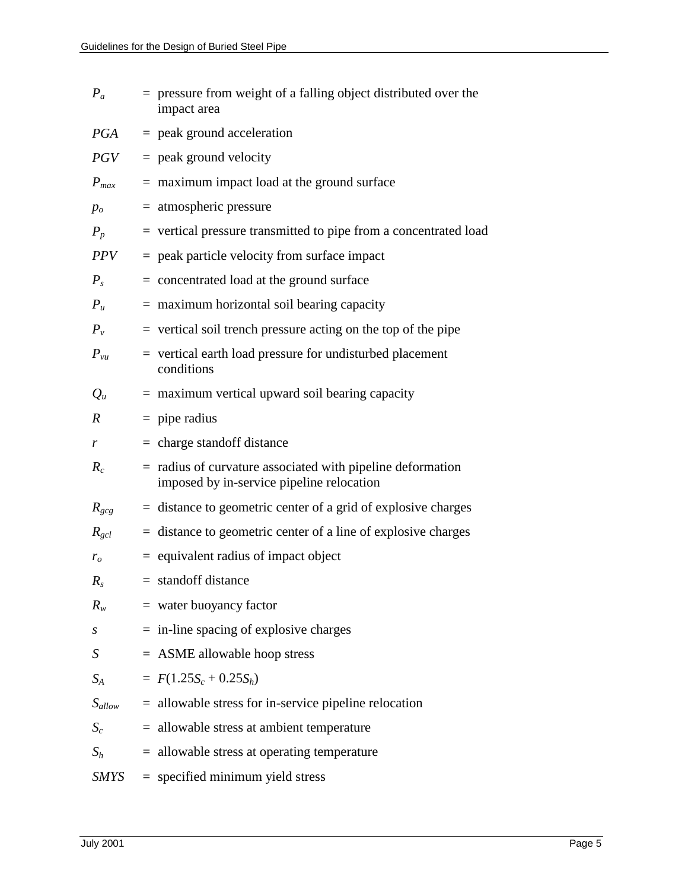| | | |
|---|---|---|
| $P_a$ | = | pressure from weight of a falling object distributed over the impact area |
| $PGA$ | = | peak ground acceleration |
| $PGV$ | = | peak ground velocity |
| $P_{max}$ | = | maximum impact load at the ground surface |
| $p_o$ | = | atmospheric pressure |
| $P_p$ | = | vertical pressure transmitted to pipe from a concentrated load |
| $PPV$ | = | peak particle velocity from surface impact |
| $P_s$ | = | concentrated load at the ground surface |
| $P_u$ | = | maximum horizontal soil bearing capacity |
| $P_v$ | = | vertical soil trench pressure acting on the top of the pipe |
| $P_{vu}$ | = | vertical earth load pressure for undisturbed placement conditions |
| $Q_u$ | = | maximum vertical upward soil bearing capacity |
| $R$ | = | pipe radius |
| $r$ | = | charge standoff distance |
| $R_c$ | = | radius of curvature associated with pipeline deformation imposed by in-service pipeline relocation |
| $R_{gcg}$ | = | distance to geometric center of a grid of explosive charges |
| $R_{gcl}$ | = | distance to geometric center of a line of explosive charges |
| $r_o$ | = | equivalent radius of impact object |
| $R_s$ | = | standoff distance |
| $R_w$ | = | water buoyancy factor |
| $s$ | = | in-line spacing of explosive charges |
| $S$ | = | ASME allowable hoop stress |
| $S_A$ | = | $F(1.25S_c + 0.25S_h)$ |
| $S_{allow}$ | = | allowable stress for in-service pipeline relocation |
| $S_c$ | = | allowable stress at ambient temperature |
| $S_h$ | = | allowable stress at operating temperature |
| $SMYS$ | = | specified minimum yield stress |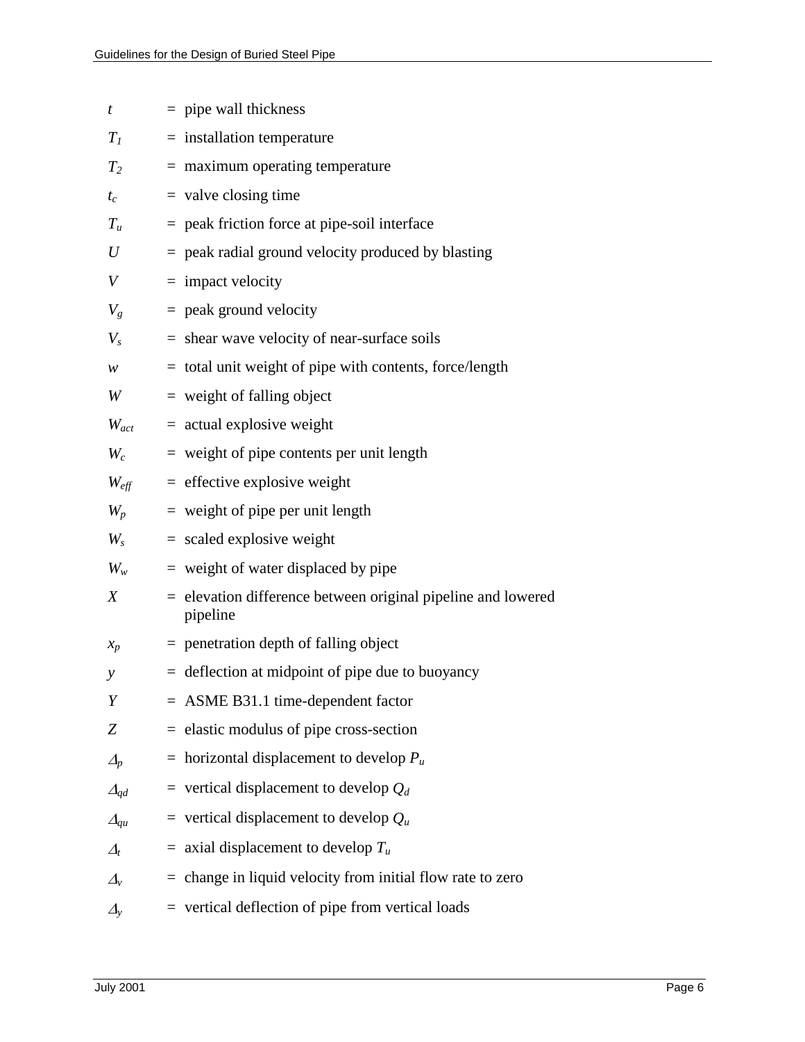| | | |
|---|---|---|
| $t$ | = | pipe wall thickness |
| $T_1$ | = | installation temperature |
| $T_2$ | = | maximum operating temperature |
| $t_c$ | = | valve closing time |
| $T_u$ | = | peak friction force at pipe-soil interface |
| $U$ | = | peak radial ground velocity produced by blasting |
| $V$ | = | impact velocity |
| $V_g$ | = | peak ground velocity |
| $V_s$ | = | shear wave velocity of near-surface soils |
| $w$ | = | total unit weight of pipe with contents, force/length |
| $W$ | = | weight of falling object |
| $W_{act}$ | = | actual explosive weight |
| $W_c$ | = | weight of pipe contents per unit length |
| $W_{eff}$ | = | effective explosive weight |
| $W_p$ | = | weight of pipe per unit length |
| $W_s$ | = | scaled explosive weight |
| $W_w$ | = | weight of water displaced by pipe |
| $X$ | = | elevation difference between original pipeline and lowered pipeline |
| $x_p$ | = | penetration depth of falling object |
| $y$ | = | deflection at midpoint of pipe due to buoyancy |
| $Y$ | = | ASME B31.1 time-dependent factor |
| $Z$ | = | elastic modulus of pipe cross-section |
| $\Delta_p$ | = | horizontal displacement to develop $P_u$ |
| $\Delta_{qd}$ | = | vertical displacement to develop $Q_d$ |
| $\Delta_{qu}$ | = | vertical displacement to develop $Q_u$ |
| $\Delta_t$ | = | axial displacement to develop $T_u$ |
| $\Delta_v$ | = | change in liquid velocity from initial flow rate to zero |
| $\Delta_y$ | = | vertical deflection of pipe from vertical loads |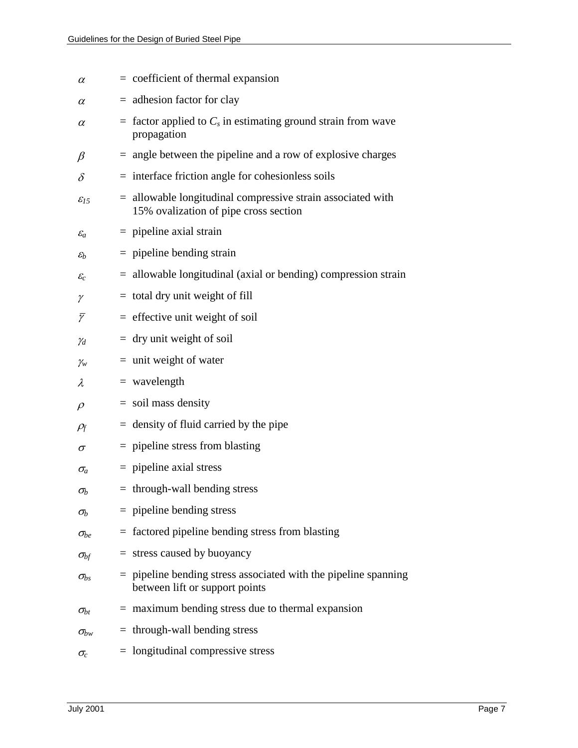$\alpha$ = coefficient of thermal expansion

$\alpha$ = adhesion factor for clay

$\alpha$ = factor applied to $C_s$ in estimating ground strain from wave propagation

$\beta$ = angle between the pipeline and a row of explosive charges

$\delta$ = interface friction angle for cohesionless soils

$\varepsilon_{15}$ = allowable longitudinal compressive strain associated with 15% ovalization of pipe cross section

$\varepsilon_a$ = pipeline axial strain

$\varepsilon_b$ = pipeline bending strain

$\varepsilon_c$ = allowable longitudinal (axial or bending) compression strain

$\gamma$ = total dry unit weight of fill

$\bar{\gamma}$ = effective unit weight of soil

$\gamma_d$ = dry unit weight of soil

$\gamma_w$ = unit weight of water

$\lambda$ = wavelength

$\rho$ = soil mass density

$\rho_f$ = density of fluid carried by the pipe

$\sigma$ = pipeline stress from blasting

$\sigma_a$ = pipeline axial stress

$\sigma_b$ = through-wall bending stress

$\sigma_b$ = pipeline bending stress

$\sigma_{be}$ = factored pipeline bending stress from blasting

$\sigma_{bf}$ = stress caused by buoyancy

$\sigma_{bs}$ = pipeline bending stress associated with the pipeline spanning between lift or support points

$\sigma_{bt}$ = maximum bending stress due to thermal expansion

$\sigma_{bw}$ = through-wall bending stress

$\sigma_c$ = longitudinal compressive stress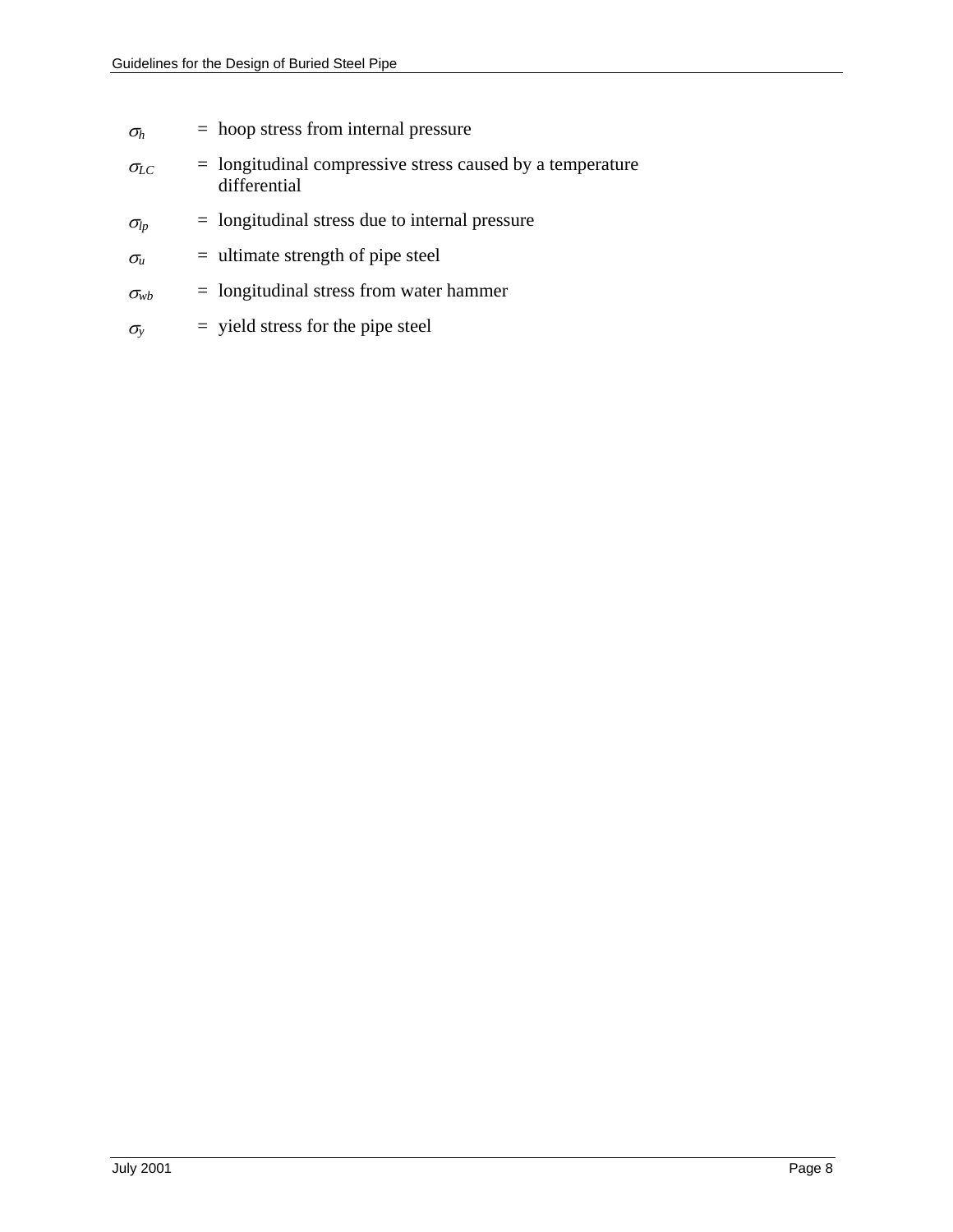$\sigma_h$ = hoop stress from internal pressure

$\sigma_{LC}$ = longitudinal compressive stress caused by a temperature differential

$\sigma_{lp}$ = longitudinal stress due to internal pressure

$\sigma_u$ = ultimate strength of pipe steel

$\sigma_{wb}$ = longitudinal stress from water hammer

$\sigma_y$ = yield stress for the pipe steel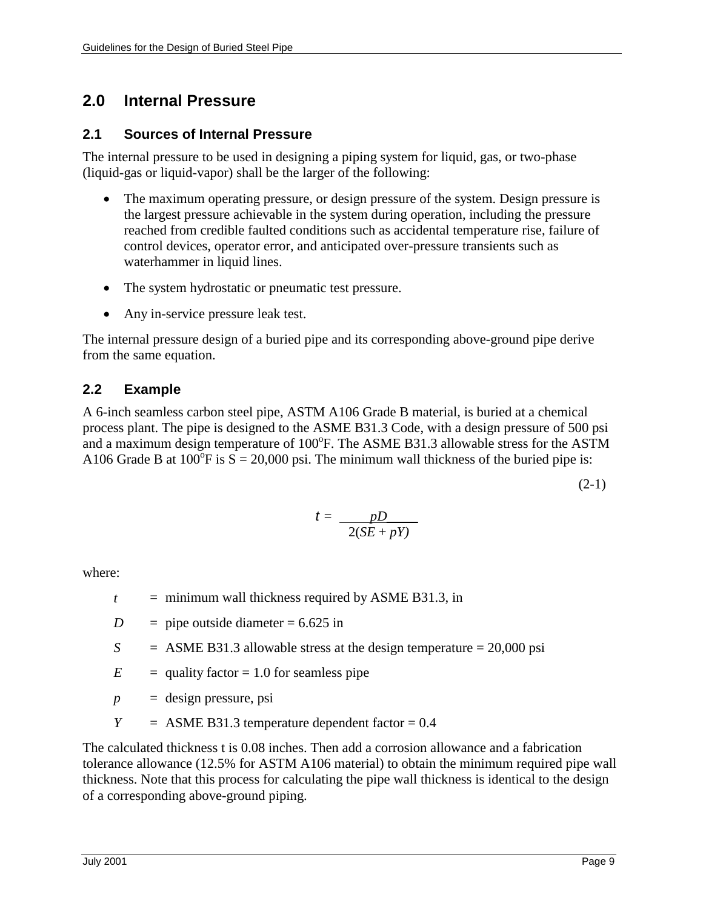## 2.0 Internal Pressure

### 2.1 Sources of Internal Pressure

The internal pressure to be used in designing a piping system for liquid, gas, or two-phase (liquid-gas or liquid-vapor) shall be the larger of the following:

- The maximum operating pressure, or design pressure of the system. Design pressure is the largest pressure achievable in the system during operation, including the pressure reached from credible faulted conditions such as accidental temperature rise, failure of control devices, operator error, and anticipated over-pressure transients such as waterhammer in liquid lines.
- The system hydrostatic or pneumatic test pressure.
- Any in-service pressure leak test.

The internal pressure design of a buried pipe and its corresponding above-ground pipe derive from the same equation.

### 2.2 Example

A 6-inch seamless carbon steel pipe, ASTM A106 Grade B material, is buried at a chemical process plant. The pipe is designed to the ASME B31.3 Code, with a design pressure of 500 psi and a maximum design temperature of 100°F. The ASME B31.3 allowable stress for the ASTM A106 Grade B at 100°F is S = 20,000 psi. The minimum wall thickness of the buried pipe is:

$$t = \frac{pD}{2(SE + pY)} \tag{2-1}$$

where:

$t$ = minimum wall thickness required by ASME B31.3, in

$D$ = pipe outside diameter = 6.625 in

$S$ = ASME B31.3 allowable stress at the design temperature = 20,000 psi

$E$ = quality factor = 1.0 for seamless pipe

$p$ = design pressure, psi

$Y$ = ASME B31.3 temperature dependent factor = 0.4

The calculated thickness t is 0.08 inches. Then add a corrosion allowance and a fabrication tolerance allowance (12.5% for ASTM A106 material) to obtain the minimum required pipe wall thickness. Note that this process for calculating the pipe wall thickness is identical to the design of a corresponding above-ground piping.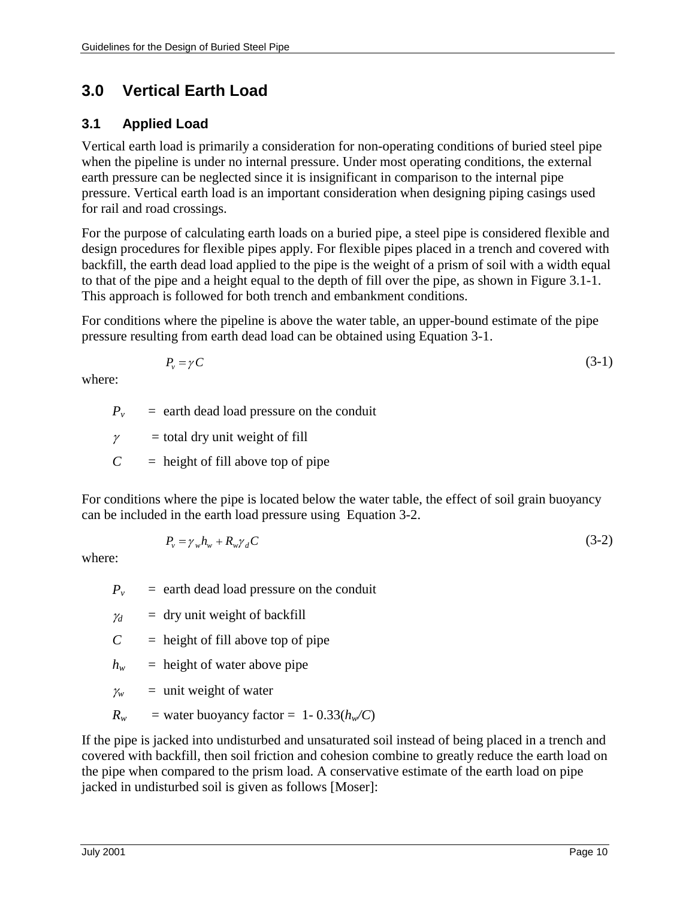## 3.0 Vertical Earth Load

### 3.1 Applied Load

Vertical earth load is primarily a consideration for non-operating conditions of buried steel pipe when the pipeline is under no internal pressure. Under most operating conditions, the external earth pressure can be neglected since it is insignificant in comparison to the internal pipe pressure. Vertical earth load is an important consideration when designing piping casings used for rail and road crossings.

For the purpose of calculating earth loads on a buried pipe, a steel pipe is considered flexible and design procedures for flexible pipes apply. For flexible pipes placed in a trench and covered with backfill, the earth dead load applied to the pipe is the weight of a prism of soil with a width equal to that of the pipe and a height equal to the depth of fill over the pipe, as shown in Figure 3.1-1. This approach is followed for both trench and embankment conditions.

For conditions where the pipeline is above the water table, an upper-bound estimate of the pipe pressure resulting from earth dead load can be obtained using Equation 3-1.

$$P_v = \gamma C \tag{3-1}$$

where:

- $P_v$ = earth dead load pressure on the conduit
- $\gamma$ = total dry unit weight of fill
- $C$ = height of fill above top of pipe

For conditions where the pipe is located below the water table, the effect of soil grain buoyancy can be included in the earth load pressure using Equation 3-2.

$$P_v = \gamma_w h_w + R_w \gamma_d C \tag{3-2}$$

where:

- $P_v$ = earth dead load pressure on the conduit
- $\gamma_d$ = dry unit weight of backfill
- $C$ = height of fill above top of pipe
- $h_w$ = height of water above pipe
- $\gamma_w$ = unit weight of water
- $R_w$ = water buoyancy factor = $1 - 0.33(h_w/C)$

If the pipe is jacked into undisturbed and unsaturated soil instead of being placed in a trench and covered with backfill, then soil friction and cohesion combine to greatly reduce the earth load on the pipe when compared to the prism load. A conservative estimate of the earth load on pipe jacked in undisturbed soil is given as follows [Moser]: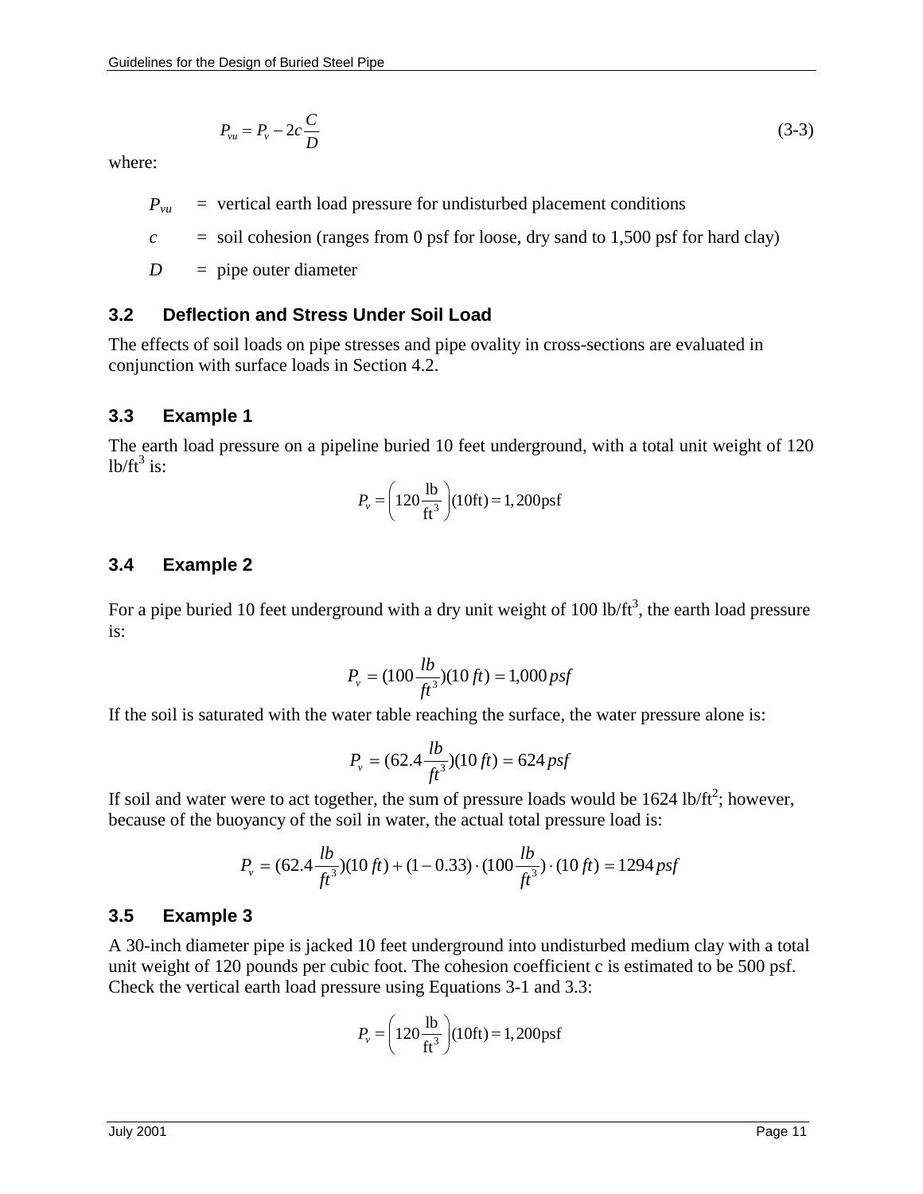$$P_{vu} = P_v - 2c\frac{C}{D} \tag{3-3}$$

where:

$P_{vu}$ = vertical earth load pressure for undisturbed placement conditions

$c$ = soil cohesion (ranges from 0 psf for loose, dry sand to 1,500 psf for hard clay)

$D$ = pipe outer diameter

## 3.2 Deflection and Stress Under Soil Load

The effects of soil loads on pipe stresses and pipe ovality in cross-sections are evaluated in conjunction with surface loads in Section 4.2.

## 3.3 Example 1

The earth load pressure on a pipeline buried 10 feet underground, with a total unit weight of 120 lb/ft$^3$ is:

$$P_v = \left(120\frac{\text{lb}}{\text{ft}^3}\right)(10\text{ft}) = 1,200\text{psf}$$

## 3.4 Example 2

For a pipe buried 10 feet underground with a dry unit weight of 100 lb/ft$^3$, the earth load pressure is:

$$P_v = (100\frac{lb}{ft^3})(10\,ft) = 1{,}000\,psf$$

If the soil is saturated with the water table reaching the surface, the water pressure alone is:

$$P_v = (62.4\frac{lb}{ft^3})(10\,ft) = 624\,psf$$

If soil and water were to act together, the sum of pressure loads would be 1624 lb/ft$^2$; however, because of the buoyancy of the soil in water, the actual total pressure load is:

$$P_v = (62.4\frac{lb}{ft^3})(10\,ft) + (1-0.33)\cdot(100\frac{lb}{ft^3})\cdot(10\,ft) = 1294\,psf$$

## 3.5 Example 3

A 30-inch diameter pipe is jacked 10 feet underground into undisturbed medium clay with a total unit weight of 120 pounds per cubic foot. The cohesion coefficient c is estimated to be 500 psf. Check the vertical earth load pressure using Equations 3-1 and 3.3:

$$P_v = \left(120\frac{\text{lb}}{\text{ft}^3}\right)(10\text{ft}) = 1,200\text{psf}$$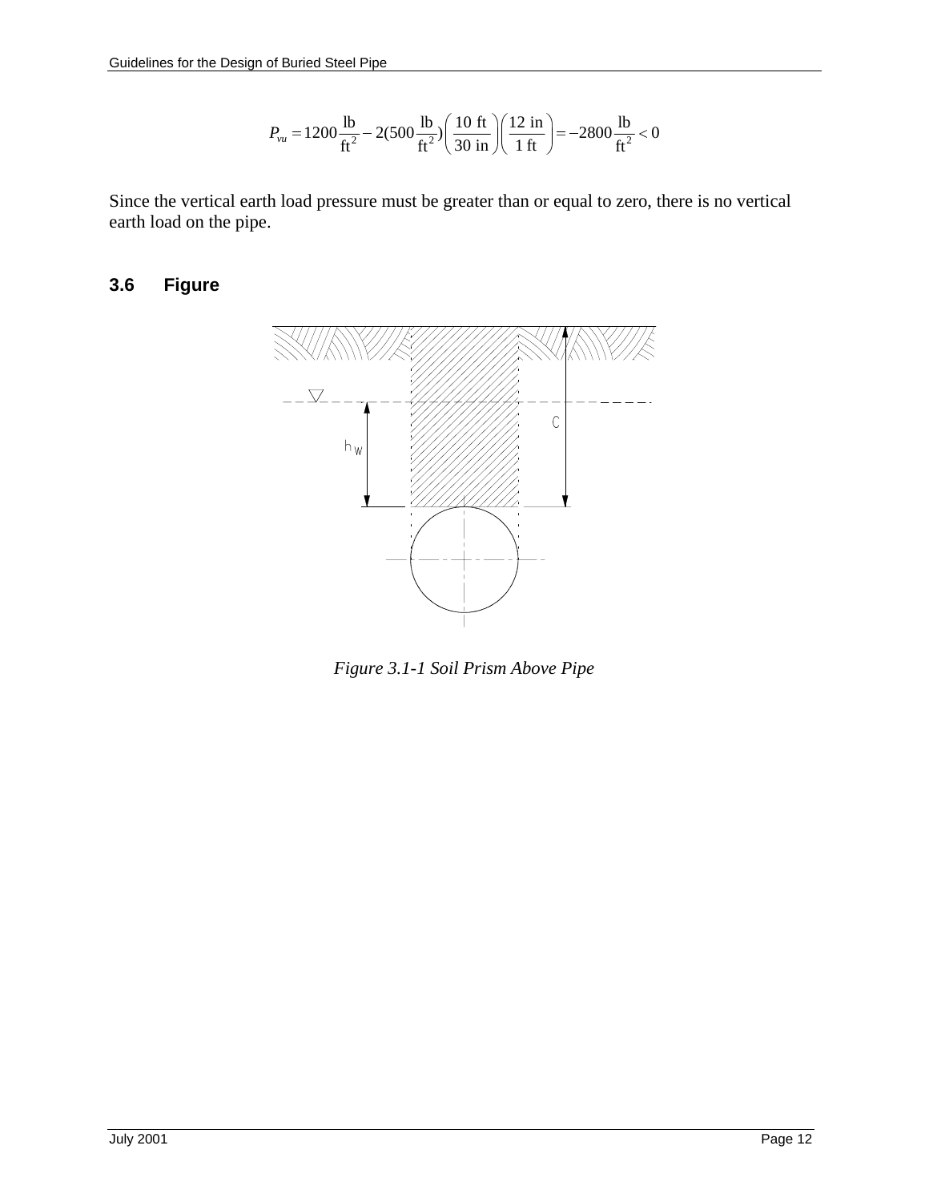$$P_{vu} = 1200\frac{\text{lb}}{\text{ft}^2} - 2(500\frac{\text{lb}}{\text{ft}^2})\left(\frac{10\text{ ft}}{30\text{ in}}\right)\left(\frac{12\text{ in}}{1\text{ ft}}\right) = -2800\frac{\text{lb}}{\text{ft}^2} < 0$$

Since the vertical earth load pressure must be greater than or equal to zero, there is no vertical earth load on the pipe.

## 3.6 Figure

*Figure 3.1-1 Soil Prism Above Pipe*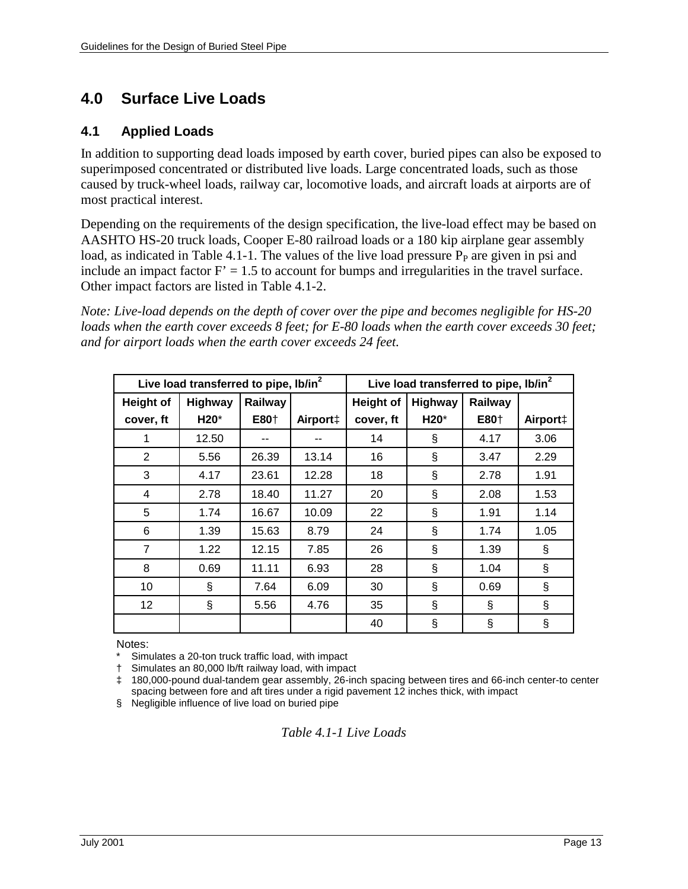# 4.0 Surface Live Loads

## 4.1 Applied Loads

In addition to supporting dead loads imposed by earth cover, buried pipes can also be exposed to superimposed concentrated or distributed live loads. Large concentrated loads, such as those caused by truck-wheel loads, railway car, locomotive loads, and aircraft loads at airports are of most practical interest.

Depending on the requirements of the design specification, the live-load effect may be based on AASHTO HS-20 truck loads, Cooper E-80 railroad loads or a 180 kip airplane gear assembly load, as indicated in Table 4.1-1. The values of the live load pressure $P_P$ are given in psi and include an impact factor F' = 1.5 to account for bumps and irregularities in the travel surface. Other impact factors are listed in Table 4.1-2.

*Note: Live-load depends on the depth of cover over the pipe and becomes negligible for HS-20 loads when the earth cover exceeds 8 feet; for E-80 loads when the earth cover exceeds 30 feet; and for airport loads when the earth cover exceeds 24 feet.*

| Live load transferred to pipe, lb/in² | | | | Live load transferred to pipe, lb/in² | | | |
|---|---|---|---|---|---|---|---|
| Height of cover, ft | Highway H20* | Railway E80† | Airport‡ | Height of cover, ft | Highway H20* | Railway E80† | Airport‡ |
| 1 | 12.50 | -- | -- | 14 | § | 4.17 | 3.06 |
| 2 | 5.56 | 26.39 | 13.14 | 16 | § | 3.47 | 2.29 |
| 3 | 4.17 | 23.61 | 12.28 | 18 | § | 2.78 | 1.91 |
| 4 | 2.78 | 18.40 | 11.27 | 20 | § | 2.08 | 1.53 |
| 5 | 1.74 | 16.67 | 10.09 | 22 | § | 1.91 | 1.14 |
| 6 | 1.39 | 15.63 | 8.79 | 24 | § | 1.74 | 1.05 |
| 7 | 1.22 | 12.15 | 7.85 | 26 | § | 1.39 | § |
| 8 | 0.69 | 11.11 | 6.93 | 28 | § | 1.04 | § |
| 10 | § | 7.64 | 6.09 | 30 | § | 0.69 | § |
| 12 | § | 5.56 | 4.76 | 35 | § | § | § |
| | | | | 40 | § | § | § |

Notes:

\* Simulates a 20-ton truck traffic load, with impact

† Simulates an 80,000 lb/ft railway load, with impact

‡ 180,000-pound dual-tandem gear assembly, 26-inch spacing between tires and 66-inch center-to center spacing between fore and aft tires under a rigid pavement 12 inches thick, with impact

§ Negligible influence of live load on buried pipe

*Table 4.1-1 Live Loads*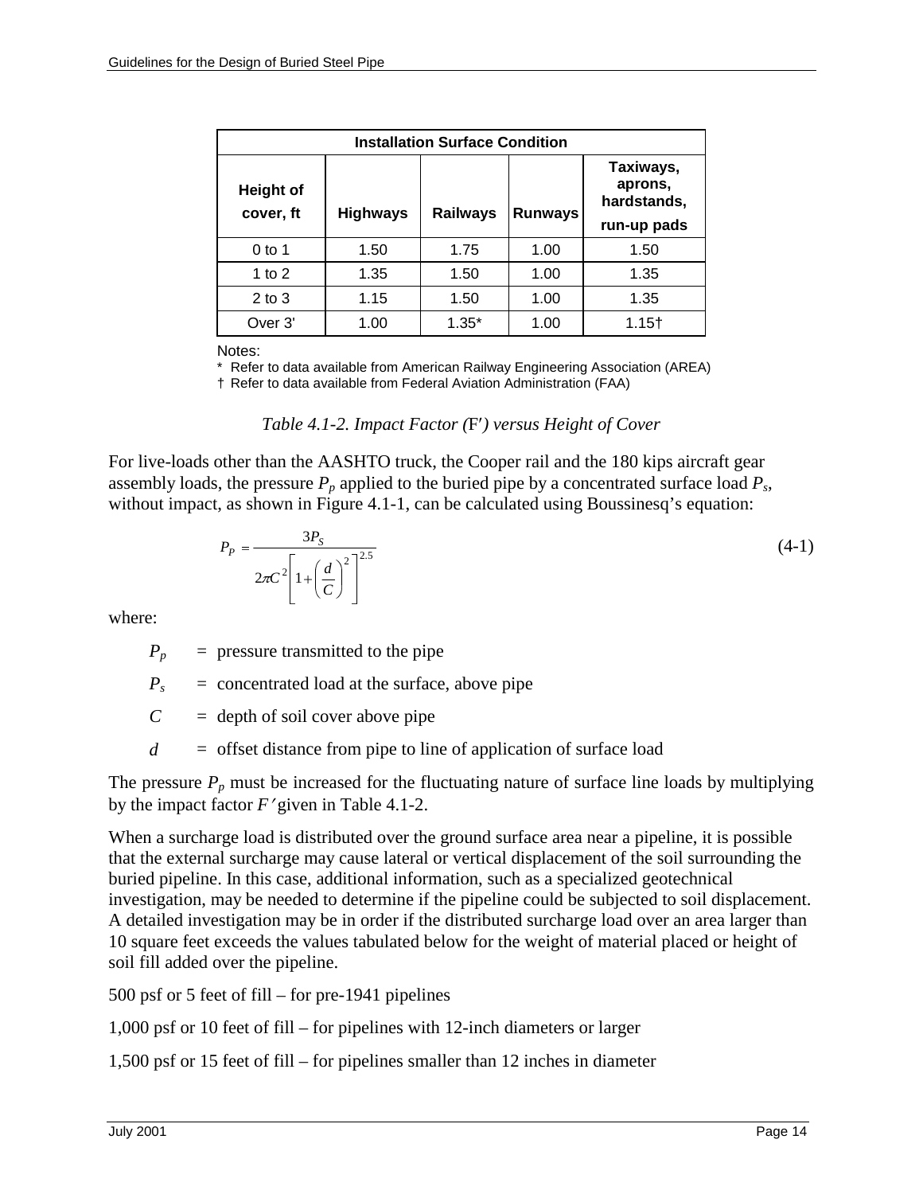| Installation Surface Condition | | | | |
|---|---|---|---|---|
| Height of cover, ft | Highways | Railways | Runways | Taxiways, aprons, hardstands, run-up pads |
| 0 to 1 | 1.50 | 1.75 | 1.00 | 1.50 |
| 1 to 2 | 1.35 | 1.50 | 1.00 | 1.35 |
| 2 to 3 | 1.15 | 1.50 | 1.00 | 1.35 |
| Over 3' | 1.00 | 1.35* | 1.00 | 1.15† |

Notes:

\* Refer to data available from American Railway Engineering Association (AREA)

† Refer to data available from Federal Aviation Administration (FAA)

*Table 4.1-2. Impact Factor ($F'$) versus Height of Cover*

For live-loads other than the AASHTO truck, the Cooper rail and the 180 kips aircraft gear assembly loads, the pressure $P_p$ applied to the buried pipe by a concentrated surface load $P_s$, without impact, as shown in Figure 4.1-1, can be calculated using Boussinesq's equation:

$$P_P = \frac{3P_S}{2\pi C^2\left[1+\left(\frac{d}{C}\right)^2\right]^{2.5}} \tag{4-1}$$

where:

- $P_p$ = pressure transmitted to the pipe
- $P_s$ = concentrated load at the surface, above pipe
- $C$ = depth of soil cover above pipe
- $d$ = offset distance from pipe to line of application of surface load

The pressure $P_p$ must be increased for the fluctuating nature of surface line loads by multiplying by the impact factor $F'$ given in Table 4.1-2.

When a surcharge load is distributed over the ground surface area near a pipeline, it is possible that the external surcharge may cause lateral or vertical displacement of the soil surrounding the buried pipeline. In this case, additional information, such as a specialized geotechnical investigation, may be needed to determine if the pipeline could be subjected to soil displacement. A detailed investigation may be in order if the distributed surcharge load over an area larger than 10 square feet exceeds the values tabulated below for the weight of material placed or height of soil fill added over the pipeline.

500 psf or 5 feet of fill – for pre-1941 pipelines

1,000 psf or 10 feet of fill – for pipelines with 12-inch diameters or larger

1,500 psf or 15 feet of fill – for pipelines smaller than 12 inches in diameter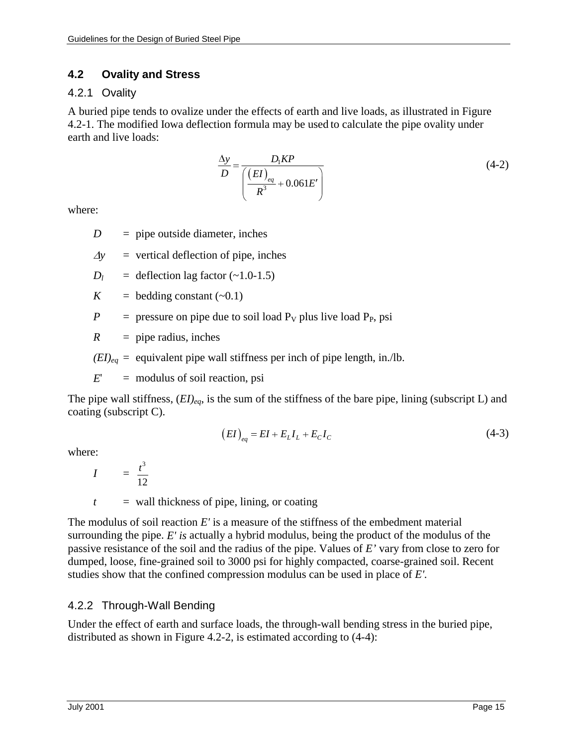## 4.2 Ovality and Stress

### 4.2.1 Ovality

A buried pipe tends to ovalize under the effects of earth and live loads, as illustrated in Figure 4.2-1. The modified Iowa deflection formula may be used to calculate the pipe ovality under earth and live loads:

$$\frac{\Delta y}{D} = \frac{D_l K P}{\left( \frac{(EI)_{eq}}{R^3} + 0.061 E' \right)} \tag{4-2}$$

where:

$D$ = pipe outside diameter, inches

$\Delta y$ = vertical deflection of pipe, inches

$D_l$ = deflection lag factor (~1.0-1.5)

$K$ = bedding constant (~0.1)

$P$ = pressure on pipe due to soil load $P_V$ plus live load $P_P$, psi

$R$ = pipe radius, inches

$(EI)_{eq}$ = equivalent pipe wall stiffness per inch of pipe length, in./lb.

$E'$ = modulus of soil reaction, psi

The pipe wall stiffness, $(EI)_{eq}$, is the sum of the stiffness of the bare pipe, lining (subscript L) and coating (subscript C).

$$(EI)_{eq} = EI + E_L I_L + E_C I_C \tag{4-3}$$

where:

$I$ = $\frac{t^3}{12}$

$t$ = wall thickness of pipe, lining, or coating

The modulus of soil reaction $E'$ is a measure of the stiffness of the embedment material surrounding the pipe. $E'$ *is* actually a hybrid modulus, being the product of the modulus of the passive resistance of the soil and the radius of the pipe. Values of $E'$ vary from close to zero for dumped, loose, fine-grained soil to 3000 psi for highly compacted, coarse-grained soil. Recent studies show that the confined compression modulus can be used in place of $E'$.

### 4.2.2 Through-Wall Bending

Under the effect of earth and surface loads, the through-wall bending stress in the buried pipe, distributed as shown in Figure 4.2-2, is estimated according to (4-4):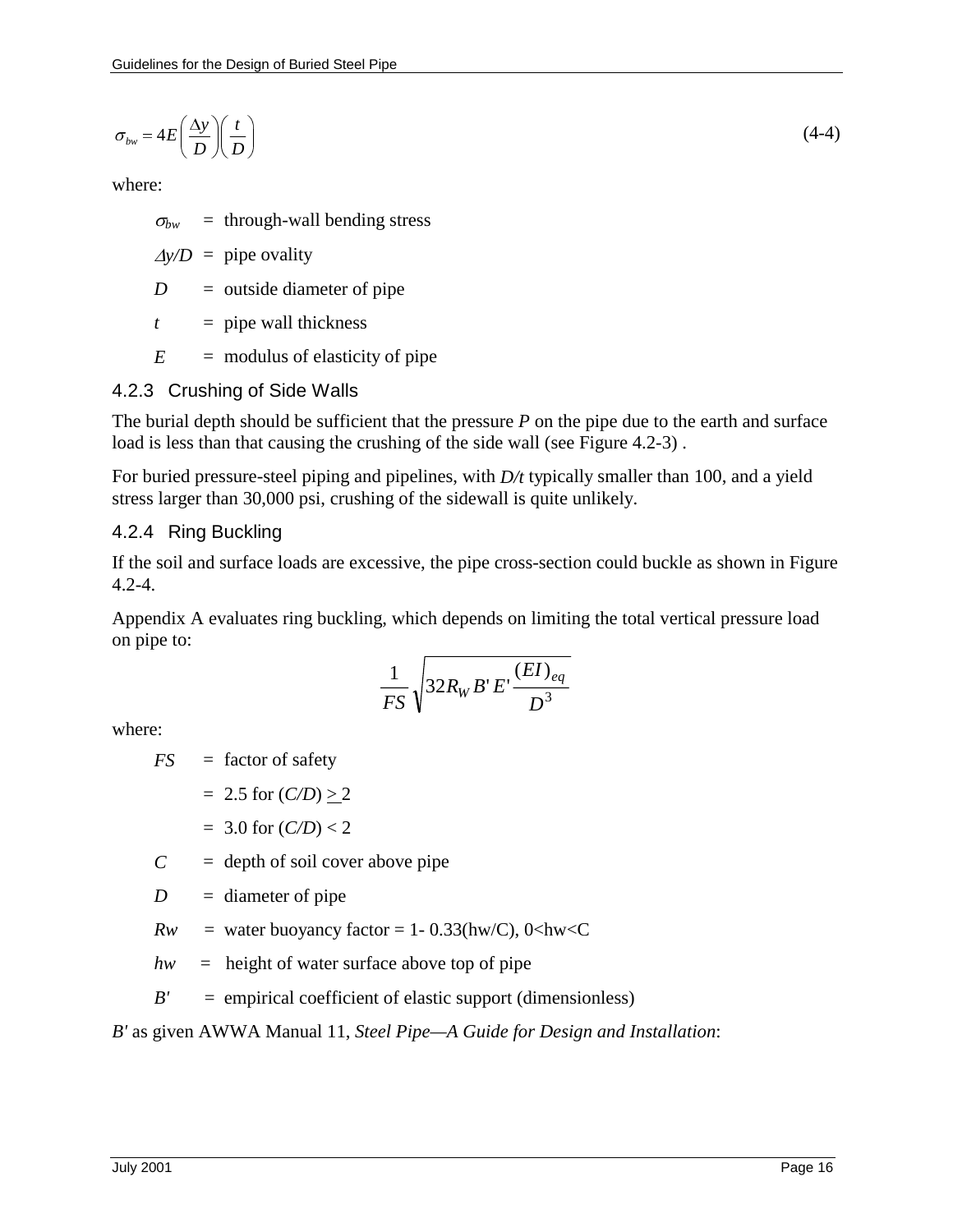$$\sigma_{bw} = 4E\left(\frac{\Delta y}{D}\right)\left(\frac{t}{D}\right) \tag{4-4}$$

where:

$\sigma_{bw}$ = through-wall bending stress

$\Delta y/D$ = pipe ovality

$D$ = outside diameter of pipe

$t$ = pipe wall thickness

$E$ = modulus of elasticity of pipe

### 4.2.3 Crushing of Side Walls

The burial depth should be sufficient that the pressure $P$ on the pipe due to the earth and surface load is less than that causing the crushing of the side wall (see Figure 4.2-3) .

For buried pressure-steel piping and pipelines, with $D/t$ typically smaller than 100, and a yield stress larger than 30,000 psi, crushing of the sidewall is quite unlikely.

### 4.2.4 Ring Buckling

If the soil and surface loads are excessive, the pipe cross-section could buckle as shown in Figure 4.2-4.

Appendix A evaluates ring buckling, which depends on limiting the total vertical pressure load on pipe to:

$$\frac{1}{FS}\sqrt{32 R_W B' E' \frac{(EI)_{eq}}{D^3}}$$

where:

$FS$ = factor of safety

= 2.5 for $(C/D) \geq 2$

= 3.0 for $(C/D) < 2$

$C$ = depth of soil cover above pipe

$D$ = diameter of pipe

$Rw$ = water buoyancy factor = $1 - 0.33(hw/C)$, $0<hw<C$

$hw$ = height of water surface above top of pipe

$B'$ = empirical coefficient of elastic support (dimensionless)

$B'$ as given AWWA Manual 11, *Steel Pipe—A Guide for Design and Installation*: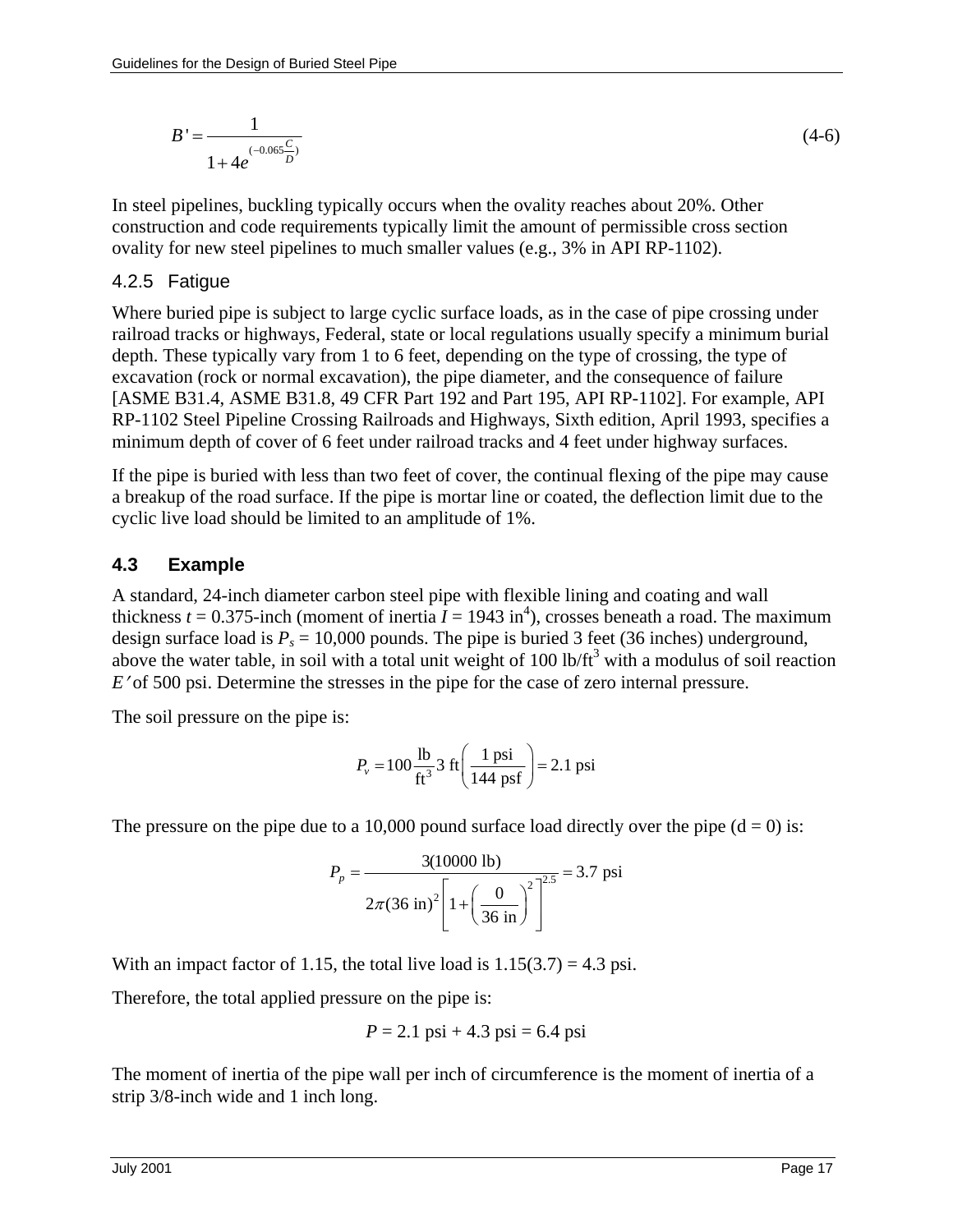$$B' = \frac{1}{1 + 4e^{(-0.065\frac{C}{D})}} \tag{4-6}$$

In steel pipelines, buckling typically occurs when the ovality reaches about 20%. Other construction and code requirements typically limit the amount of permissible cross section ovality for new steel pipelines to much smaller values (e.g., 3% in API RP-1102).

### 4.2.5 Fatigue

Where buried pipe is subject to large cyclic surface loads, as in the case of pipe crossing under railroad tracks or highways, Federal, state or local regulations usually specify a minimum burial depth. These typically vary from 1 to 6 feet, depending on the type of crossing, the type of excavation (rock or normal excavation), the pipe diameter, and the consequence of failure [ASME B31.4, ASME B31.8, 49 CFR Part 192 and Part 195, API RP-1102]. For example, API RP-1102 Steel Pipeline Crossing Railroads and Highways, Sixth edition, April 1993, specifies a minimum depth of cover of 6 feet under railroad tracks and 4 feet under highway surfaces.

If the pipe is buried with less than two feet of cover, the continual flexing of the pipe may cause a breakup of the road surface. If the pipe is mortar line or coated, the deflection limit due to the cyclic live load should be limited to an amplitude of 1%.

## 4.3 Example

A standard, 24-inch diameter carbon steel pipe with flexible lining and coating and wall thickness $t$ = 0.375-inch (moment of inertia $I$ = 1943 in$^4$), crosses beneath a road. The maximum design surface load is $P_s$ = 10,000 pounds. The pipe is buried 3 feet (36 inches) underground, above the water table, in soil with a total unit weight of 100 lb/ft$^3$ with a modulus of soil reaction $E'$ of 500 psi. Determine the stresses in the pipe for the case of zero internal pressure.

The soil pressure on the pipe is:

$$P_v = 100 \frac{\text{lb}}{\text{ft}^3} 3 \text{ ft} \left( \frac{1 \text{ psi}}{144 \text{ psf}} \right) = 2.1 \text{ psi}$$

The pressure on the pipe due to a 10,000 pound surface load directly over the pipe (d = 0) is:

$$P_p = \frac{3(10000 \text{ lb})}{2\pi (36 \text{ in})^2 \left[ 1 + \left( \frac{0}{36 \text{ in}} \right)^2 \right]^{2.5}} = 3.7 \text{ psi}$$

With an impact factor of 1.15, the total live load is 1.15(3.7) = 4.3 psi.

Therefore, the total applied pressure on the pipe is:

$$P = 2.1 \text{ psi} + 4.3 \text{ psi} = 6.4 \text{ psi}$$

The moment of inertia of the pipe wall per inch of circumference is the moment of inertia of a strip 3/8-inch wide and 1 inch long.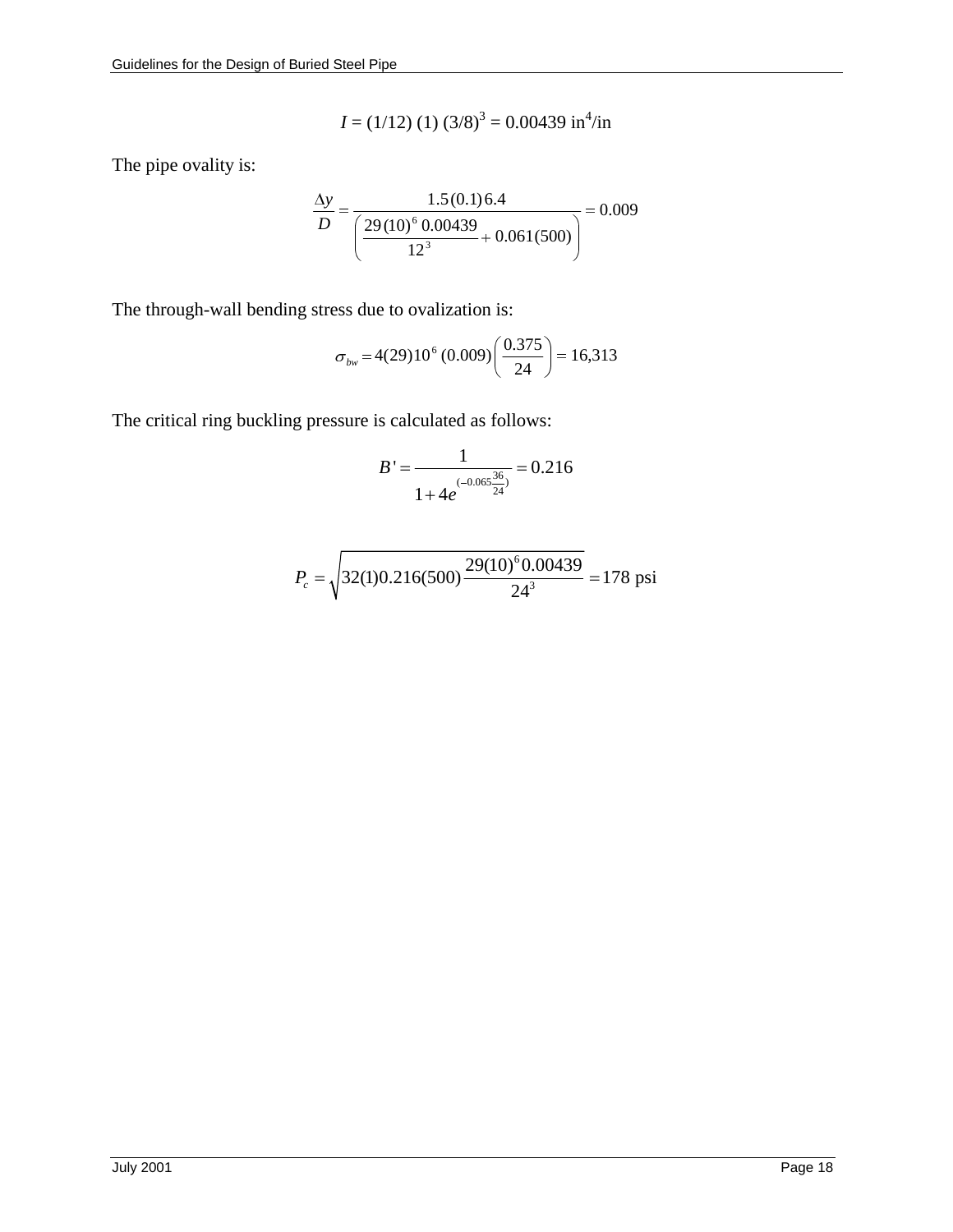$$I = (1/12)\ (1)\ (3/8)^3 = 0.00439\ \text{in}^4/\text{in}$$

The pipe ovality is:

$$\frac{\Delta y}{D} = \frac{1.5(0.1)6.4}{\left(\dfrac{29(10)^6\ 0.00439}{12^3} + 0.061(500)\right)} = 0.009$$

The through-wall bending stress due to ovalization is:

$$\sigma_{bw} = 4(29)10^6\ (0.009)\left(\frac{0.375}{24}\right) = 16{,}313$$

The critical ring buckling pressure is calculated as follows:

$$B' = \frac{1}{1 + 4e^{(-0.065\frac{36}{24})}} = 0.216$$

$$P_c = \sqrt{32(1)0.216(500)\frac{29(10)^6 0.00439}{24^3}} = 178\ \text{psi}$$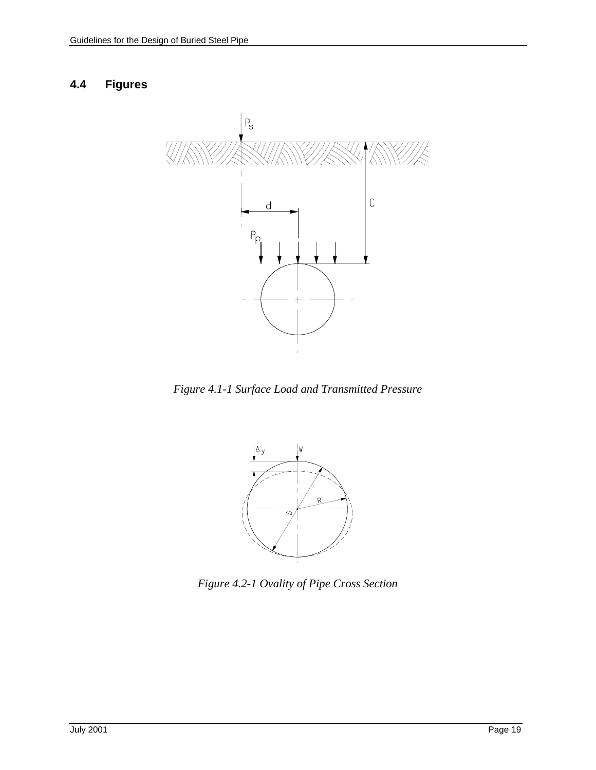## 4.4 Figures

*Figure 4.1-1 Surface Load and Transmitted Pressure*

*Figure 4.2-1 Ovality of Pipe Cross Section*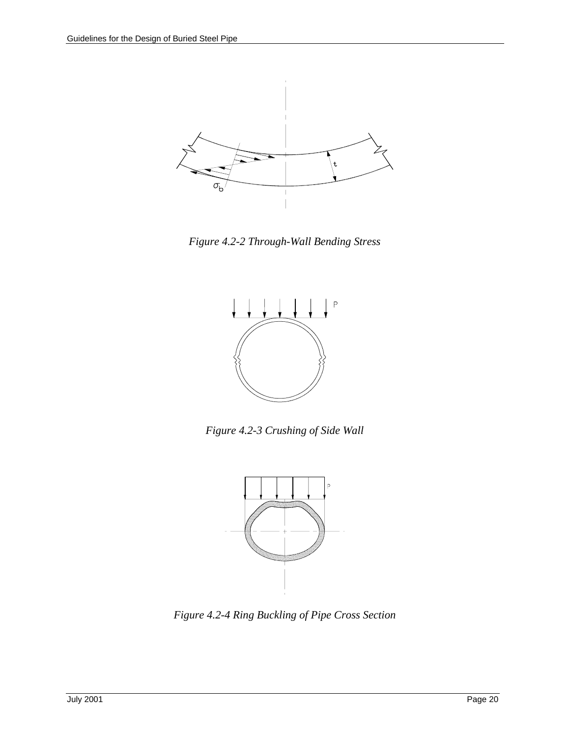*Figure 4.2-2 Through-Wall Bending Stress*

*Figure 4.2-3 Crushing of Side Wall*

*Figure 4.2-4 Ring Buckling of Pipe Cross Section*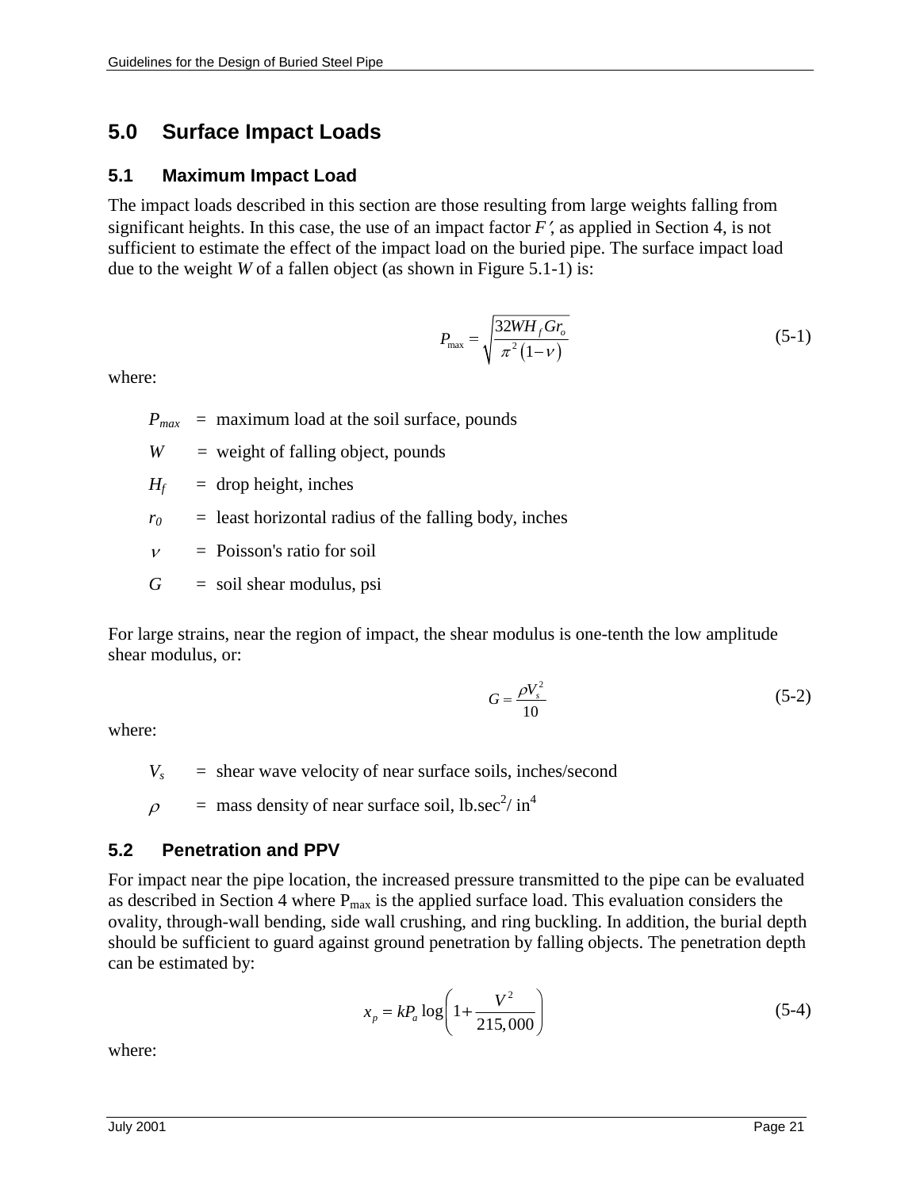# 5.0 Surface Impact Loads

## 5.1 Maximum Impact Load

The impact loads described in this section are those resulting from large weights falling from significant heights. In this case, the use of an impact factor $F'$, as applied in Section 4, is not sufficient to estimate the effect of the impact load on the buried pipe. The surface impact load due to the weight $W$ of a fallen object (as shown in Figure 5.1-1) is:

$$P_{\max} = \sqrt{\frac{32 W H_f G r_o}{\pi^2 (1-\nu)}} \tag{5-1}$$

where:

- $P_{max}$ = maximum load at the soil surface, pounds
- $W$ = weight of falling object, pounds
- $H_f$ = drop height, inches
- $r_0$ = least horizontal radius of the falling body, inches
- $\nu$ = Poisson's ratio for soil
- $G$ = soil shear modulus, psi

For large strains, near the region of impact, the shear modulus is one-tenth the low amplitude shear modulus, or:

$$G = \frac{\rho V_s^2}{10} \tag{5-2}$$

where:

- $V_s$ = shear wave velocity of near surface soils, inches/second
- $\rho$ = mass density of near surface soil, lb.sec$^2$/ in$^4$

## 5.2 Penetration and PPV

For impact near the pipe location, the increased pressure transmitted to the pipe can be evaluated as described in Section 4 where $P_{max}$ is the applied surface load. This evaluation considers the ovality, through-wall bending, side wall crushing, and ring buckling. In addition, the burial depth should be sufficient to guard against ground penetration by falling objects. The penetration depth can be estimated by:

$$x_p = k P_a \log\left(1 + \frac{V^2}{215{,}000}\right) \tag{5-4}$$

where: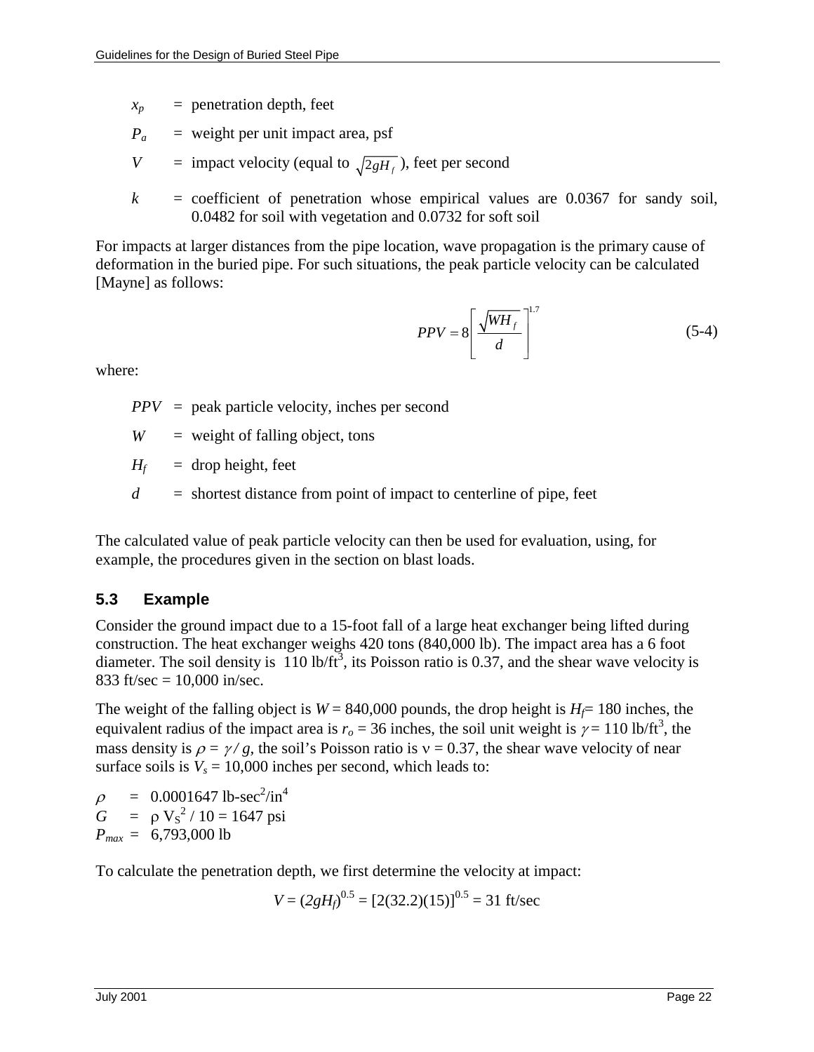$x_p$ = penetration depth, feet

$P_a$ = weight per unit impact area, psf

$V$ = impact velocity (equal to $\sqrt{2gH_f}$), feet per second

$k$ = coefficient of penetration whose empirical values are 0.0367 for sandy soil, 0.0482 for soil with vegetation and 0.0732 for soft soil

For impacts at larger distances from the pipe location, wave propagation is the primary cause of deformation in the buried pipe. For such situations, the peak particle velocity can be calculated [Mayne] as follows:

$$PPV = 8\left[\frac{\sqrt{WH_f}}{d}\right]^{1.7} \tag{5-4}$$

where:

$PPV$ = peak particle velocity, inches per second

$W$ = weight of falling object, tons

$H_f$ = drop height, feet

$d$ = shortest distance from point of impact to centerline of pipe, feet

The calculated value of peak particle velocity can then be used for evaluation, using, for example, the procedures given in the section on blast loads.

## 5.3 Example

Consider the ground impact due to a 15-foot fall of a large heat exchanger being lifted during construction. The heat exchanger weighs 420 tons (840,000 lb). The impact area has a 6 foot diameter. The soil density is 110 lb/ft$^3$, its Poisson ratio is 0.37, and the shear wave velocity is 833 ft/sec = 10,000 in/sec.

The weight of the falling object is $W$ = 840,000 pounds, the drop height is $H_f$= 180 inches, the equivalent radius of the impact area is $r_o$ = 36 inches, the soil unit weight is $\gamma$ = 110 lb/ft$^3$, the mass density is $\rho = \gamma / g$, the soil's Poisson ratio is $\nu$ = 0.37, the shear wave velocity of near surface soils is $V_s$ = 10,000 inches per second, which leads to:

$\rho$ = 0.0001647 lb-sec$^2$/in$^4$
$G$ = $\rho V_S^2 / 10$ = 1647 psi
$P_{max}$ = 6,793,000 lb

To calculate the penetration depth, we first determine the velocity at impact:

$$V = (2gH_f)^{0.5} = [2(32.2)(15)]^{0.5} = 31 \text{ ft/sec}$$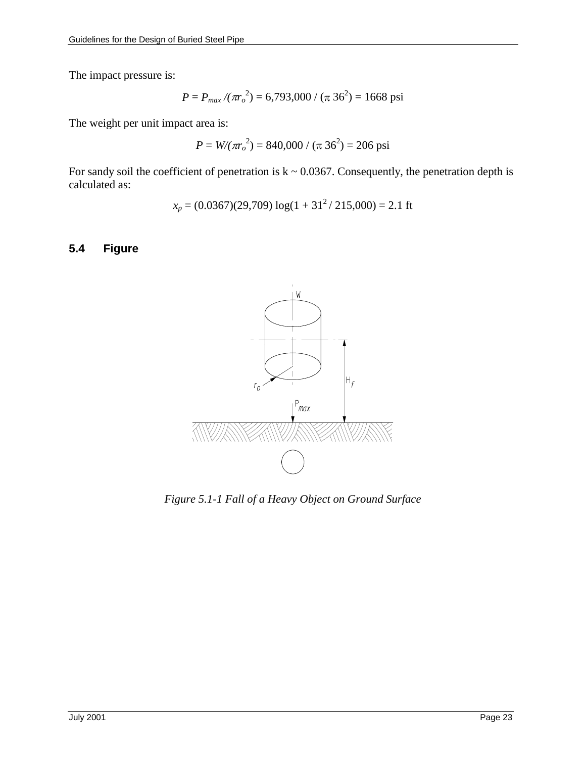The impact pressure is:

$$P = P_{max} / (\pi r_o^2) = 6{,}793{,}000 / (\pi\ 36^2) = 1668 \text{ psi}$$

The weight per unit impact area is:

$$P = W / (\pi r_o^2) = 840{,}000 / (\pi\ 36^2) = 206 \text{ psi}$$

For sandy soil the coefficient of penetration is k ~ 0.0367. Consequently, the penetration depth is calculated as:

$$x_p = (0.0367)(29{,}709) \log(1 + 31^2 / 215{,}000) = 2.1 \text{ ft}$$

## 5.4 Figure

*Figure 5.1-1 Fall of a Heavy Object on Ground Surface*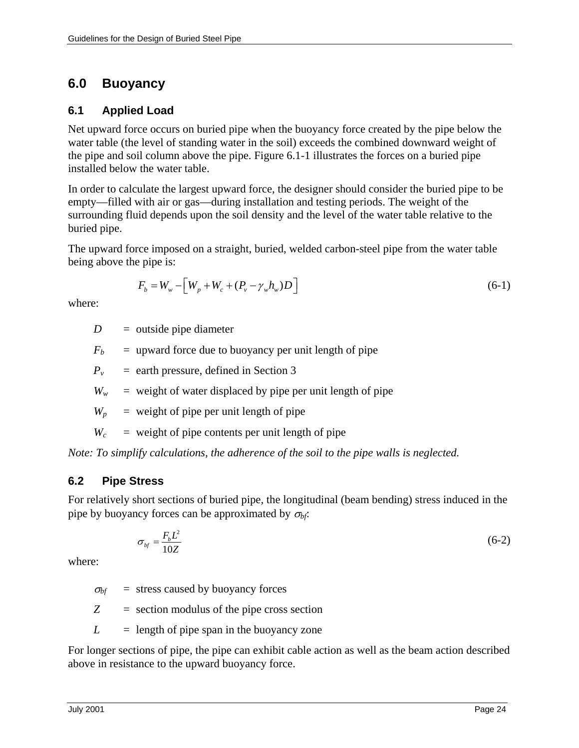# 6.0 Buoyancy

## 6.1 Applied Load

Net upward force occurs on buried pipe when the buoyancy force created by the pipe below the water table (the level of standing water in the soil) exceeds the combined downward weight of the pipe and soil column above the pipe. Figure 6.1-1 illustrates the forces on a buried pipe installed below the water table.

In order to calculate the largest upward force, the designer should consider the buried pipe to be empty—filled with air or gas—during installation and testing periods. The weight of the surrounding fluid depends upon the soil density and the level of the water table relative to the buried pipe.

The upward force imposed on a straight, buried, welded carbon-steel pipe from the water table being above the pipe is:

$$F_b = W_w - \left[ W_p + W_c + (P_v - \gamma_w h_w) D \right] \tag{6-1}$$

where:

- $D$ = outside pipe diameter
- $F_b$ = upward force due to buoyancy per unit length of pipe
- $P_v$ = earth pressure, defined in Section 3
- $W_w$ = weight of water displaced by pipe per unit length of pipe
- $W_p$ = weight of pipe per unit length of pipe
- $W_c$ = weight of pipe contents per unit length of pipe

*Note: To simplify calculations, the adherence of the soil to the pipe walls is neglected.*

## 6.2 Pipe Stress

For relatively short sections of buried pipe, the longitudinal (beam bending) stress induced in the pipe by buoyancy forces can be approximated by $\sigma_{bf}$:

$$\sigma_{bf} = \frac{F_b L^2}{10Z} \tag{6-2}$$

where:

- $\sigma_{bf}$ = stress caused by buoyancy forces
- $Z$ = section modulus of the pipe cross section
- $L$ = length of pipe span in the buoyancy zone

For longer sections of pipe, the pipe can exhibit cable action as well as the beam action described above in resistance to the upward buoyancy force.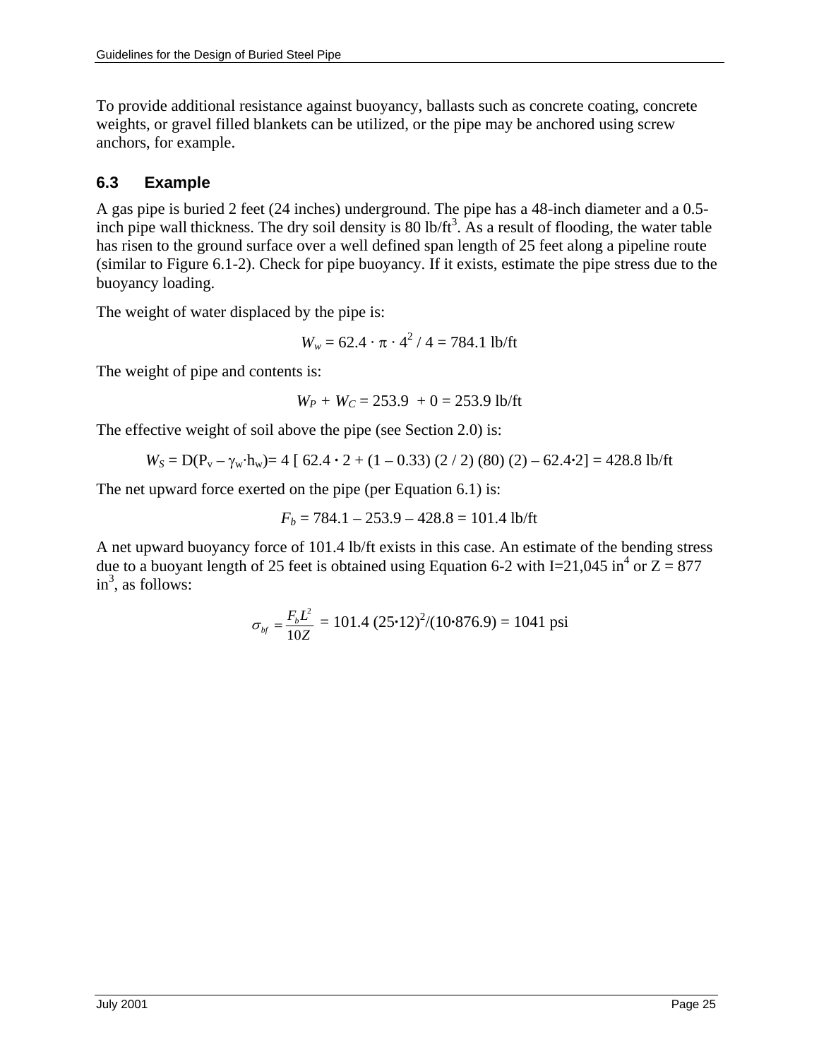To provide additional resistance against buoyancy, ballasts such as concrete coating, concrete weights, or gravel filled blankets can be utilized, or the pipe may be anchored using screw anchors, for example.

## 6.3 Example

A gas pipe is buried 2 feet (24 inches) underground. The pipe has a 48-inch diameter and a 0.5-inch pipe wall thickness. The dry soil density is 80 lb/ft$^3$. As a result of flooding, the water table has risen to the ground surface over a well defined span length of 25 feet along a pipeline route (similar to Figure 6.1-2). Check for pipe buoyancy. If it exists, estimate the pipe stress due to the buoyancy loading.

The weight of water displaced by the pipe is:

$$W_w = 62.4 \cdot \pi \cdot 4^2 / 4 = 784.1 \text{ lb/ft}$$

The weight of pipe and contents is:

$$W_P + W_C = 253.9 + 0 = 253.9 \text{ lb/ft}$$

The effective weight of soil above the pipe (see Section 2.0) is:

$$W_S = D(P_v - \gamma_w \cdot h_w) = 4 \, [\, 62.4 \cdot 2 + (1 - 0.33)\,(2/2)\,(80)\,(2) - 62.4 \cdot 2] = 428.8 \text{ lb/ft}$$

The net upward force exerted on the pipe (per Equation 6.1) is:

$$F_b = 784.1 - 253.9 - 428.8 = 101.4 \text{ lb/ft}$$

A net upward buoyancy force of 101.4 lb/ft exists in this case. An estimate of the bending stress due to a buoyant length of 25 feet is obtained using Equation 6-2 with I=21,045 in$^4$ or Z = 877 in$^3$, as follows:

$$\sigma_{bf} = \frac{F_b L^2}{10Z} = 101.4\,(25 \cdot 12)^2/(10 \cdot 876.9) = 1041 \text{ psi}$$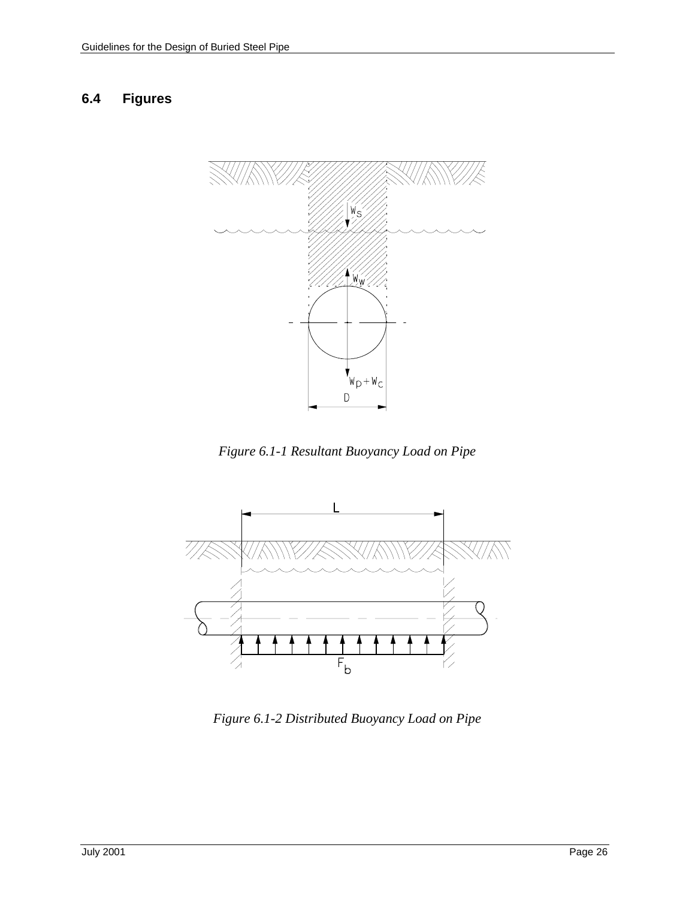## 6.4 Figures

*Figure 6.1-1 Resultant Buoyancy Load on Pipe*

*Figure 6.1-2 Distributed Buoyancy Load on Pipe*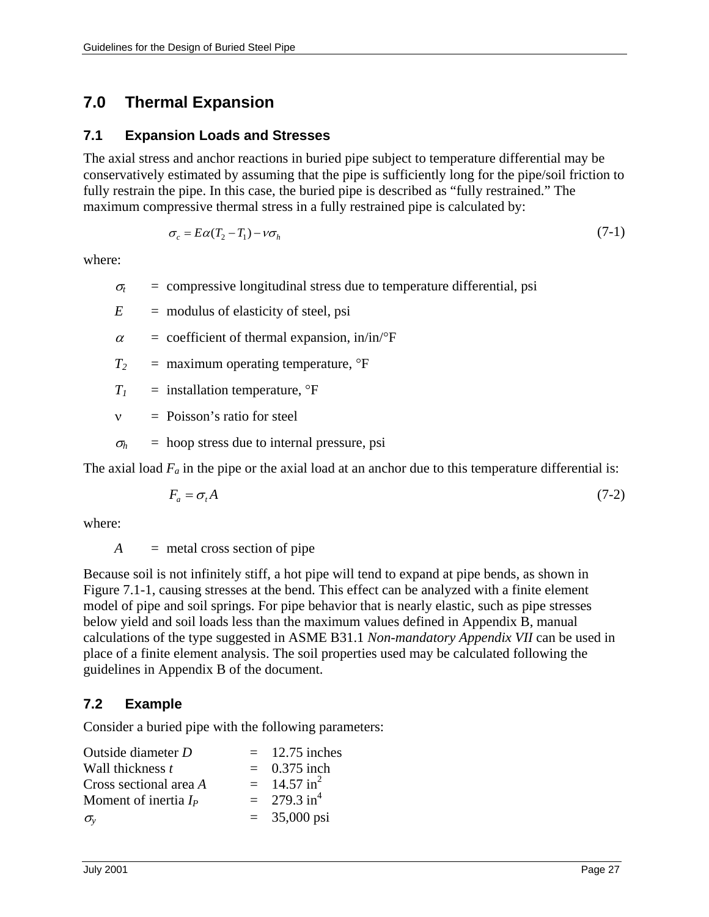# 7.0 Thermal Expansion

## 7.1 Expansion Loads and Stresses

The axial stress and anchor reactions in buried pipe subject to temperature differential may be conservatively estimated by assuming that the pipe is sufficiently long for the pipe/soil friction to fully restrain the pipe. In this case, the buried pipe is described as "fully restrained." The maximum compressive thermal stress in a fully restrained pipe is calculated by:

$$\sigma_c = E\alpha(T_2 - T_1) - \nu\sigma_h \tag{7-1}$$

where:

$\sigma_t$ = compressive longitudinal stress due to temperature differential, psi

$E$ = modulus of elasticity of steel, psi

$\alpha$ = coefficient of thermal expansion, in/in/°F

$T_2$ = maximum operating temperature, °F

$T_1$ = installation temperature, °F

$\nu$ = Poisson's ratio for steel

$\sigma_h$ = hoop stress due to internal pressure, psi

The axial load $F_a$ in the pipe or the axial load at an anchor due to this temperature differential is:

$$F_a = \sigma_t A \tag{7-2}$$

where:

$A$ = metal cross section of pipe

Because soil is not infinitely stiff, a hot pipe will tend to expand at pipe bends, as shown in Figure 7.1-1, causing stresses at the bend. This effect can be analyzed with a finite element model of pipe and soil springs. For pipe behavior that is nearly elastic, such as pipe stresses below yield and soil loads less than the maximum values defined in Appendix B, manual calculations of the type suggested in ASME B31.1 *Non-mandatory Appendix VII* can be used in place of a finite element analysis. The soil properties used may be calculated following the guidelines in Appendix B of the document.

## 7.2 Example

Consider a buried pipe with the following parameters:

| | | |
|---|---|---|
| Outside diameter $D$ | = | 12.75 inches |
| Wall thickness $t$ | = | 0.375 inch |
| Cross sectional area $A$ | = | 14.57 in$^2$ |
| Moment of inertia $I_P$ | = | 279.3 in$^4$ |
| $\sigma_y$ | = | 35,000 psi |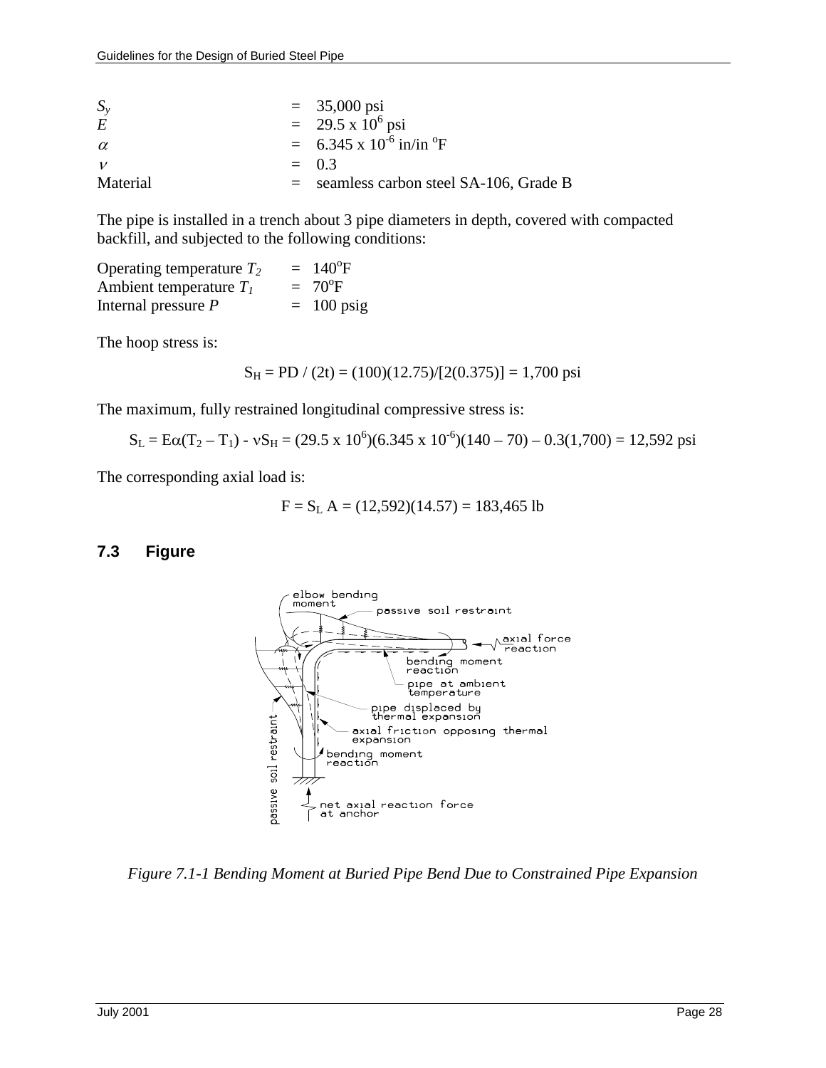| | | |
|---|---|---|
| $S_y$ | = | 35,000 psi |
| $E$ | = | 29.5 x $10^6$ psi |
| $\alpha$ | = | 6.345 x $10^{-6}$ in/in °F |
| $\nu$ | = | 0.3 |
| Material | = | seamless carbon steel SA-106, Grade B |

The pipe is installed in a trench about 3 pipe diameters in depth, covered with compacted backfill, and subjected to the following conditions:

| | | |
|---|---|---|
| Operating temperature $T_2$ | = | 140°F |
| Ambient temperature $T_1$ | = | 70°F |
| Internal pressure $P$ | = | 100 psig |

The hoop stress is:

$$S_H = PD / (2t) = (100)(12.75)/[2(0.375)] = 1{,}700 \text{ psi}$$

The maximum, fully restrained longitudinal compressive stress is:

$$S_L = E\alpha(T_2 - T_1) - \nu S_H = (29.5 \times 10^6)(6.345 \times 10^{-6})(140 - 70) - 0.3(1{,}700) = 12{,}592 \text{ psi}$$

The corresponding axial load is:

$$F = S_L A = (12{,}592)(14.57) = 183{,}465 \text{ lb}$$

## 7.3 Figure

*Figure 7.1-1 Bending Moment at Buried Pipe Bend Due to Constrained Pipe Expansion*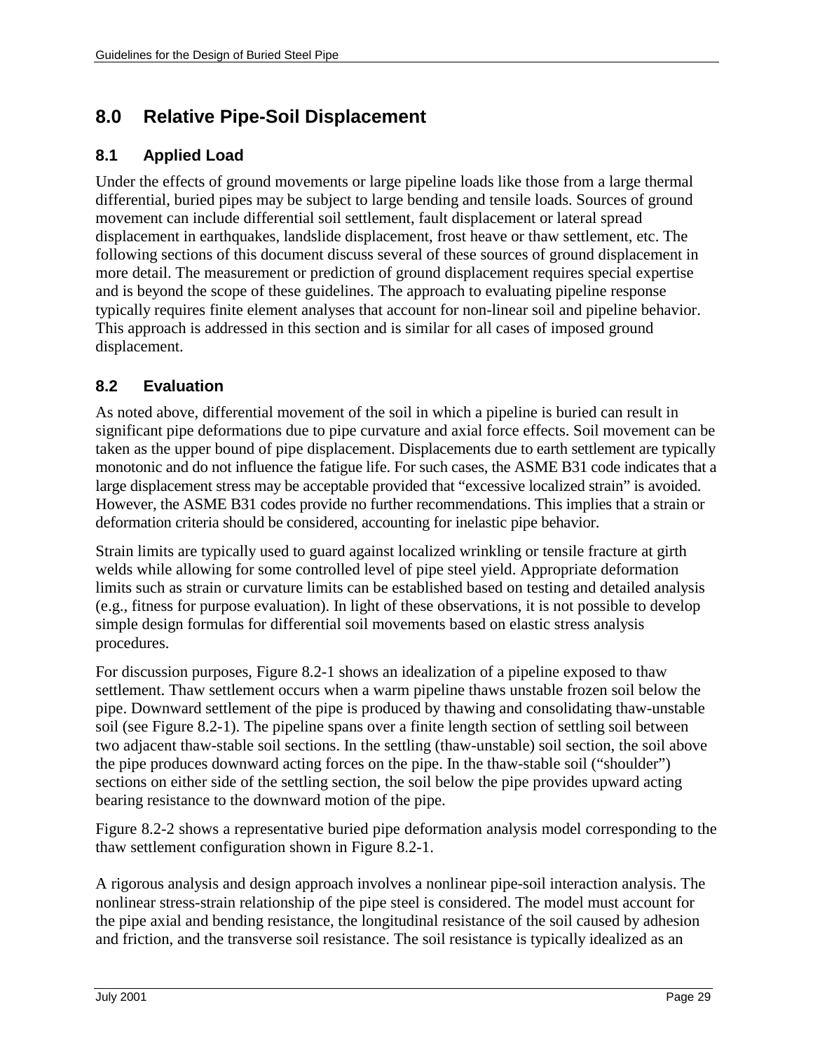# 8.0 Relative Pipe-Soil Displacement

## 8.1 Applied Load

Under the effects of ground movements or large pipeline loads like those from a large thermal differential, buried pipes may be subject to large bending and tensile loads. Sources of ground movement can include differential soil settlement, fault displacement or lateral spread displacement in earthquakes, landslide displacement, frost heave or thaw settlement, etc. The following sections of this document discuss several of these sources of ground displacement in more detail. The measurement or prediction of ground displacement requires special expertise and is beyond the scope of these guidelines. The approach to evaluating pipeline response typically requires finite element analyses that account for non-linear soil and pipeline behavior. This approach is addressed in this section and is similar for all cases of imposed ground displacement.

## 8.2 Evaluation

As noted above, differential movement of the soil in which a pipeline is buried can result in significant pipe deformations due to pipe curvature and axial force effects. Soil movement can be taken as the upper bound of pipe displacement. Displacements due to earth settlement are typically monotonic and do not influence the fatigue life. For such cases, the ASME B31 code indicates that a large displacement stress may be acceptable provided that "excessive localized strain" is avoided. However, the ASME B31 codes provide no further recommendations. This implies that a strain or deformation criteria should be considered, accounting for inelastic pipe behavior.

Strain limits are typically used to guard against localized wrinkling or tensile fracture at girth welds while allowing for some controlled level of pipe steel yield. Appropriate deformation limits such as strain or curvature limits can be established based on testing and detailed analysis (e.g., fitness for purpose evaluation). In light of these observations, it is not possible to develop simple design formulas for differential soil movements based on elastic stress analysis procedures.

For discussion purposes, Figure 8.2-1 shows an idealization of a pipeline exposed to thaw settlement. Thaw settlement occurs when a warm pipeline thaws unstable frozen soil below the pipe. Downward settlement of the pipe is produced by thawing and consolidating thaw-unstable soil (see Figure 8.2-1). The pipeline spans over a finite length section of settling soil between two adjacent thaw-stable soil sections. In the settling (thaw-unstable) soil section, the soil above the pipe produces downward acting forces on the pipe. In the thaw-stable soil ("shoulder") sections on either side of the settling section, the soil below the pipe provides upward acting bearing resistance to the downward motion of the pipe.

Figure 8.2-2 shows a representative buried pipe deformation analysis model corresponding to the thaw settlement configuration shown in Figure 8.2-1.

A rigorous analysis and design approach involves a nonlinear pipe-soil interaction analysis. The nonlinear stress-strain relationship of the pipe steel is considered. The model must account for the pipe axial and bending resistance, the longitudinal resistance of the soil caused by adhesion and friction, and the transverse soil resistance. The soil resistance is typically idealized as an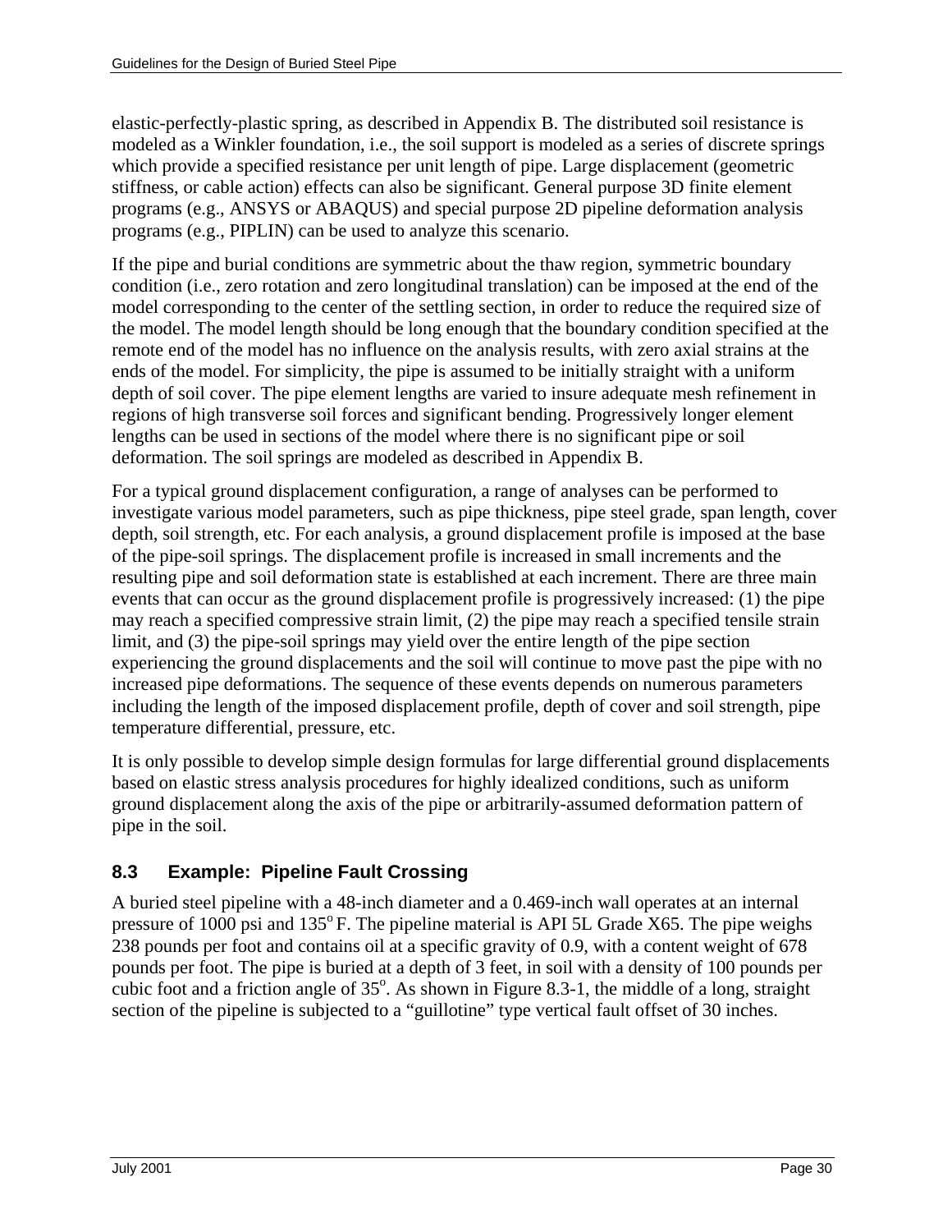elastic-perfectly-plastic spring, as described in Appendix B. The distributed soil resistance is modeled as a Winkler foundation, i.e., the soil support is modeled as a series of discrete springs which provide a specified resistance per unit length of pipe. Large displacement (geometric stiffness, or cable action) effects can also be significant. General purpose 3D finite element programs (e.g., ANSYS or ABAQUS) and special purpose 2D pipeline deformation analysis programs (e.g., PIPLIN) can be used to analyze this scenario.

If the pipe and burial conditions are symmetric about the thaw region, symmetric boundary condition (i.e., zero rotation and zero longitudinal translation) can be imposed at the end of the model corresponding to the center of the settling section, in order to reduce the required size of the model. The model length should be long enough that the boundary condition specified at the remote end of the model has no influence on the analysis results, with zero axial strains at the ends of the model. For simplicity, the pipe is assumed to be initially straight with a uniform depth of soil cover. The pipe element lengths are varied to insure adequate mesh refinement in regions of high transverse soil forces and significant bending. Progressively longer element lengths can be used in sections of the model where there is no significant pipe or soil deformation. The soil springs are modeled as described in Appendix B.

For a typical ground displacement configuration, a range of analyses can be performed to investigate various model parameters, such as pipe thickness, pipe steel grade, span length, cover depth, soil strength, etc. For each analysis, a ground displacement profile is imposed at the base of the pipe-soil springs. The displacement profile is increased in small increments and the resulting pipe and soil deformation state is established at each increment. There are three main events that can occur as the ground displacement profile is progressively increased: (1) the pipe may reach a specified compressive strain limit, (2) the pipe may reach a specified tensile strain limit, and (3) the pipe-soil springs may yield over the entire length of the pipe section experiencing the ground displacements and the soil will continue to move past the pipe with no increased pipe deformations. The sequence of these events depends on numerous parameters including the length of the imposed displacement profile, depth of cover and soil strength, pipe temperature differential, pressure, etc.

It is only possible to develop simple design formulas for large differential ground displacements based on elastic stress analysis procedures for highly idealized conditions, such as uniform ground displacement along the axis of the pipe or arbitrarily-assumed deformation pattern of pipe in the soil.

## 8.3 Example: Pipeline Fault Crossing

A buried steel pipeline with a 48-inch diameter and a 0.469-inch wall operates at an internal pressure of 1000 psi and 135$^{o}$ F. The pipeline material is API 5L Grade X65. The pipe weighs 238 pounds per foot and contains oil at a specific gravity of 0.9, with a content weight of 678 pounds per foot. The pipe is buried at a depth of 3 feet, in soil with a density of 100 pounds per cubic foot and a friction angle of 35$^{o}$. As shown in Figure 8.3-1, the middle of a long, straight section of the pipeline is subjected to a "guillotine" type vertical fault offset of 30 inches.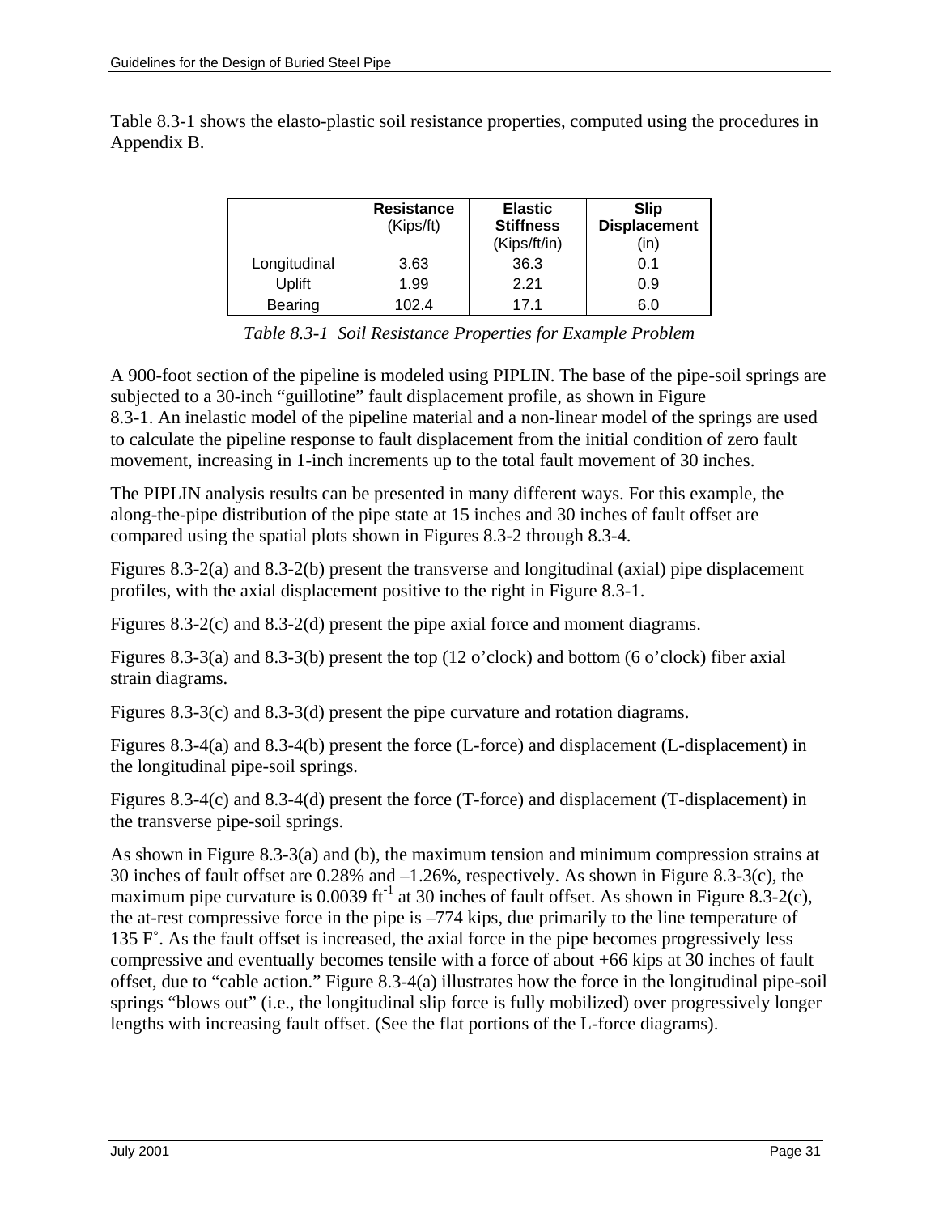Table 8.3-1 shows the elasto-plastic soil resistance properties, computed using the procedures in Appendix B.

| | **Resistance** (Kips/ft) | **Elastic Stiffness** (Kips/ft/in) | **Slip Displacement** (in) |
|---|---|---|---|
| Longitudinal | 3.63 | 36.3 | 0.1 |
| Uplift | 1.99 | 2.21 | 0.9 |
| Bearing | 102.4 | 17.1 | 6.0 |

*Table 8.3-1 Soil Resistance Properties for Example Problem*

A 900-foot section of the pipeline is modeled using PIPLIN. The base of the pipe-soil springs are subjected to a 30-inch "guillotine" fault displacement profile, as shown in Figure 8.3-1. An inelastic model of the pipeline material and a non-linear model of the springs are used to calculate the pipeline response to fault displacement from the initial condition of zero fault movement, increasing in 1-inch increments up to the total fault movement of 30 inches.

The PIPLIN analysis results can be presented in many different ways. For this example, the along-the-pipe distribution of the pipe state at 15 inches and 30 inches of fault offset are compared using the spatial plots shown in Figures 8.3-2 through 8.3-4.

Figures 8.3-2(a) and 8.3-2(b) present the transverse and longitudinal (axial) pipe displacement profiles, with the axial displacement positive to the right in Figure 8.3-1.

Figures 8.3-2(c) and 8.3-2(d) present the pipe axial force and moment diagrams.

Figures 8.3-3(a) and 8.3-3(b) present the top (12 o'clock) and bottom (6 o'clock) fiber axial strain diagrams.

Figures 8.3-3(c) and 8.3-3(d) present the pipe curvature and rotation diagrams.

Figures 8.3-4(a) and 8.3-4(b) present the force (L-force) and displacement (L-displacement) in the longitudinal pipe-soil springs.

Figures 8.3-4(c) and 8.3-4(d) present the force (T-force) and displacement (T-displacement) in the transverse pipe-soil springs.

As shown in Figure 8.3-3(a) and (b), the maximum tension and minimum compression strains at 30 inches of fault offset are 0.28% and –1.26%, respectively. As shown in Figure 8.3-3(c), the maximum pipe curvature is 0.0039 $ft^{-1}$ at 30 inches of fault offset. As shown in Figure 8.3-2(c), the at-rest compressive force in the pipe is –774 kips, due primarily to the line temperature of 135 F˚. As the fault offset is increased, the axial force in the pipe becomes progressively less compressive and eventually becomes tensile with a force of about +66 kips at 30 inches of fault offset, due to "cable action." Figure 8.3-4(a) illustrates how the force in the longitudinal pipe-soil springs "blows out" (i.e., the longitudinal slip force is fully mobilized) over progressively longer lengths with increasing fault offset. (See the flat portions of the L-force diagrams).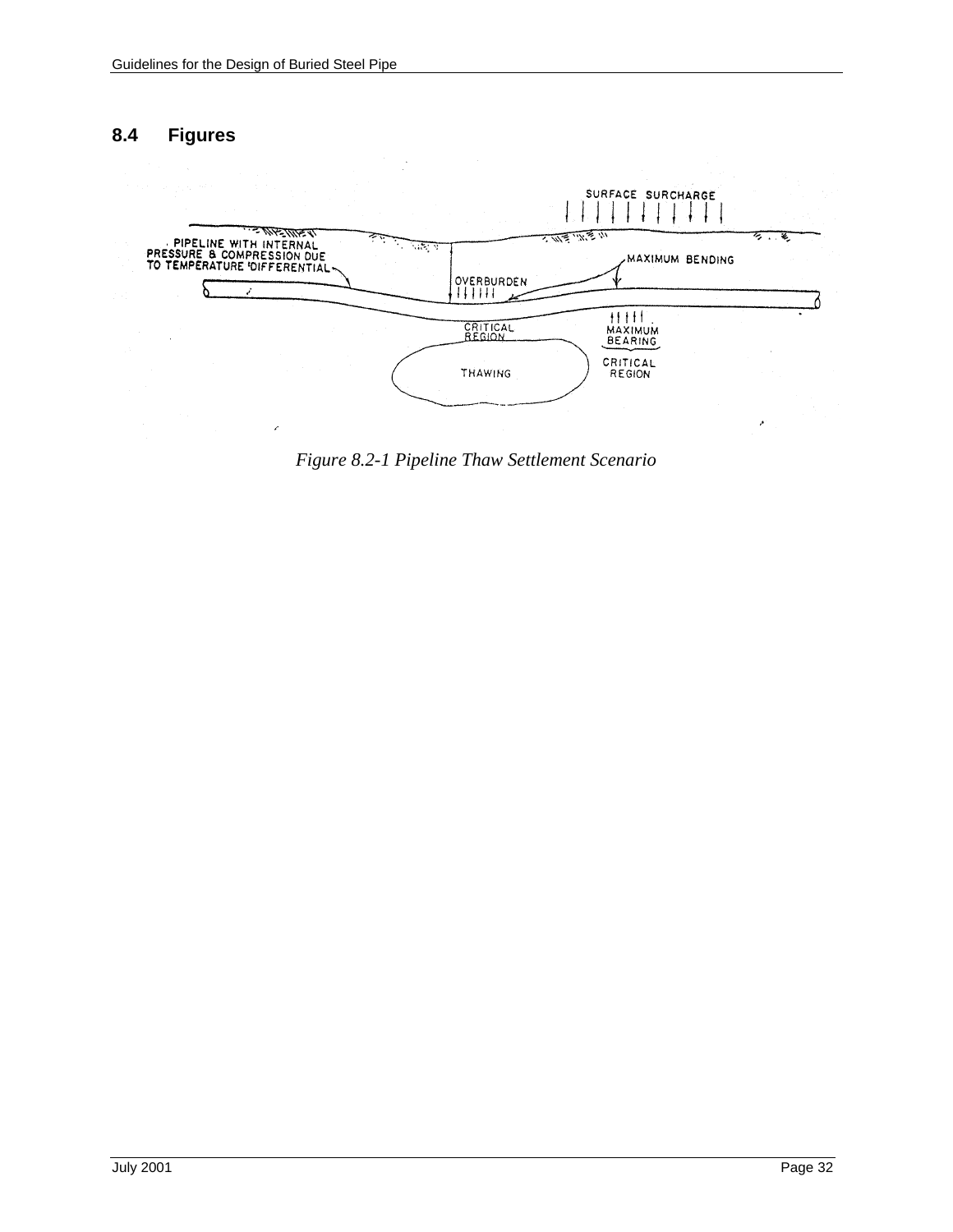## 8.4 Figures

*Figure 8.2-1 Pipeline Thaw Settlement Scenario*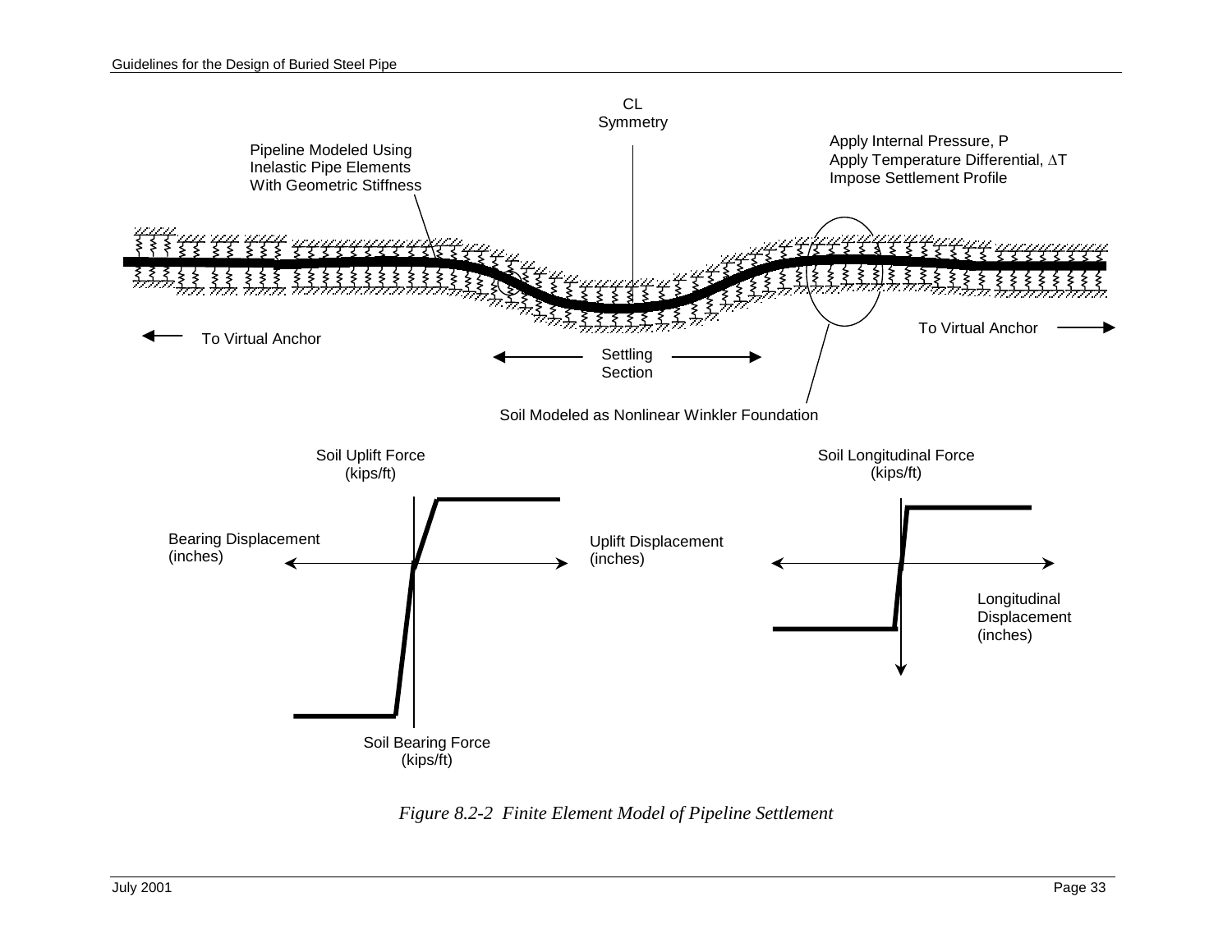CL
Symmetry

Pipeline Modeled Using
Inelastic Pipe Elements
With Geometric Stiffness

Apply Internal Pressure, P
Apply Temperature Differential, $\Delta T$
Impose Settlement Profile

To Virtual Anchor

To Virtual Anchor

Settling
Section

Soil Modeled as Nonlinear Winkler Foundation

Soil Uplift Force
(kips/ft)

Bearing Displacement
(inches)

Uplift Displacement
(inches)

Soil Bearing Force
(kips/ft)

Soil Longitudinal Force
(kips/ft)

Longitudinal
Displacement
(inches)

*Figure 8.2-2 Finite Element Model of Pipeline Settlement*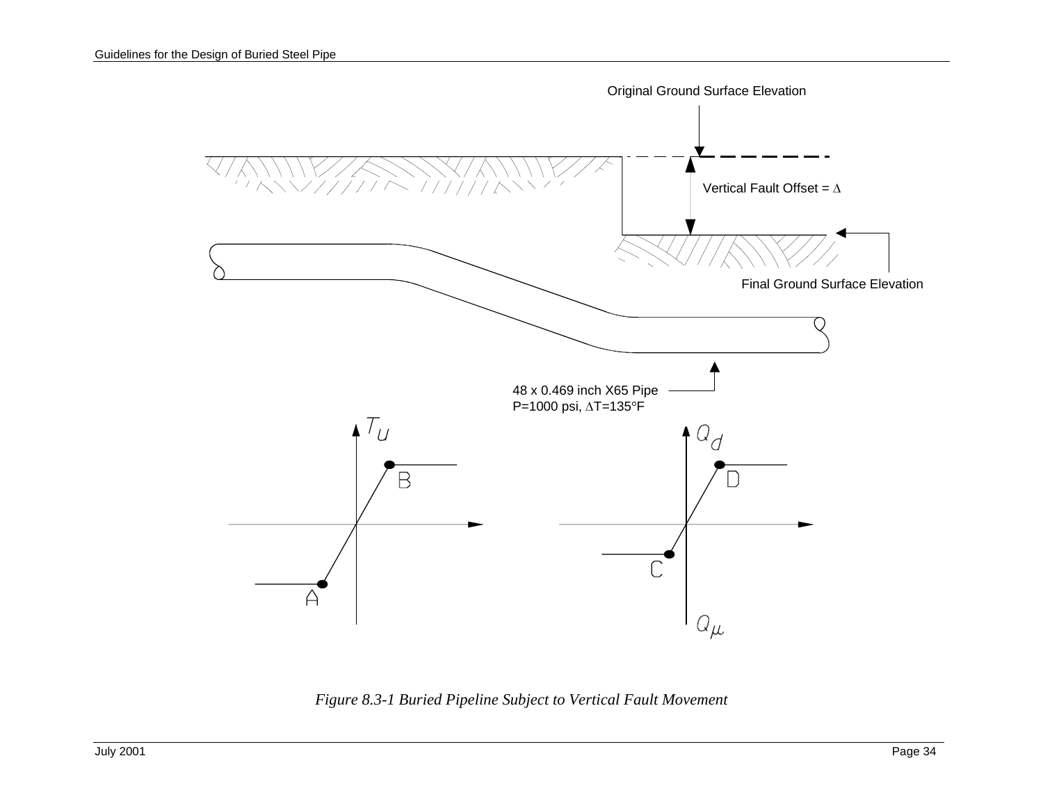Original Ground Surface Elevation

Vertical Fault Offset = Δ

Final Ground Surface Elevation

48 x 0.469 inch X65 Pipe
P=1000 psi, ΔT=135°F

$T_u$

B

A

$Q_d$

D

C

$Q_\mu$

*Figure 8.3-1 Buried Pipeline Subject to Vertical Fault Movement*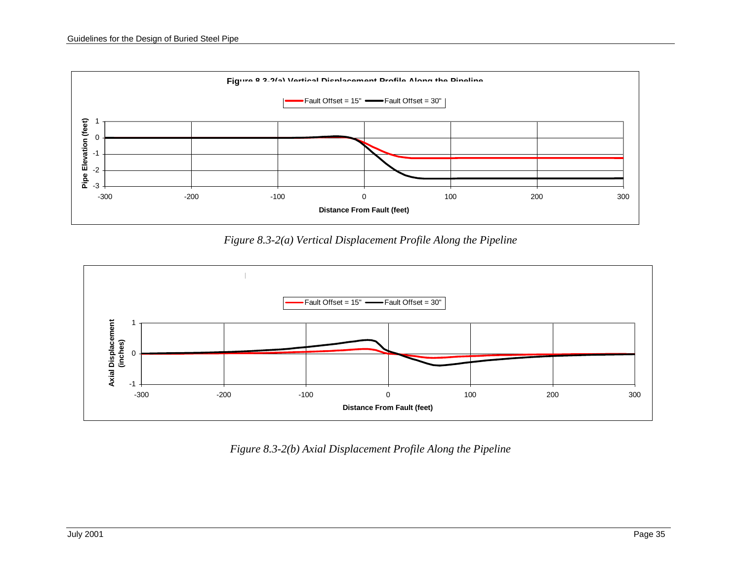Figure 8.3-2(a) Vertical Displacement Profile Along the Pipeline

*Figure 8.3-2(a) Vertical Displacement Profile Along the Pipeline*

*Figure 8.3-2(b) Axial Displacement Profile Along the Pipeline*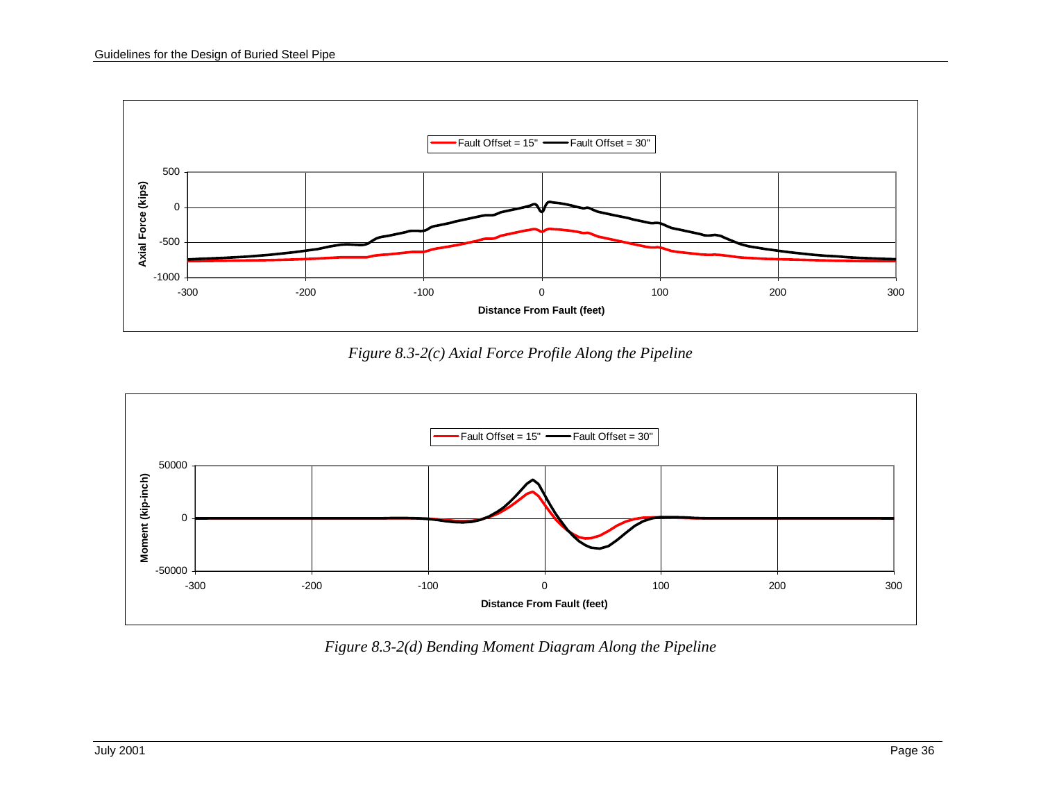*Figure 8.3-2(c) Axial Force Profile Along the Pipeline*

*Figure 8.3-2(d) Bending Moment Diagram Along the Pipeline*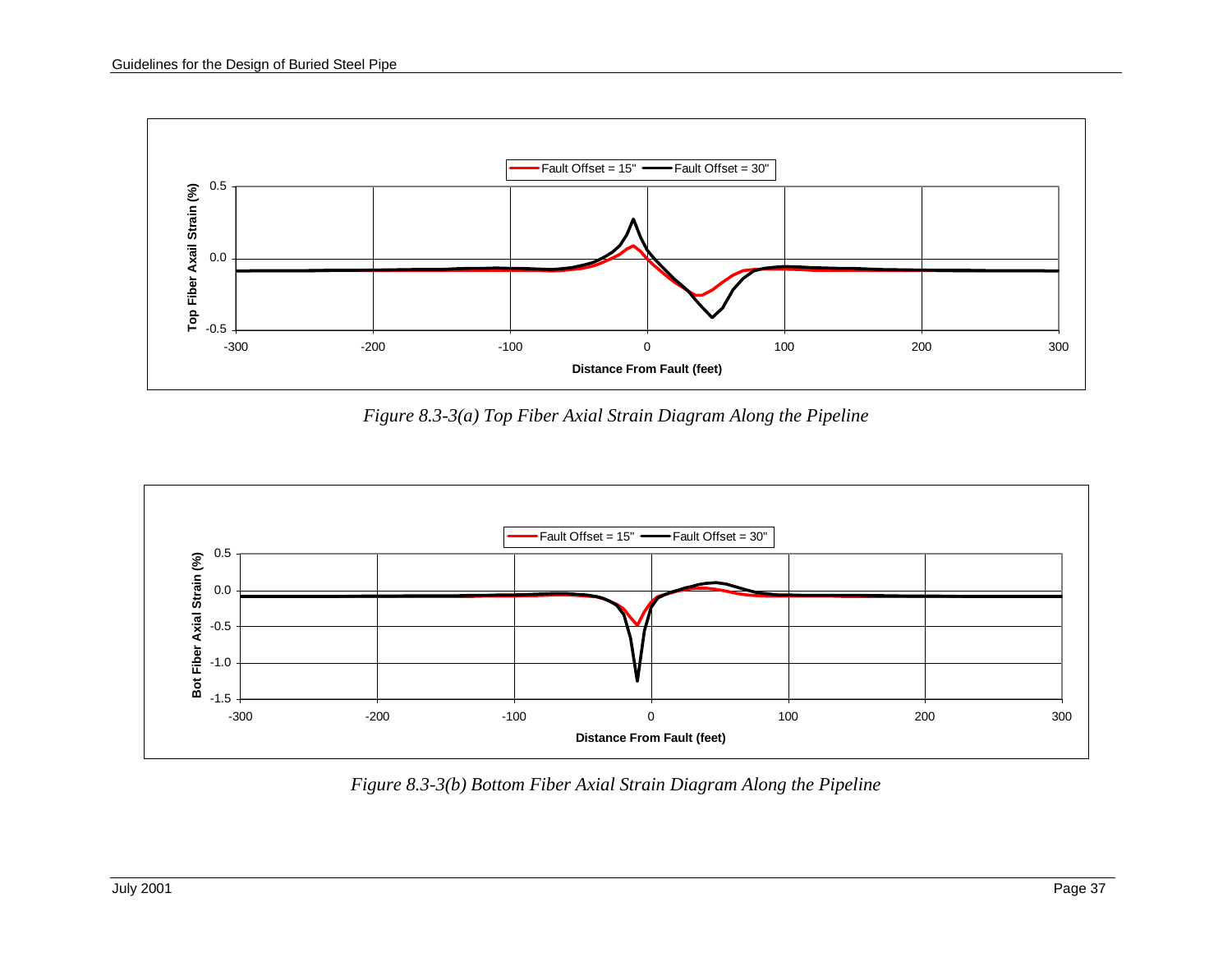*Figure 8.3-3(a) Top Fiber Axial Strain Diagram Along the Pipeline*

*Figure 8.3-3(b) Bottom Fiber Axial Strain Diagram Along the Pipeline*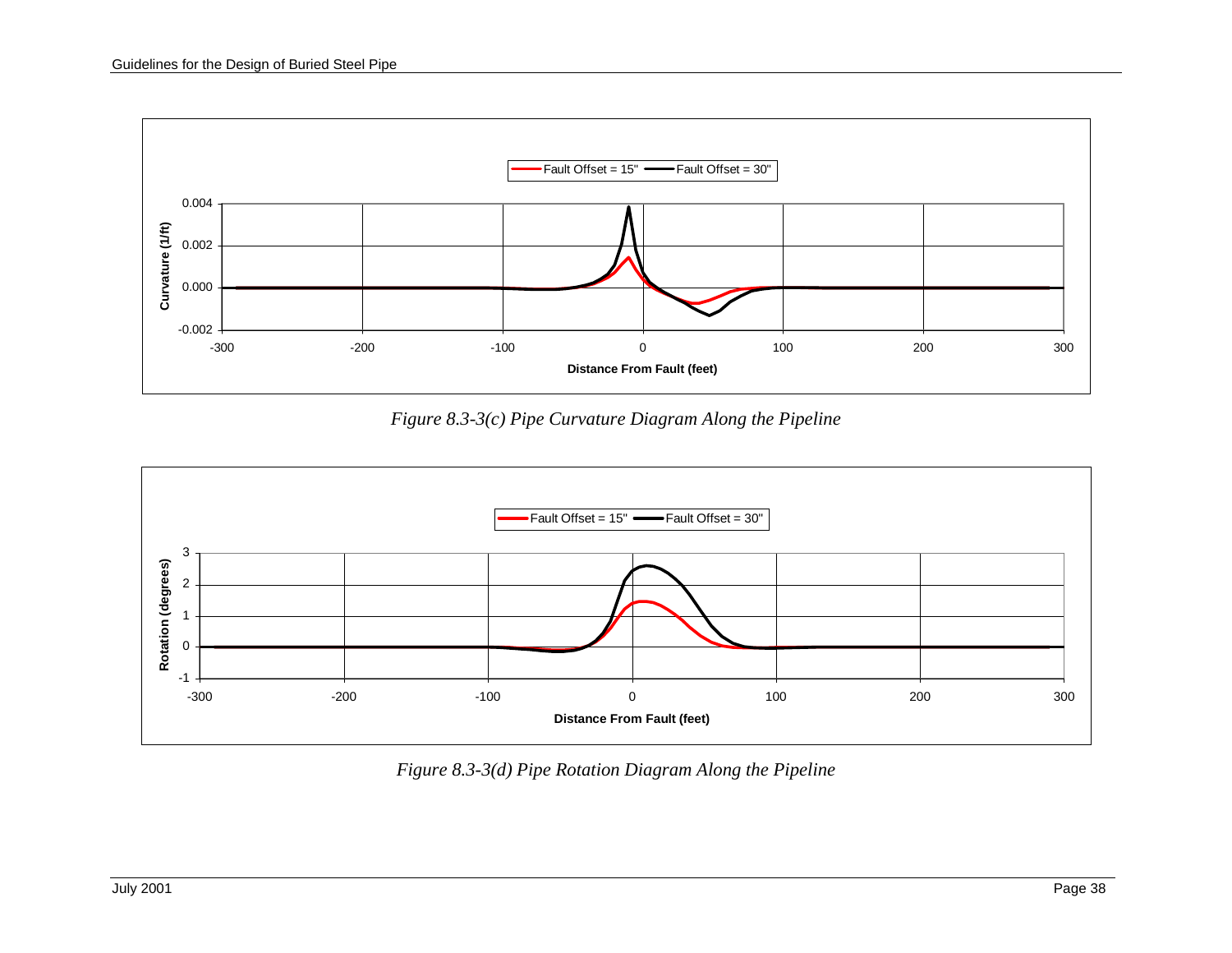*Figure 8.3-3(c) Pipe Curvature Diagram Along the Pipeline*

*Figure 8.3-3(d) Pipe Rotation Diagram Along the Pipeline*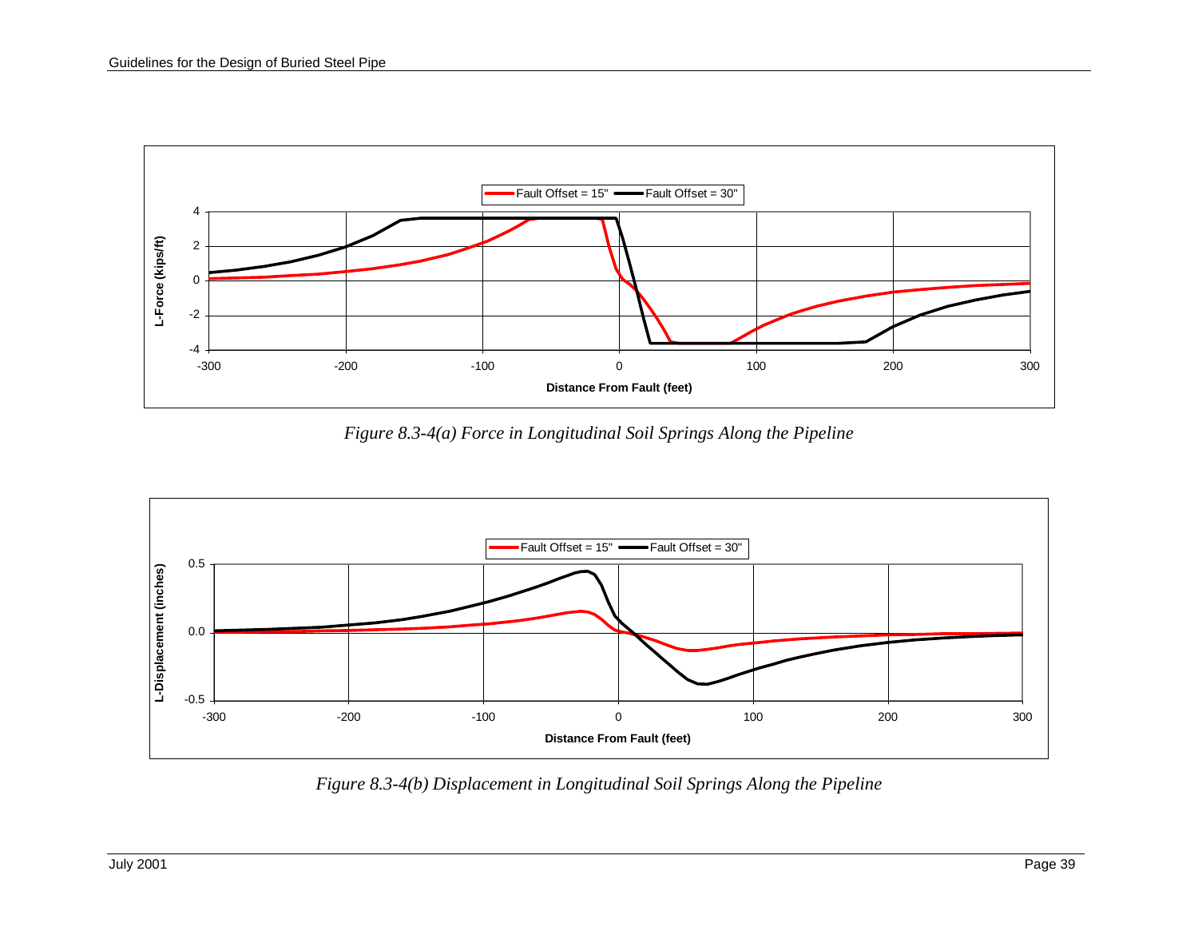*Figure 8.3-4(a) Force in Longitudinal Soil Springs Along the Pipeline*

*Figure 8.3-4(b) Displacement in Longitudinal Soil Springs Along the Pipeline*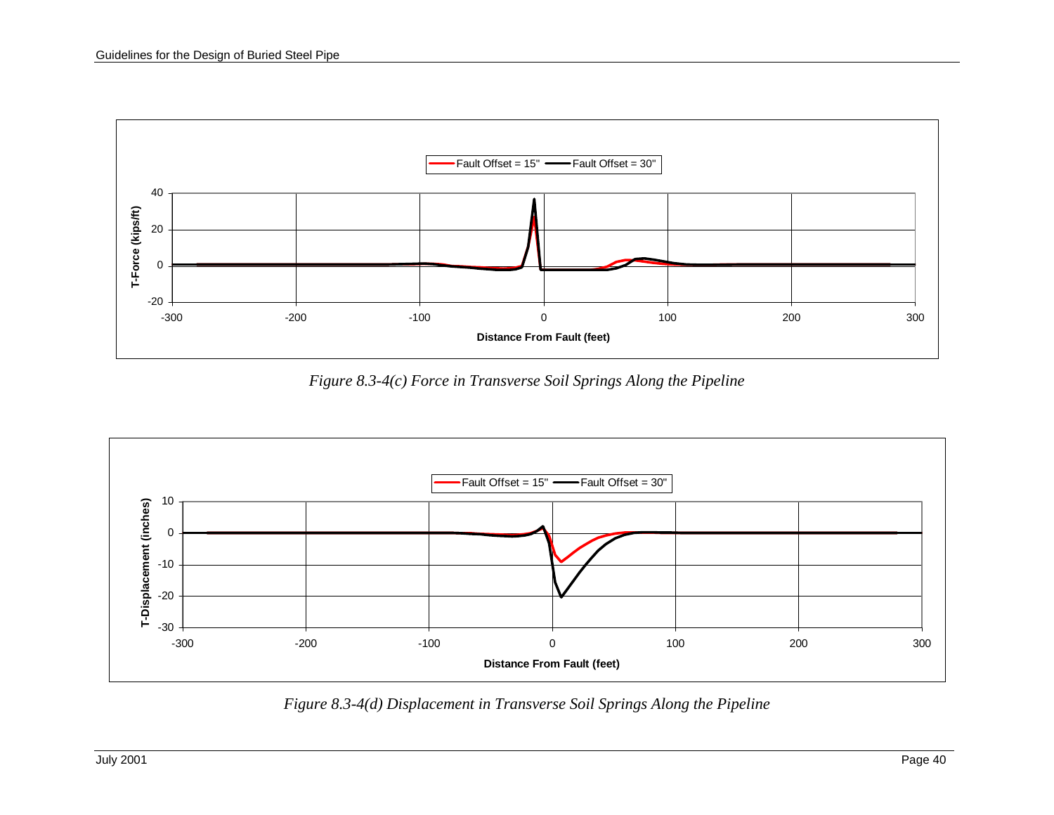*Figure 8.3-4(c) Force in Transverse Soil Springs Along the Pipeline*

*Figure 8.3-4(d) Displacement in Transverse Soil Springs Along the Pipeline*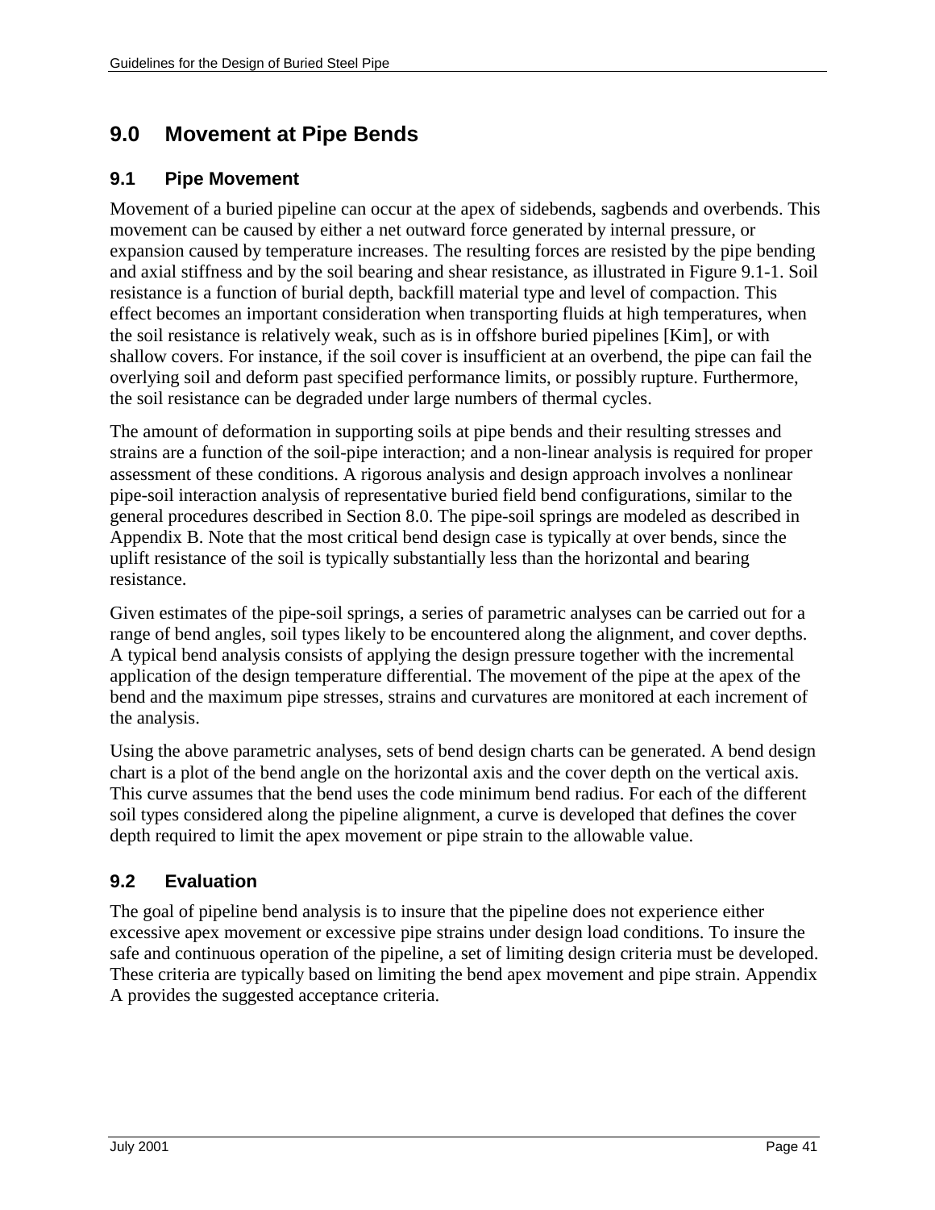# 9.0 Movement at Pipe Bends

## 9.1 Pipe Movement

Movement of a buried pipeline can occur at the apex of sidebends, sagbends and overbends. This movement can be caused by either a net outward force generated by internal pressure, or expansion caused by temperature increases. The resulting forces are resisted by the pipe bending and axial stiffness and by the soil bearing and shear resistance, as illustrated in Figure 9.1-1. Soil resistance is a function of burial depth, backfill material type and level of compaction. This effect becomes an important consideration when transporting fluids at high temperatures, when the soil resistance is relatively weak, such as is in offshore buried pipelines [Kim], or with shallow covers. For instance, if the soil cover is insufficient at an overbend, the pipe can fail the overlying soil and deform past specified performance limits, or possibly rupture. Furthermore, the soil resistance can be degraded under large numbers of thermal cycles.

The amount of deformation in supporting soils at pipe bends and their resulting stresses and strains are a function of the soil-pipe interaction; and a non-linear analysis is required for proper assessment of these conditions. A rigorous analysis and design approach involves a nonlinear pipe-soil interaction analysis of representative buried field bend configurations, similar to the general procedures described in Section 8.0. The pipe-soil springs are modeled as described in Appendix B. Note that the most critical bend design case is typically at over bends, since the uplift resistance of the soil is typically substantially less than the horizontal and bearing resistance.

Given estimates of the pipe-soil springs, a series of parametric analyses can be carried out for a range of bend angles, soil types likely to be encountered along the alignment, and cover depths. A typical bend analysis consists of applying the design pressure together with the incremental application of the design temperature differential. The movement of the pipe at the apex of the bend and the maximum pipe stresses, strains and curvatures are monitored at each increment of the analysis.

Using the above parametric analyses, sets of bend design charts can be generated. A bend design chart is a plot of the bend angle on the horizontal axis and the cover depth on the vertical axis. This curve assumes that the bend uses the code minimum bend radius. For each of the different soil types considered along the pipeline alignment, a curve is developed that defines the cover depth required to limit the apex movement or pipe strain to the allowable value.

## 9.2 Evaluation

The goal of pipeline bend analysis is to insure that the pipeline does not experience either excessive apex movement or excessive pipe strains under design load conditions. To insure the safe and continuous operation of the pipeline, a set of limiting design criteria must be developed. These criteria are typically based on limiting the bend apex movement and pipe strain. Appendix A provides the suggested acceptance criteria.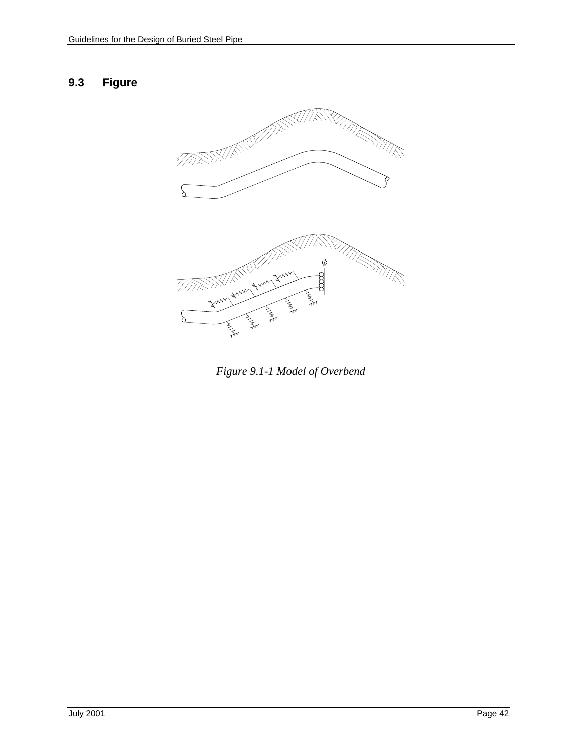## 9.3 Figure

*Figure 9.1-1 Model of Overbend*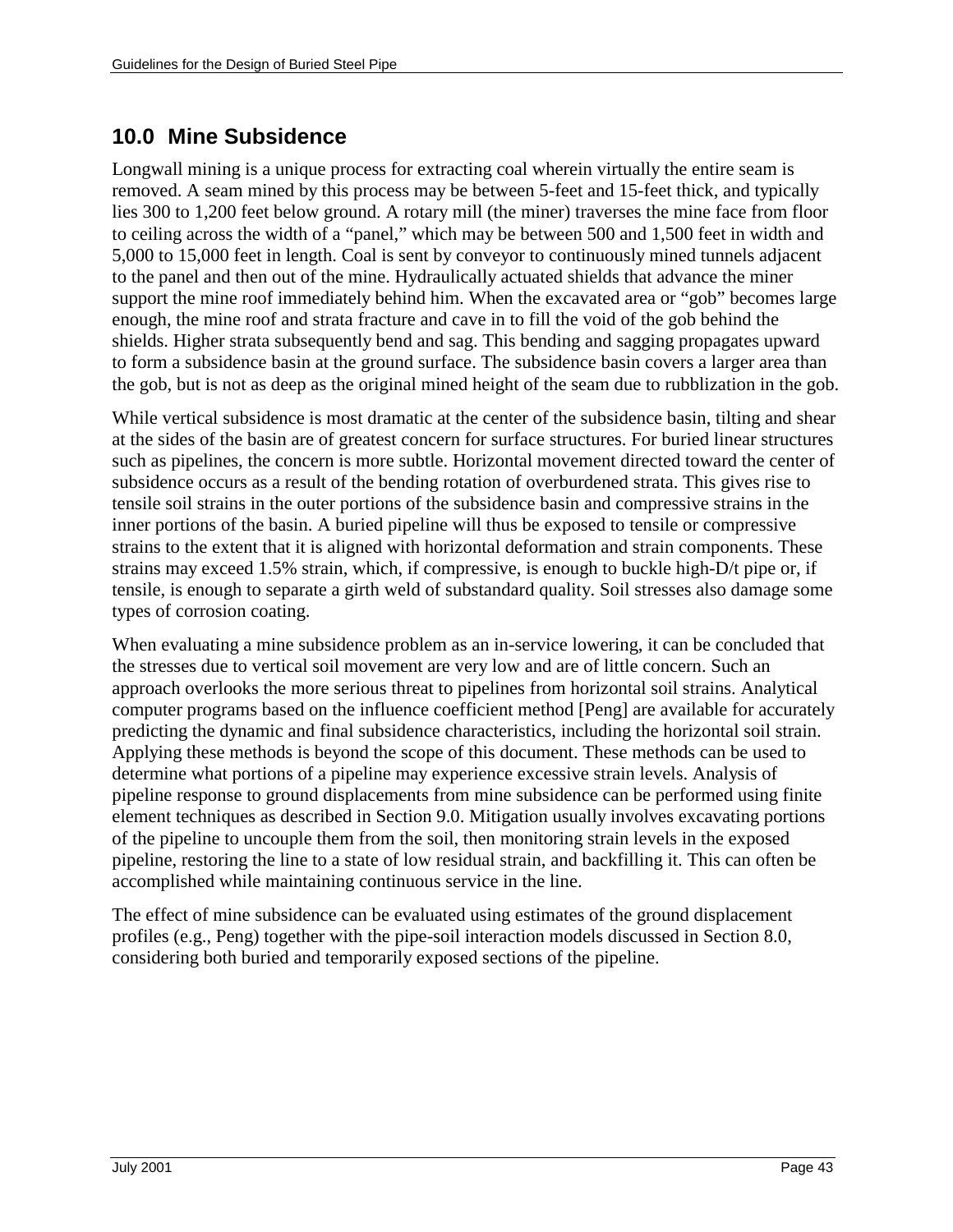# 10.0 Mine Subsidence

Longwall mining is a unique process for extracting coal wherein virtually the entire seam is removed. A seam mined by this process may be between 5-feet and 15-feet thick, and typically lies 300 to 1,200 feet below ground. A rotary mill (the miner) traverses the mine face from floor to ceiling across the width of a "panel," which may be between 500 and 1,500 feet in width and 5,000 to 15,000 feet in length. Coal is sent by conveyor to continuously mined tunnels adjacent to the panel and then out of the mine. Hydraulically actuated shields that advance the miner support the mine roof immediately behind him. When the excavated area or "gob" becomes large enough, the mine roof and strata fracture and cave in to fill the void of the gob behind the shields. Higher strata subsequently bend and sag. This bending and sagging propagates upward to form a subsidence basin at the ground surface. The subsidence basin covers a larger area than the gob, but is not as deep as the original mined height of the seam due to rubblization in the gob.

While vertical subsidence is most dramatic at the center of the subsidence basin, tilting and shear at the sides of the basin are of greatest concern for surface structures. For buried linear structures such as pipelines, the concern is more subtle. Horizontal movement directed toward the center of subsidence occurs as a result of the bending rotation of overburdened strata. This gives rise to tensile soil strains in the outer portions of the subsidence basin and compressive strains in the inner portions of the basin. A buried pipeline will thus be exposed to tensile or compressive strains to the extent that it is aligned with horizontal deformation and strain components. These strains may exceed 1.5% strain, which, if compressive, is enough to buckle high-D/t pipe or, if tensile, is enough to separate a girth weld of substandard quality. Soil stresses also damage some types of corrosion coating.

When evaluating a mine subsidence problem as an in-service lowering, it can be concluded that the stresses due to vertical soil movement are very low and are of little concern. Such an approach overlooks the more serious threat to pipelines from horizontal soil strains. Analytical computer programs based on the influence coefficient method [Peng] are available for accurately predicting the dynamic and final subsidence characteristics, including the horizontal soil strain. Applying these methods is beyond the scope of this document. These methods can be used to determine what portions of a pipeline may experience excessive strain levels. Analysis of pipeline response to ground displacements from mine subsidence can be performed using finite element techniques as described in Section 9.0. Mitigation usually involves excavating portions of the pipeline to uncouple them from the soil, then monitoring strain levels in the exposed pipeline, restoring the line to a state of low residual strain, and backfilling it. This can often be accomplished while maintaining continuous service in the line.

The effect of mine subsidence can be evaluated using estimates of the ground displacement profiles (e.g., Peng) together with the pipe-soil interaction models discussed in Section 8.0, considering both buried and temporarily exposed sections of the pipeline.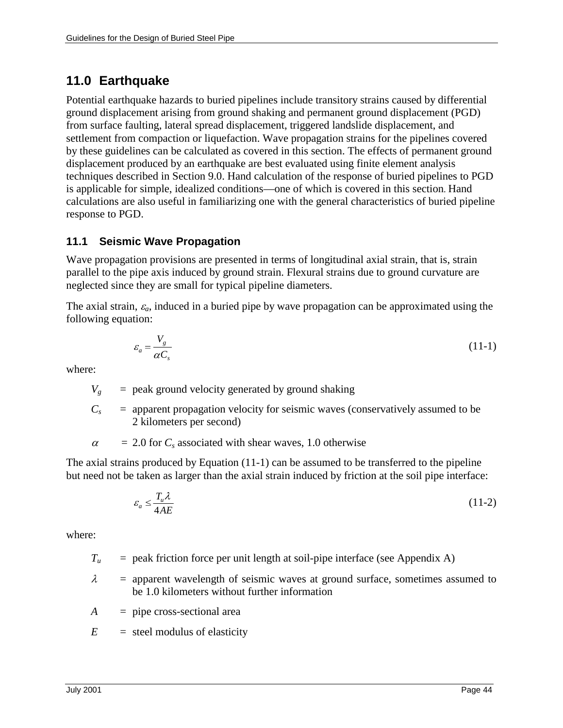## 11.0 Earthquake

Potential earthquake hazards to buried pipelines include transitory strains caused by differential ground displacement arising from ground shaking and permanent ground displacement (PGD) from surface faulting, lateral spread displacement, triggered landslide displacement, and settlement from compaction or liquefaction. Wave propagation strains for the pipelines covered by these guidelines can be calculated as covered in this section. The effects of permanent ground displacement produced by an earthquake are best evaluated using finite element analysis techniques described in Section 9.0. Hand calculation of the response of buried pipelines to PGD is applicable for simple, idealized conditions—one of which is covered in this section. Hand calculations are also useful in familiarizing one with the general characteristics of buried pipeline response to PGD.

### 11.1 Seismic Wave Propagation

Wave propagation provisions are presented in terms of longitudinal axial strain, that is, strain parallel to the pipe axis induced by ground strain. Flexural strains due to ground curvature are neglected since they are small for typical pipeline diameters.

The axial strain, $\varepsilon_a$, induced in a buried pipe by wave propagation can be approximated using the following equation:

$$\varepsilon_a = \frac{V_g}{\alpha C_s} \tag{11-1}$$

where:

- $V_g$ = peak ground velocity generated by ground shaking
- $C_s$ = apparent propagation velocity for seismic waves (conservatively assumed to be 2 kilometers per second)
- $\alpha$ = 2.0 for $C_s$ associated with shear waves, 1.0 otherwise

The axial strains produced by Equation (11-1) can be assumed to be transferred to the pipeline but need not be taken as larger than the axial strain induced by friction at the soil pipe interface:

$$\varepsilon_a \leq \frac{T_u \lambda}{4AE} \tag{11-2}$$

where:

- $T_u$ = peak friction force per unit length at soil-pipe interface (see Appendix A)
- $\lambda$ = apparent wavelength of seismic waves at ground surface, sometimes assumed to be 1.0 kilometers without further information
- $A$ = pipe cross-sectional area
- $E$ = steel modulus of elasticity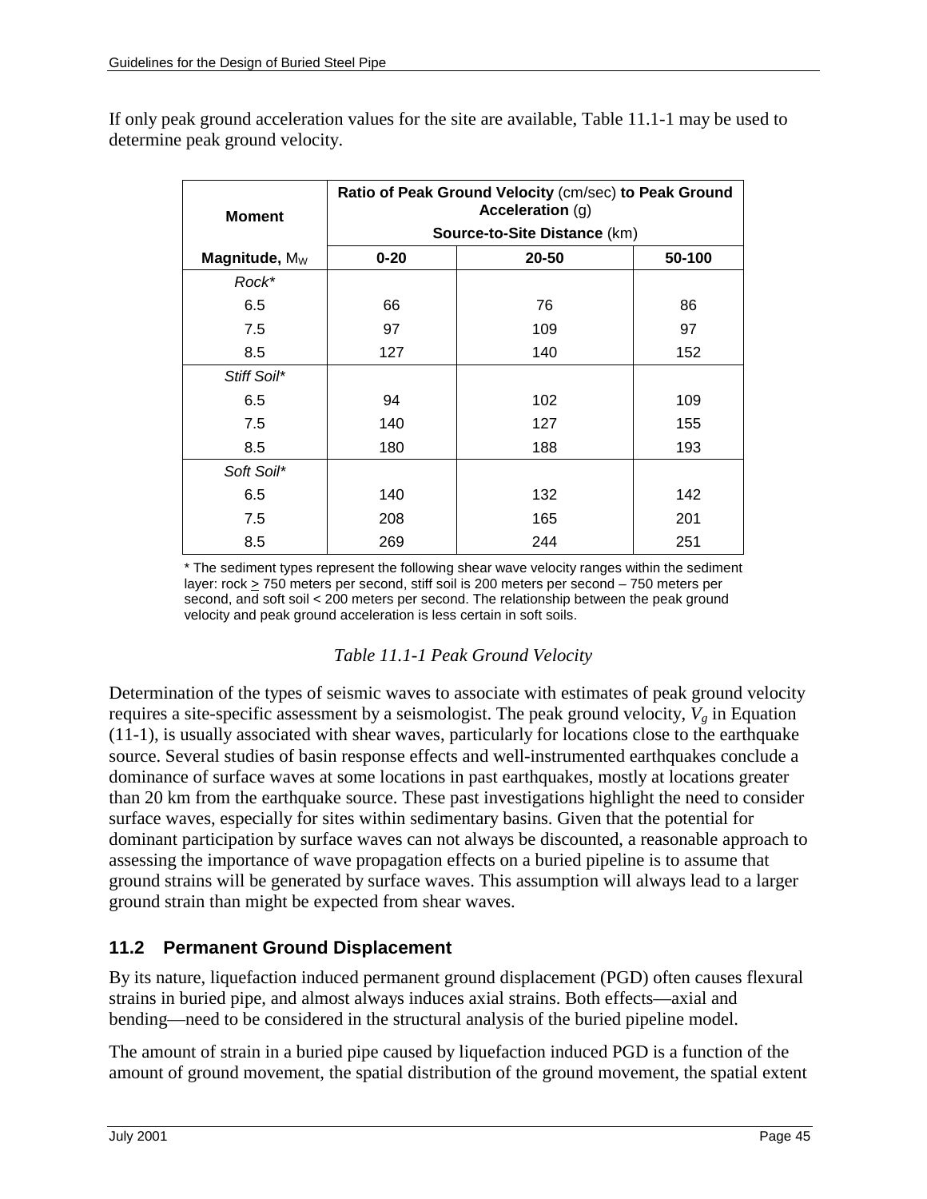If only peak ground acceleration values for the site are available, Table 11.1-1 may be used to determine peak ground velocity.

| **Moment** | **Ratio of Peak Ground Velocity** (cm/sec) **to Peak Ground Acceleration** (g) **Source-to-Site Distance** (km) | | |
|---|---|---|---|
| **Magnitude,** $M_W$ | **0-20** | **20-50** | **50-100** |
| *Rock** | | | |
| 6.5 | 66 | 76 | 86 |
| 7.5 | 97 | 109 | 97 |
| 8.5 | 127 | 140 | 152 |
| *Stiff Soil** | | | |
| 6.5 | 94 | 102 | 109 |
| 7.5 | 140 | 127 | 155 |
| 8.5 | 180 | 188 | 193 |
| *Soft Soil** | | | |
| 6.5 | 140 | 132 | 142 |
| 7.5 | 208 | 165 | 201 |
| 8.5 | 269 | 244 | 251 |

* The sediment types represent the following shear wave velocity ranges within the sediment layer: rock ≥ 750 meters per second, stiff soil is 200 meters per second – 750 meters per second, and soft soil < 200 meters per second. The relationship between the peak ground velocity and peak ground acceleration is less certain in soft soils.

*Table 11.1-1 Peak Ground Velocity*

Determination of the types of seismic waves to associate with estimates of peak ground velocity requires a site-specific assessment by a seismologist. The peak ground velocity, $V_g$ in Equation (11-1), is usually associated with shear waves, particularly for locations close to the earthquake source. Several studies of basin response effects and well-instrumented earthquakes conclude a dominance of surface waves at some locations in past earthquakes, mostly at locations greater than 20 km from the earthquake source. These past investigations highlight the need to consider surface waves, especially for sites within sedimentary basins. Given that the potential for dominant participation by surface waves can not always be discounted, a reasonable approach to assessing the importance of wave propagation effects on a buried pipeline is to assume that ground strains will be generated by surface waves. This assumption will always lead to a larger ground strain than might be expected from shear waves.

## 11.2 Permanent Ground Displacement

By its nature, liquefaction induced permanent ground displacement (PGD) often causes flexural strains in buried pipe, and almost always induces axial strains. Both effects—axial and bending—need to be considered in the structural analysis of the buried pipeline model.

The amount of strain in a buried pipe caused by liquefaction induced PGD is a function of the amount of ground movement, the spatial distribution of the ground movement, the spatial extent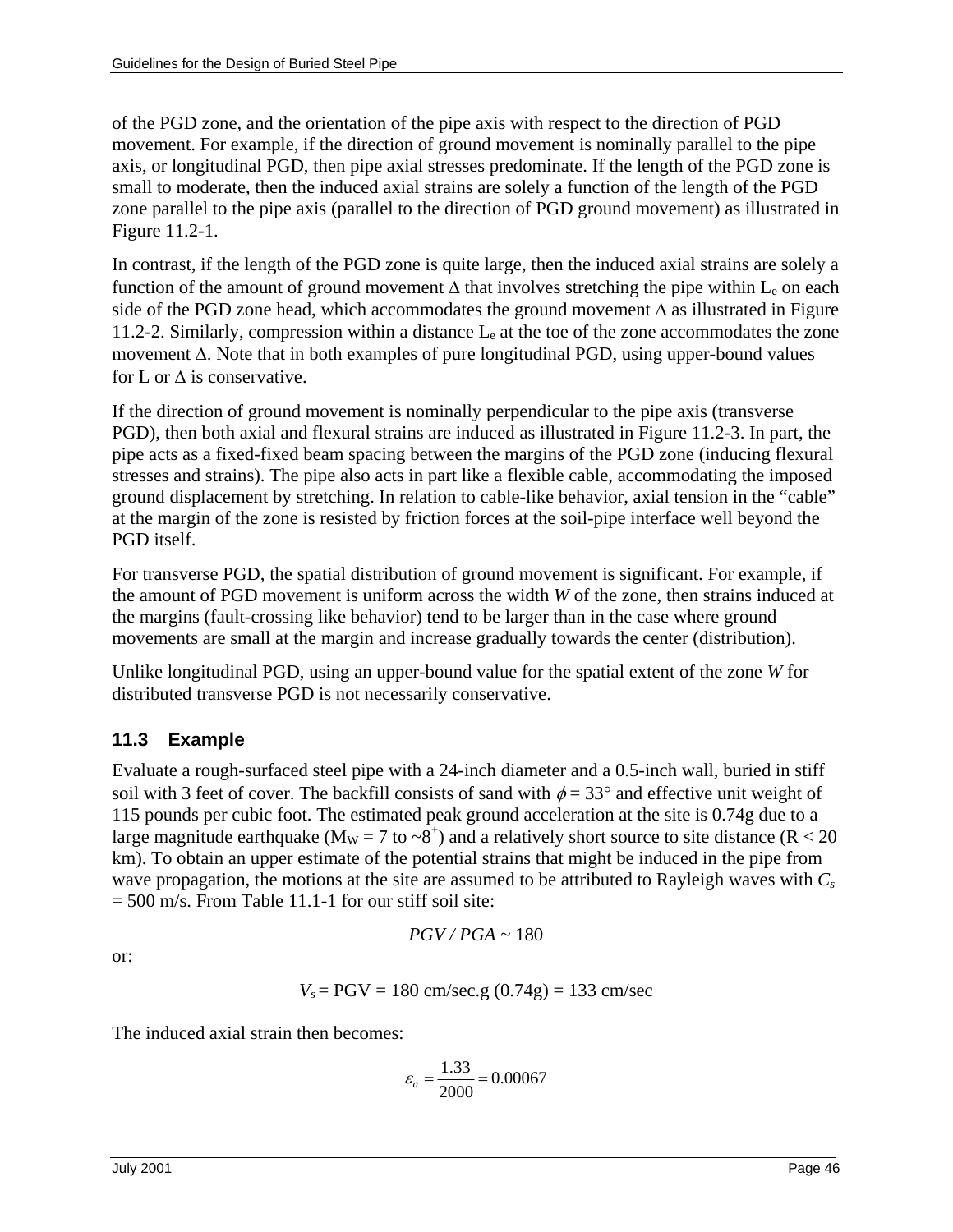of the PGD zone, and the orientation of the pipe axis with respect to the direction of PGD movement. For example, if the direction of ground movement is nominally parallel to the pipe axis, or longitudinal PGD, then pipe axial stresses predominate. If the length of the PGD zone is small to moderate, then the induced axial strains are solely a function of the length of the PGD zone parallel to the pipe axis (parallel to the direction of PGD ground movement) as illustrated in Figure 11.2-1.

In contrast, if the length of the PGD zone is quite large, then the induced axial strains are solely a function of the amount of ground movement $\Delta$ that involves stretching the pipe within $L_e$ on each side of the PGD zone head, which accommodates the ground movement $\Delta$ as illustrated in Figure 11.2-2. Similarly, compression within a distance $L_e$ at the toe of the zone accommodates the zone movement $\Delta$. Note that in both examples of pure longitudinal PGD, using upper-bound values for L or $\Delta$ is conservative.

If the direction of ground movement is nominally perpendicular to the pipe axis (transverse PGD), then both axial and flexural strains are induced as illustrated in Figure 11.2-3. In part, the pipe acts as a fixed-fixed beam spacing between the margins of the PGD zone (inducing flexural stresses and strains). The pipe also acts in part like a flexible cable, accommodating the imposed ground displacement by stretching. In relation to cable-like behavior, axial tension in the "cable" at the margin of the zone is resisted by friction forces at the soil-pipe interface well beyond the PGD itself.

For transverse PGD, the spatial distribution of ground movement is significant. For example, if the amount of PGD movement is uniform across the width *W* of the zone, then strains induced at the margins (fault-crossing like behavior) tend to be larger than in the case where ground movements are small at the margin and increase gradually towards the center (distribution).

Unlike longitudinal PGD, using an upper-bound value for the spatial extent of the zone *W* for distributed transverse PGD is not necessarily conservative.

## 11.3 Example

Evaluate a rough-surfaced steel pipe with a 24-inch diameter and a 0.5-inch wall, buried in stiff soil with 3 feet of cover. The backfill consists of sand with $\phi = 33°$ and effective unit weight of 115 pounds per cubic foot. The estimated peak ground acceleration at the site is 0.74g due to a large magnitude earthquake ($M_W$ = 7 to ~$8^+$) and a relatively short source to site distance (R < 20 km). To obtain an upper estimate of the potential strains that might be induced in the pipe from wave propagation, the motions at the site are assumed to be attributed to Rayleigh waves with $C_s$ = 500 m/s. From Table 11.1-1 for our stiff soil site:

$$PGV / PGA \sim 180$$

or:

$$V_s = \text{PGV} = 180 \text{ cm/sec.g } (0.74\text{g}) = 133 \text{ cm/sec}$$

The induced axial strain then becomes:

$$\varepsilon_a = \frac{1.33}{2000} = 0.00067$$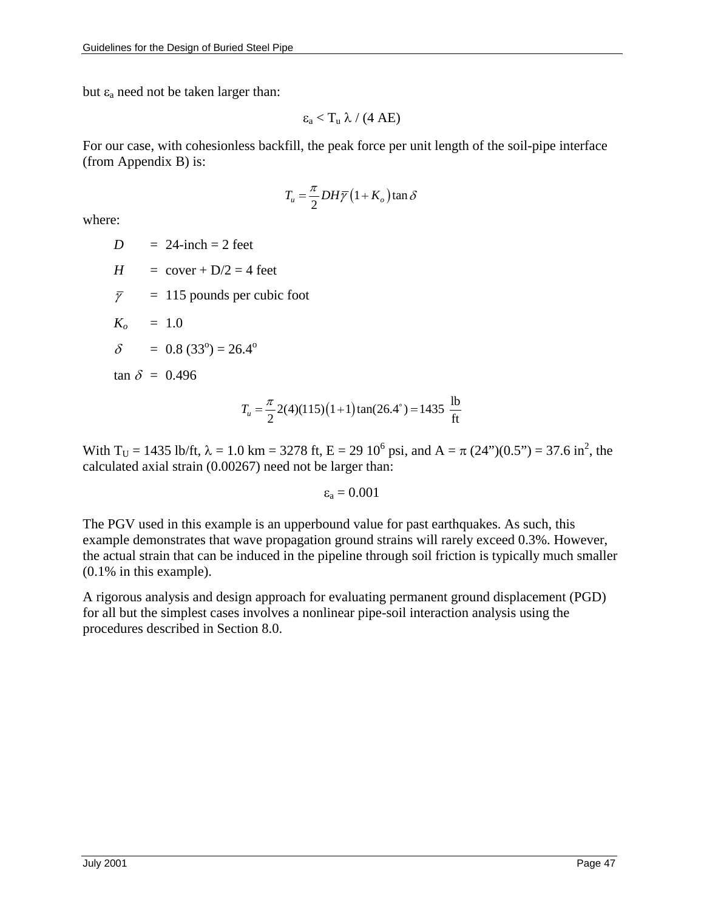but $\varepsilon_a$ need not be taken larger than:

$$\varepsilon_a < T_u \lambda / (4 AE)$$

For our case, with cohesionless backfill, the peak force per unit length of the soil-pipe interface (from Appendix B) is:

$$T_u = \frac{\pi}{2} D H \bar{\gamma} \left(1 + K_o\right) \tan\delta$$

where:

$D$ = 24-inch = 2 feet

$H$ = cover + D/2 = 4 feet

$\bar{\gamma}$ = 115 pounds per cubic foot

$K_o$ = 1.0

$\delta$ = 0.8 (33°) = 26.4°

$\tan\delta$ = 0.496

$$T_u = \frac{\pi}{2} 2(4)(115)\left(1+1\right)\tan(26.4^\circ) = 1435 \ \frac{\text{lb}}{\text{ft}}$$

With $T_U$ = 1435 lb/ft, $\lambda$ = 1.0 km = 3278 ft, E = 29 $10^6$ psi, and A = $\pi$ (24")(0.5") = 37.6 in$^2$, the calculated axial strain (0.00267) need not be larger than:

$$\varepsilon_a = 0.001$$

The PGV used in this example is an upperbound value for past earthquakes. As such, this example demonstrates that wave propagation ground strains will rarely exceed 0.3%. However, the actual strain that can be induced in the pipeline through soil friction is typically much smaller (0.1% in this example).

A rigorous analysis and design approach for evaluating permanent ground displacement (PGD) for all but the simplest cases involves a nonlinear pipe-soil interaction analysis using the procedures described in Section 8.0.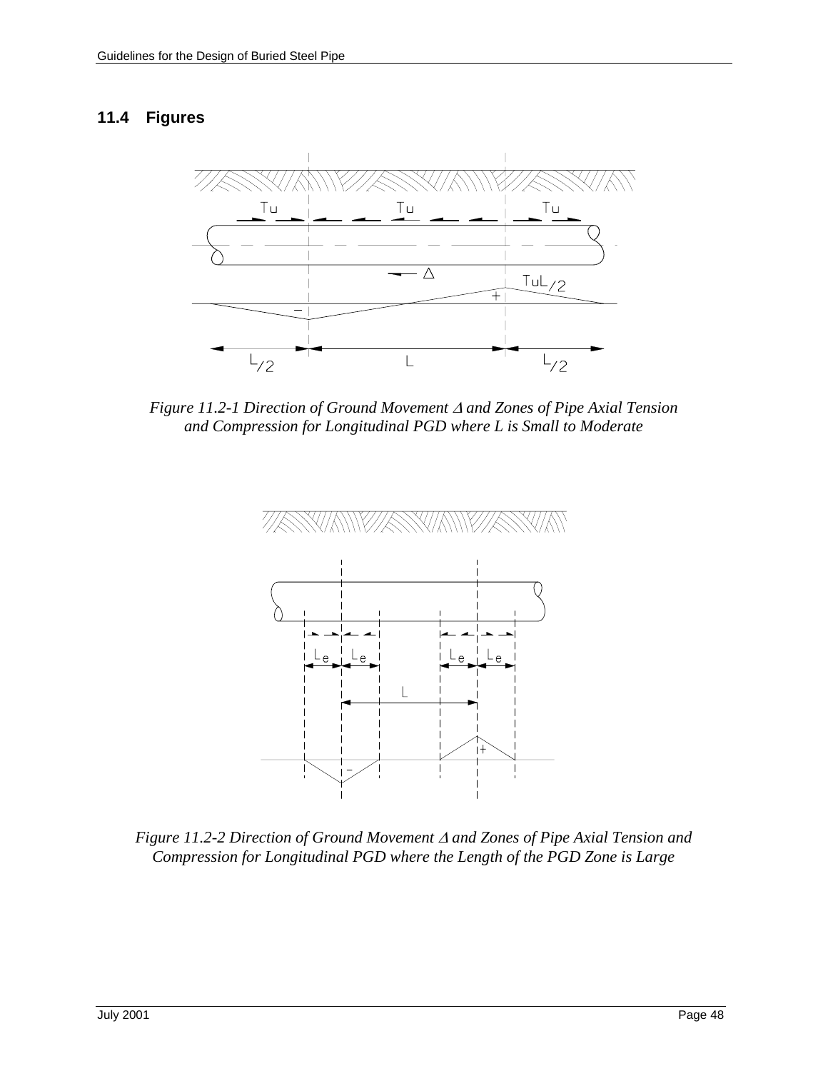## 11.4 Figures

*Figure 11.2-1 Direction of Ground Movement Δ and Zones of Pipe Axial Tension and Compression for Longitudinal PGD where L is Small to Moderate*

*Figure 11.2-2 Direction of Ground Movement Δ and Zones of Pipe Axial Tension and Compression for Longitudinal PGD where the Length of the PGD Zone is Large*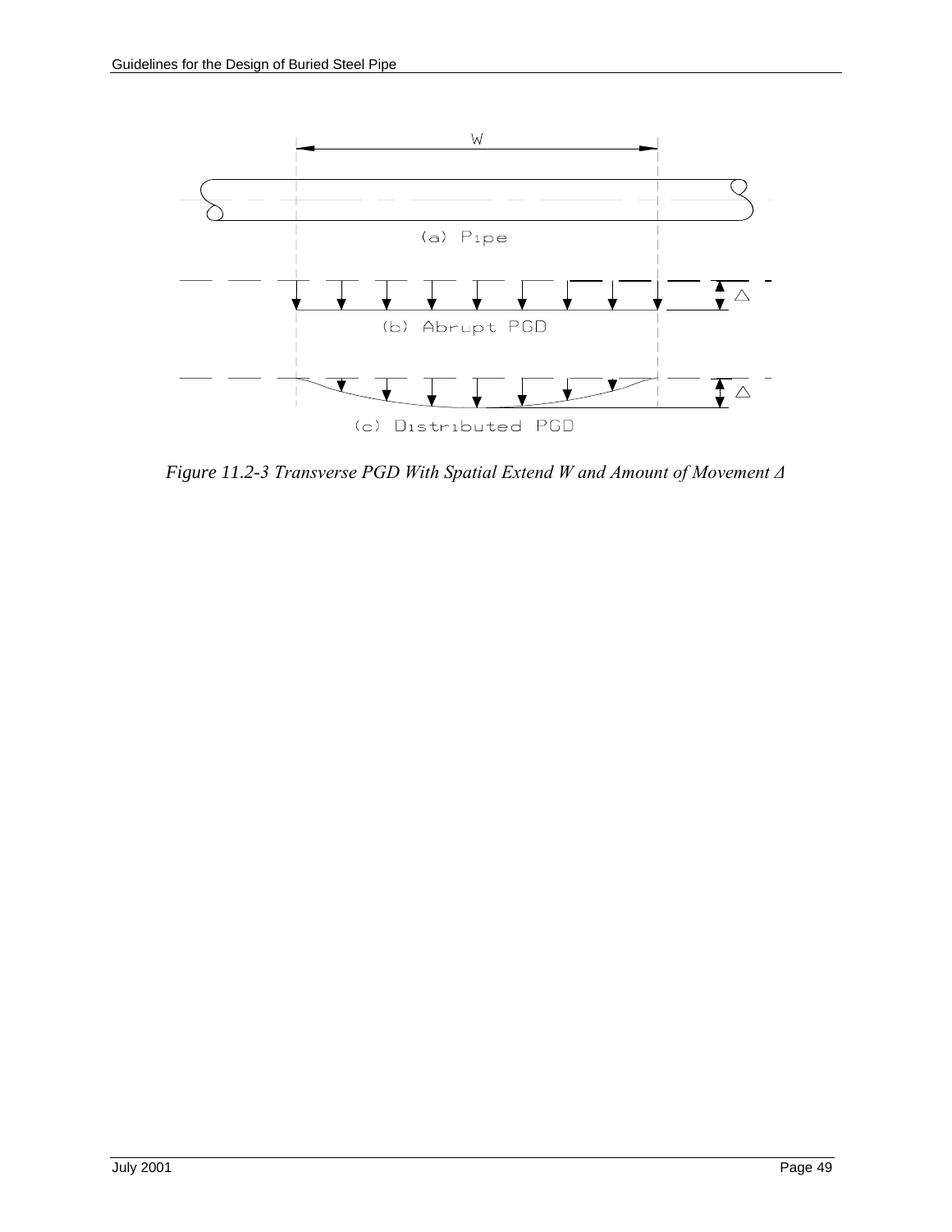*Figure 11.2-3 Transverse PGD With Spatial Extend W and Amount of Movement Δ*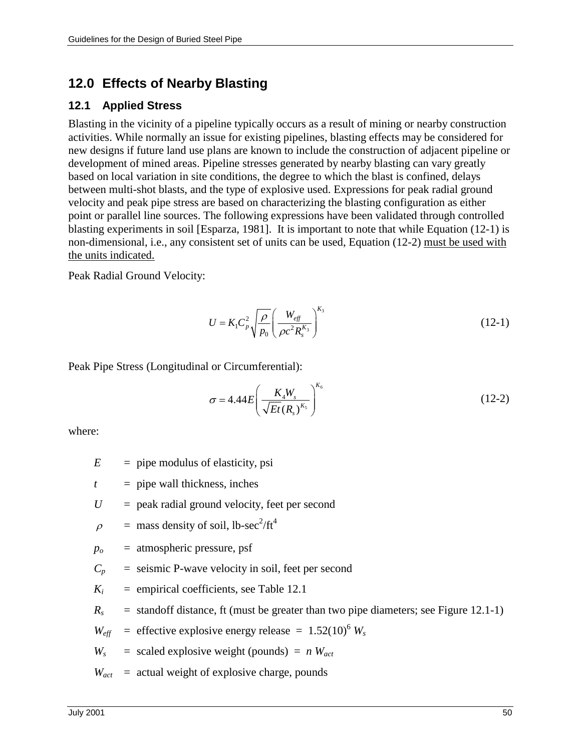# 12.0 Effects of Nearby Blasting

## 12.1 Applied Stress

Blasting in the vicinity of a pipeline typically occurs as a result of mining or nearby construction activities. While normally an issue for existing pipelines, blasting effects may be considered for new designs if future land use plans are known to include the construction of adjacent pipeline or development of mined areas. Pipeline stresses generated by nearby blasting can vary greatly based on local variation in site conditions, the degree to which the blast is confined, delays between multi-shot blasts, and the type of explosive used. Expressions for peak radial ground velocity and peak pipe stress are based on characterizing the blasting configuration as either point or parallel line sources. The following expressions have been validated through controlled blasting experiments in soil [Esparza, 1981]. It is important to note that while Equation (12-1) is non-dimensional, i.e., any consistent set of units can be used, Equation (12-2) <u>must be used with the units indicated.</u>

Peak Radial Ground Velocity:

$$U = K_1 C_p^2 \sqrt{\frac{\rho}{p_0}} \left( \frac{W_{eff}}{\rho c^2 R_s^{K_3}} \right)^{K_3} \tag{12-1}$$

Peak Pipe Stress (Longitudinal or Circumferential):

$$\sigma = 4.44E \left( \frac{K_4 W_s}{\sqrt{Et}\,(R_s)^{K_5}} \right)^{K_6} \tag{12-2}$$

where:

- $E$ = pipe modulus of elasticity, psi
- $t$ = pipe wall thickness, inches
- $U$ = peak radial ground velocity, feet per second
- $\rho$ = mass density of soil, lb-sec$^2$/ft$^4$
- $p_o$ = atmospheric pressure, psf
- $C_p$ = seismic P-wave velocity in soil, feet per second
- $K_i$ = empirical coefficients, see Table 12.1
- $R_s$ = standoff distance, ft (must be greater than two pipe diameters; see Figure 12.1-1)
- $W_{eff}$ = effective explosive energy release = $1.52(10)^6\, W_s$
- $W_s$ = scaled explosive weight (pounds) = $n\, W_{act}$
- $W_{act}$ = actual weight of explosive charge, pounds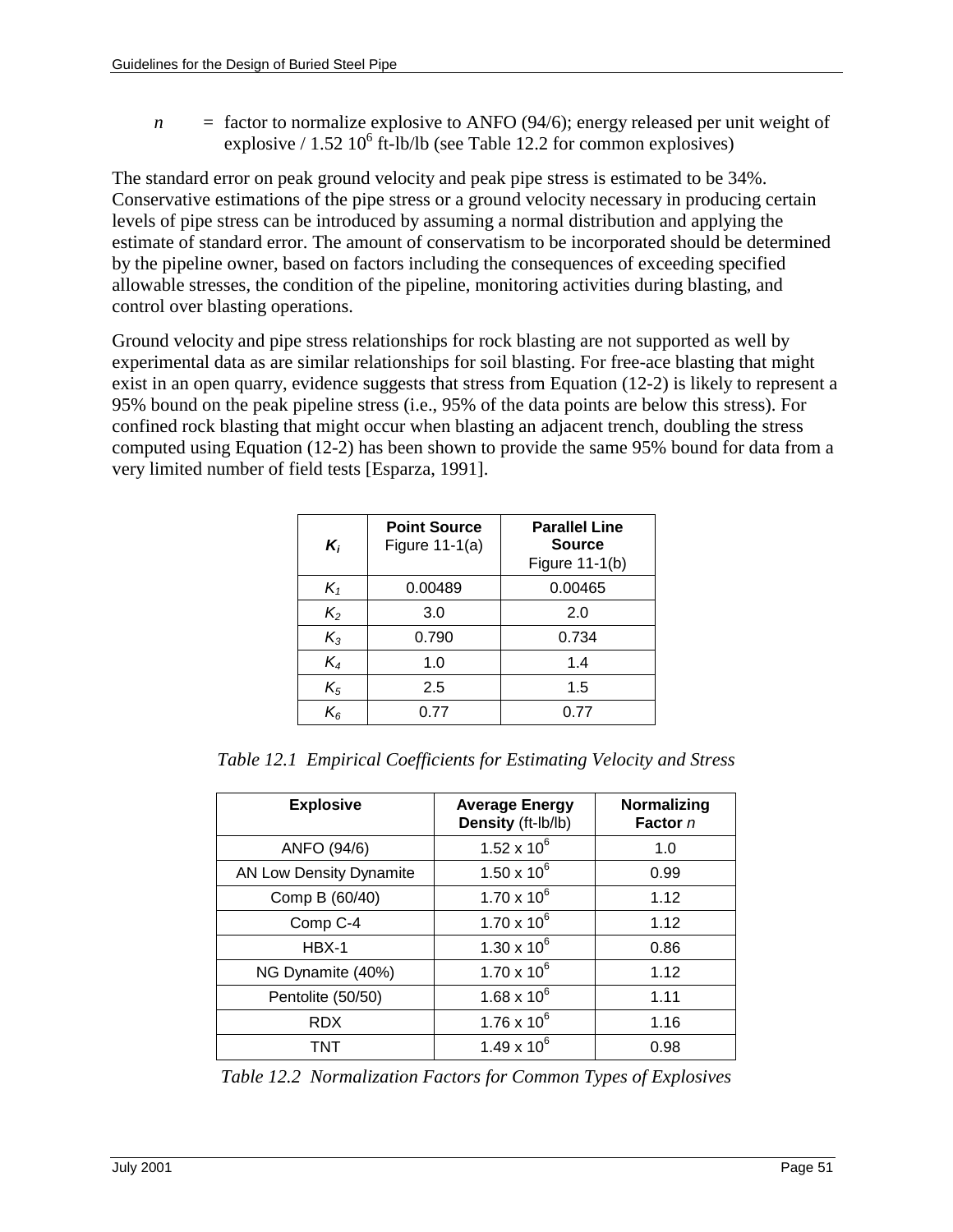$n$ = factor to normalize explosive to ANFO (94/6); energy released per unit weight of explosive / 1.52 $10^6$ ft-lb/lb (see Table 12.2 for common explosives)

The standard error on peak ground velocity and peak pipe stress is estimated to be 34%. Conservative estimations of the pipe stress or a ground velocity necessary in producing certain levels of pipe stress can be introduced by assuming a normal distribution and applying the estimate of standard error. The amount of conservatism to be incorporated should be determined by the pipeline owner, based on factors including the consequences of exceeding specified allowable stresses, the condition of the pipeline, monitoring activities during blasting, and control over blasting operations.

Ground velocity and pipe stress relationships for rock blasting are not supported as well by experimental data as are similar relationships for soil blasting. For free-ace blasting that might exist in an open quarry, evidence suggests that stress from Equation (12-2) is likely to represent a 95% bound on the peak pipeline stress (i.e., 95% of the data points are below this stress). For confined rock blasting that might occur when blasting an adjacent trench, doubling the stress computed using Equation (12-2) has been shown to provide the same 95% bound for data from a very limited number of field tests [Esparza, 1991].

| $K_i$ | **Point Source** Figure 11-1(a) | **Parallel Line Source** Figure 11-1(b) |
|---|---|---|
| $K_1$ | 0.00489 | 0.00465 |
| $K_2$ | 3.0 | 2.0 |
| $K_3$ | 0.790 | 0.734 |
| $K_4$ | 1.0 | 1.4 |
| $K_5$ | 2.5 | 1.5 |
| $K_6$ | 0.77 | 0.77 |

*Table 12.1 Empirical Coefficients for Estimating Velocity and Stress*

| **Explosive** | **Average Energy Density** (ft-lb/lb) | **Normalizing Factor** $n$ |
|---|---|---|
| ANFO (94/6) | $1.52 \times 10^6$ | 1.0 |
| AN Low Density Dynamite | $1.50 \times 10^6$ | 0.99 |
| Comp B (60/40) | $1.70 \times 10^6$ | 1.12 |
| Comp C-4 | $1.70 \times 10^6$ | 1.12 |
| HBX-1 | $1.30 \times 10^6$ | 0.86 |
| NG Dynamite (40%) | $1.70 \times 10^6$ | 1.12 |
| Pentolite (50/50) | $1.68 \times 10^6$ | 1.11 |
| RDX | $1.76 \times 10^6$ | 1.16 |
| TNT | $1.49 \times 10^6$ | 0.98 |

*Table 12.2 Normalization Factors for Common Types of Explosives*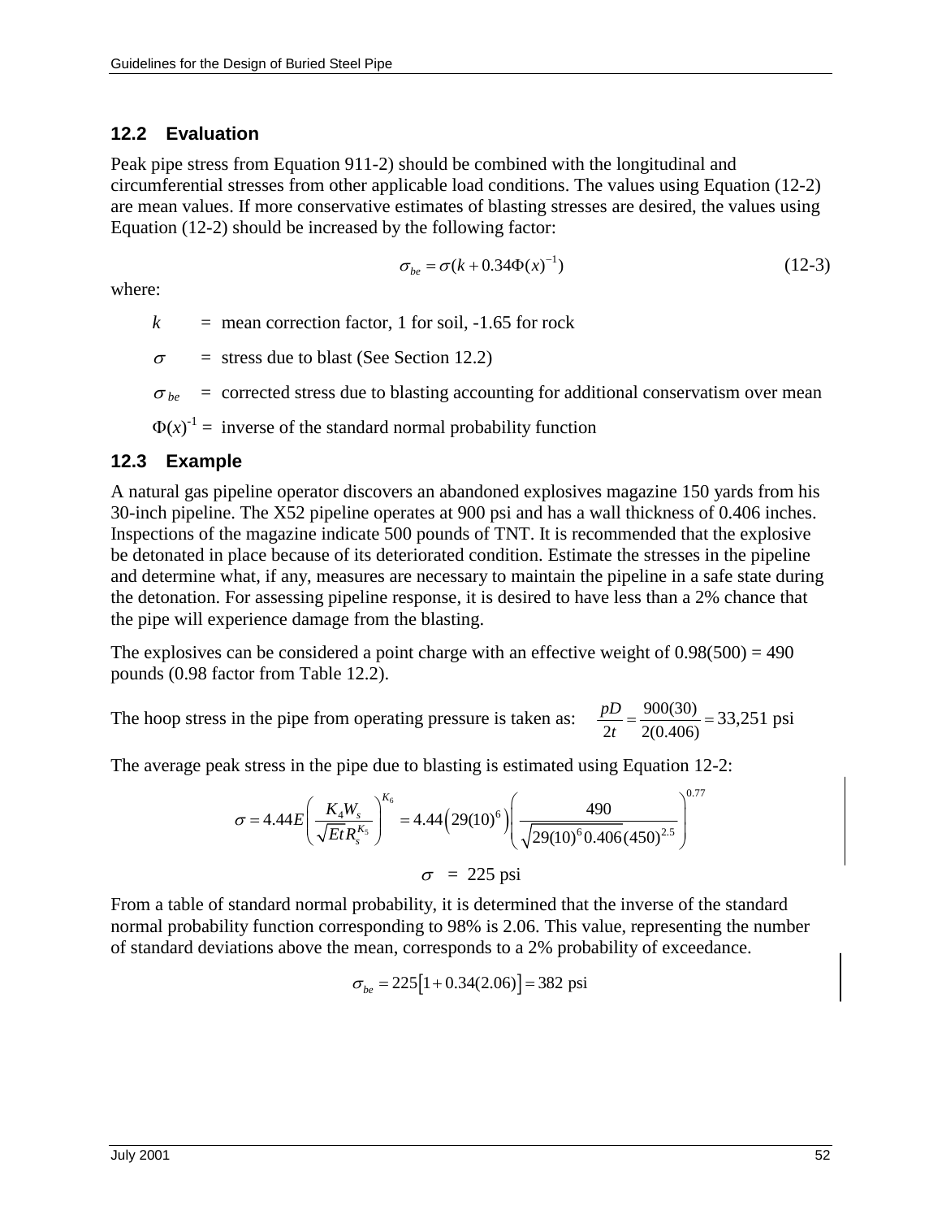## 12.2 Evaluation

Peak pipe stress from Equation 911-2) should be combined with the longitudinal and circumferential stresses from other applicable load conditions. The values using Equation (12-2) are mean values. If more conservative estimates of blasting stresses are desired, the values using Equation (12-2) should be increased by the following factor:

$$\sigma_{be} = \sigma(k + 0.34\Phi(x)^{-1}) \tag{12-3}$$

where:

$k$ = mean correction factor, 1 for soil, -1.65 for rock

$\sigma$ = stress due to blast (See Section 12.2)

$\sigma_{be}$ = corrected stress due to blasting accounting for additional conservatism over mean

$\Phi(x)^{-1}$ = inverse of the standard normal probability function

## 12.3 Example

A natural gas pipeline operator discovers an abandoned explosives magazine 150 yards from his 30-inch pipeline. The X52 pipeline operates at 900 psi and has a wall thickness of 0.406 inches. Inspections of the magazine indicate 500 pounds of TNT. It is recommended that the explosive be detonated in place because of its deteriorated condition. Estimate the stresses in the pipeline and determine what, if any, measures are necessary to maintain the pipeline in a safe state during the detonation. For assessing pipeline response, it is desired to have less than a 2% chance that the pipe will experience damage from the blasting.

The explosives can be considered a point charge with an effective weight of 0.98(500) = 490 pounds (0.98 factor from Table 12.2).

The hoop stress in the pipe from operating pressure is taken as: $\dfrac{pD}{2t} = \dfrac{900(30)}{2(0.406)} = 33{,}251 \text{ psi}$

The average peak stress in the pipe due to blasting is estimated using Equation 12-2:

$$\sigma = 4.44E\left(\frac{K_4 W_s}{\sqrt{Et}R_s^{K_5}}\right)^{K_6} = 4.44\left(29(10)^6\right)\left(\frac{490}{\sqrt{29(10)^6 0.406}(450)^{2.5}}\right)^{0.77}$$

$$\sigma = 225 \text{ psi}$$

From a table of standard normal probability, it is determined that the inverse of the standard normal probability function corresponding to 98% is 2.06. This value, representing the number of standard deviations above the mean, corresponds to a 2% probability of exceedance.

$$\sigma_{be} = 225\left[1 + 0.34(2.06)\right] = 382 \text{ psi}$$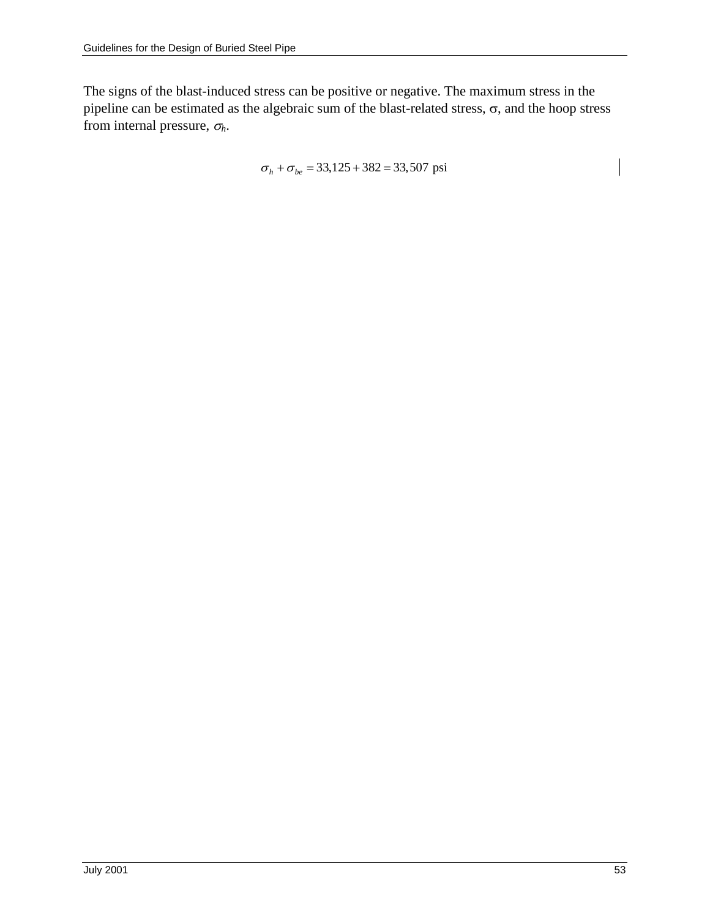The signs of the blast-induced stress can be positive or negative. The maximum stress in the pipeline can be estimated as the algebraic sum of the blast-related stress, $\sigma$, and the hoop stress from internal pressure, $\sigma_h$.

$$\sigma_h + \sigma_{be} = 33{,}125 + 382 = 33{,}507 \text{ psi}$$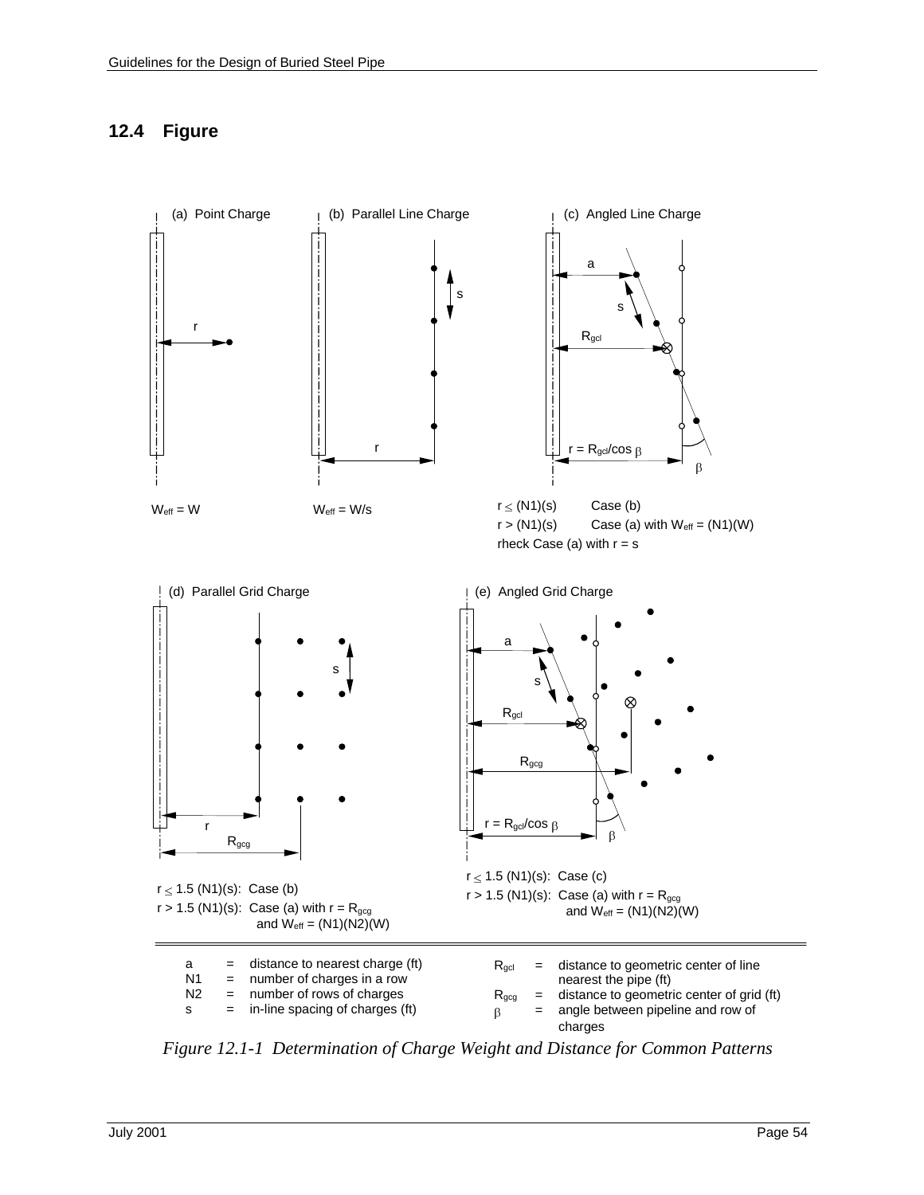## 12.4 Figure

(a) Point Charge

$W_{eff} = W$

(b) Parallel Line Charge

$W_{eff} = W/s$

(c) Angled Line Charge

$r = R_{gcl}/\cos\beta$

$r \leq (N1)(s)$ Case (b)

$r > (N1)(s)$ Case (a) with $W_{eff} = (N1)(W)$

rheck Case (a) with r = s

(d) Parallel Grid Charge

$r \leq 1.5\ (N1)(s)$: Case (b)

$r > 1.5\ (N1)(s)$: Case (a) with $r = R_{gcg}$ and $W_{eff} = (N1)(N2)(W)$

(e) Angled Grid Charge

$r = R_{gcl}/\cos\beta$

$r \leq 1.5\ (N1)(s)$: Case (c)

$r > 1.5\ (N1)(s)$: Case (a) with $r = R_{gcg}$ and $W_{eff} = (N1)(N2)(W)$

a = distance to nearest charge (ft)
N1 = number of charges in a row
N2 = number of rows of charges
s = in-line spacing of charges (ft)
$R_{gcl}$ = distance to geometric center of line nearest the pipe (ft)
$R_{gcg}$ = distance to geometric center of grid (ft)
$\beta$ = angle between pipeline and row of charges

*Figure 12.1-1 Determination of Charge Weight and Distance for Common Patterns*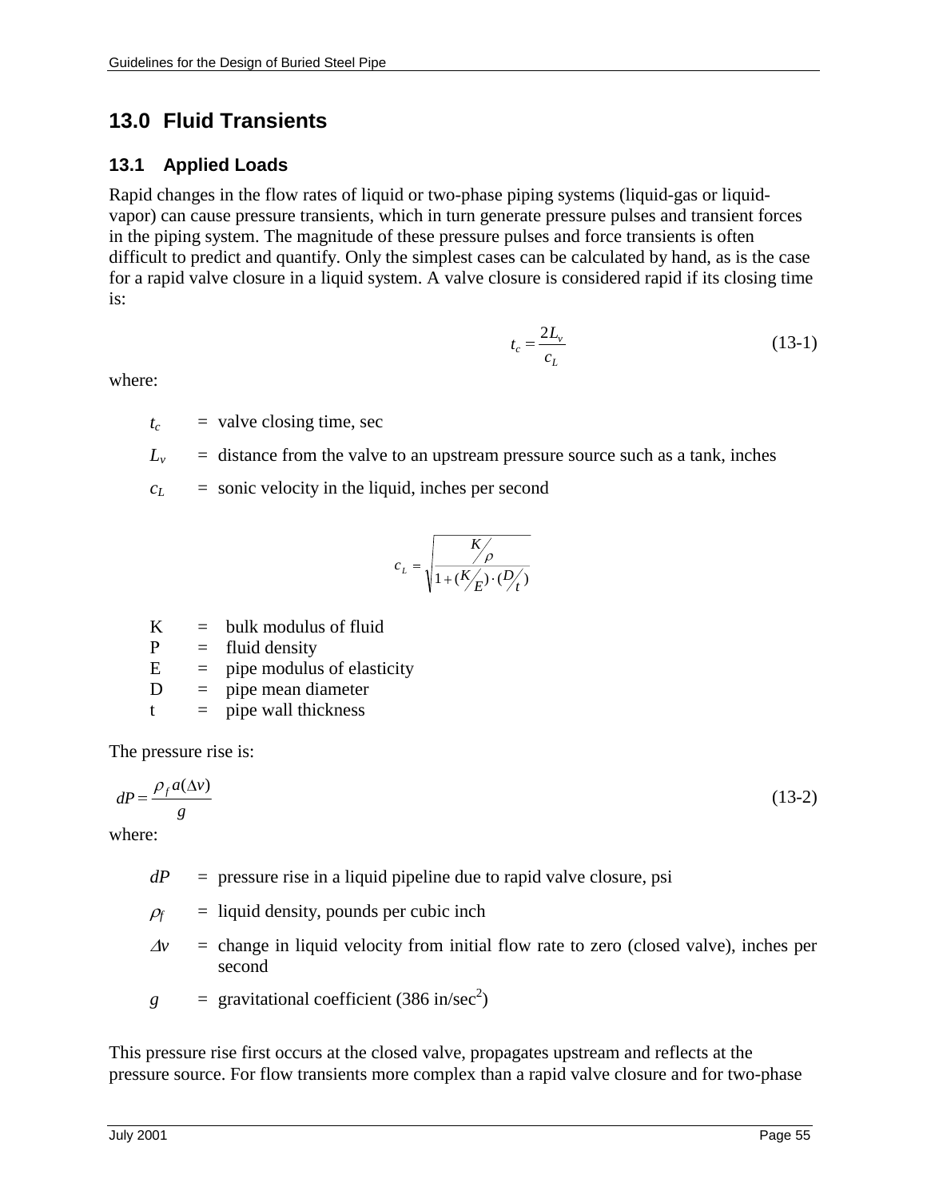# 13.0 Fluid Transients

## 13.1 Applied Loads

Rapid changes in the flow rates of liquid or two-phase piping systems (liquid-gas or liquid-vapor) can cause pressure transients, which in turn generate pressure pulses and transient forces in the piping system. The magnitude of these pressure pulses and force transients is often difficult to predict and quantify. Only the simplest cases can be calculated by hand, as is the case for a rapid valve closure in a liquid system. A valve closure is considered rapid if its closing time is:

$$t_c = \frac{2L_v}{c_L} \tag{13-1}$$

where:

$t_c$ = valve closing time, sec

$L_v$ = distance from the valve to an upstream pressure source such as a tank, inches

$c_L$ = sonic velocity in the liquid, inches per second

$$c_L = \sqrt{\frac{K/\rho}{1 + (K/E) \cdot (D/t)}}$$

K = bulk modulus of fluid
P = fluid density
E = pipe modulus of elasticity
D = pipe mean diameter
t = pipe wall thickness

The pressure rise is:

$$dP = \frac{\rho_f a(\Delta v)}{g} \tag{13-2}$$

where:

$dP$ = pressure rise in a liquid pipeline due to rapid valve closure, psi

$\rho_f$ = liquid density, pounds per cubic inch

$\Delta v$ = change in liquid velocity from initial flow rate to zero (closed valve), inches per second

$g$ = gravitational coefficient (386 in/sec$^2$)

This pressure rise first occurs at the closed valve, propagates upstream and reflects at the pressure source. For flow transients more complex than a rapid valve closure and for two-phase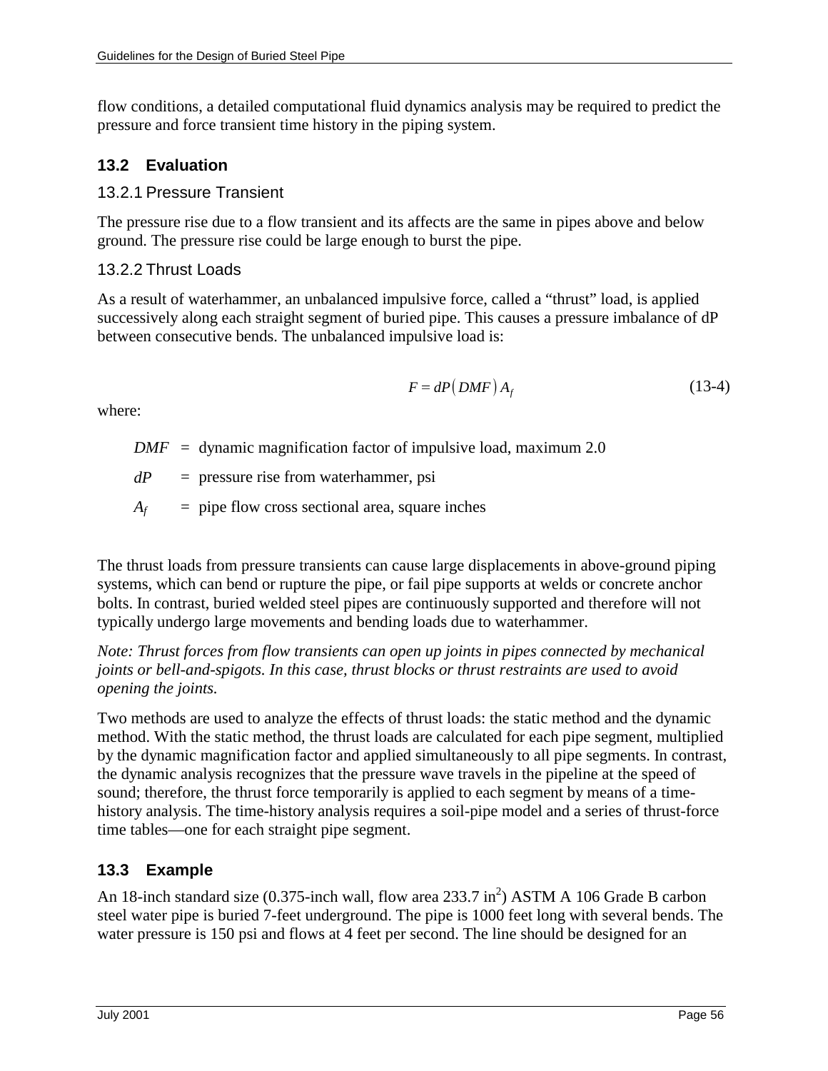flow conditions, a detailed computational fluid dynamics analysis may be required to predict the pressure and force transient time history in the piping system.

## 13.2 Evaluation

### 13.2.1 Pressure Transient

The pressure rise due to a flow transient and its affects are the same in pipes above and below ground. The pressure rise could be large enough to burst the pipe.

### 13.2.2 Thrust Loads

As a result of waterhammer, an unbalanced impulsive force, called a “thrust” load, is applied successively along each straight segment of buried pipe. This causes a pressure imbalance of dP between consecutive bends. The unbalanced impulsive load is:

$$F = dP\left(DMF\right)A_f \qquad \text{(13-4)}$$

where:

- $DMF$ = dynamic magnification factor of impulsive load, maximum 2.0
- $dP$ = pressure rise from waterhammer, psi
- $A_f$ = pipe flow cross sectional area, square inches

The thrust loads from pressure transients can cause large displacements in above-ground piping systems, which can bend or rupture the pipe, or fail pipe supports at welds or concrete anchor bolts. In contrast, buried welded steel pipes are continuously supported and therefore will not typically undergo large movements and bending loads due to waterhammer.

*Note: Thrust forces from flow transients can open up joints in pipes connected by mechanical joints or bell-and-spigots. In this case, thrust blocks or thrust restraints are used to avoid opening the joints.*

Two methods are used to analyze the effects of thrust loads: the static method and the dynamic method. With the static method, the thrust loads are calculated for each pipe segment, multiplied by the dynamic magnification factor and applied simultaneously to all pipe segments. In contrast, the dynamic analysis recognizes that the pressure wave travels in the pipeline at the speed of sound; therefore, the thrust force temporarily is applied to each segment by means of a time-history analysis. The time-history analysis requires a soil-pipe model and a series of thrust-force time tables—one for each straight pipe segment.

## 13.3 Example

An 18-inch standard size (0.375-inch wall, flow area 233.7 in$^2$) ASTM A 106 Grade B carbon steel water pipe is buried 7-feet underground. The pipe is 1000 feet long with several bends. The water pressure is 150 psi and flows at 4 feet per second. The line should be designed for an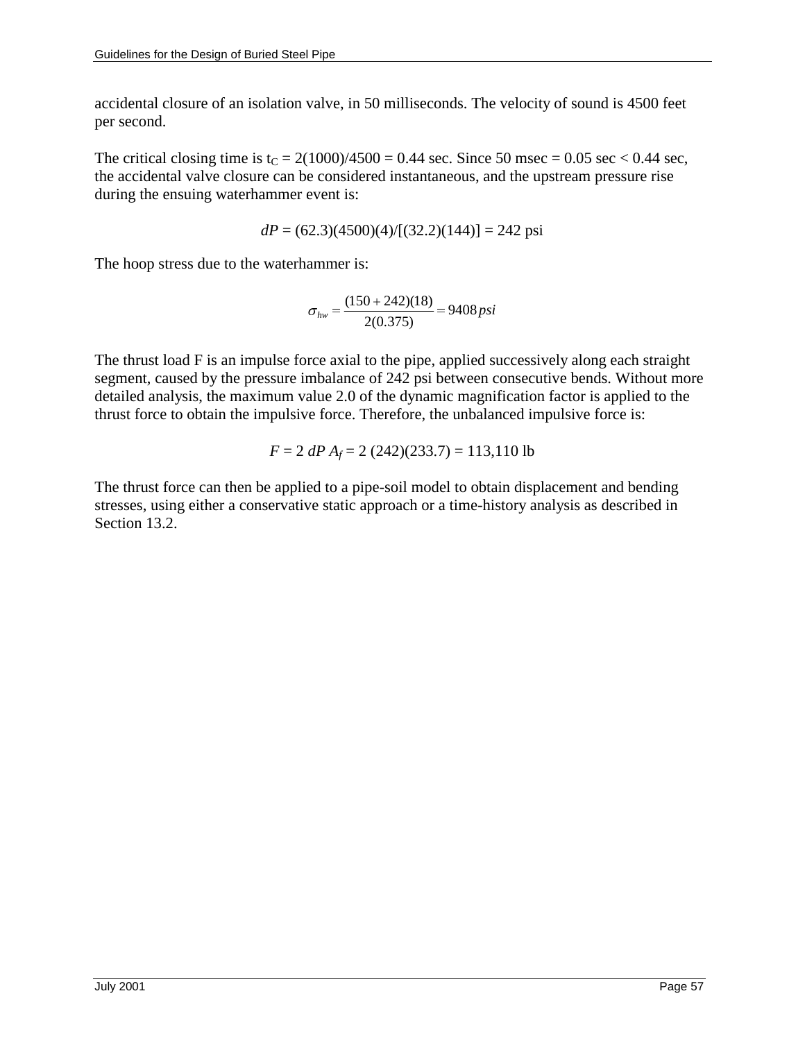accidental closure of an isolation valve, in 50 milliseconds. The velocity of sound is 4500 feet per second.

The critical closing time is $t_C = 2(1000)/4500 = 0.44$ sec. Since 50 msec = 0.05 sec < 0.44 sec, the accidental valve closure can be considered instantaneous, and the upstream pressure rise during the ensuing waterhammer event is:

$$dP = (62.3)(4500)(4)/[(32.2)(144)] = 242 \text{ psi}$$

The hoop stress due to the waterhammer is:

$$\sigma_{hw} = \frac{(150 + 242)(18)}{2(0.375)} = 9408\,psi$$

The thrust load F is an impulse force axial to the pipe, applied successively along each straight segment, caused by the pressure imbalance of 242 psi between consecutive bends. Without more detailed analysis, the maximum value 2.0 of the dynamic magnification factor is applied to the thrust force to obtain the impulsive force. Therefore, the unbalanced impulsive force is:

$$F = 2\,dP\,A_f = 2\,(242)(233.7) = 113{,}110 \text{ lb}$$

The thrust force can then be applied to a pipe-soil model to obtain displacement and bending stresses, using either a conservative static approach or a time-history analysis as described in Section 13.2.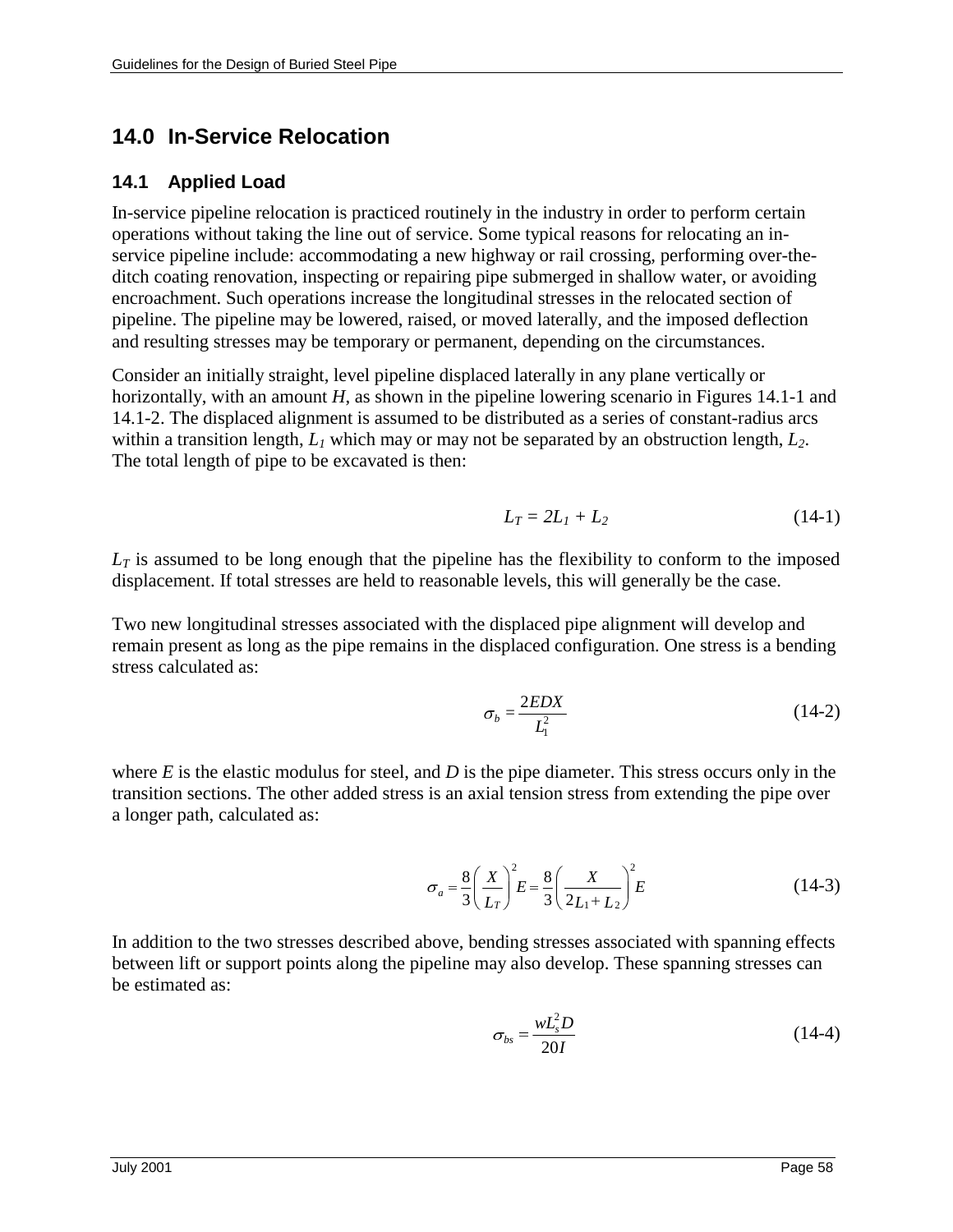# 14.0 In-Service Relocation

## 14.1 Applied Load

In-service pipeline relocation is practiced routinely in the industry in order to perform certain operations without taking the line out of service. Some typical reasons for relocating an in-service pipeline include: accommodating a new highway or rail crossing, performing over-the-ditch coating renovation, inspecting or repairing pipe submerged in shallow water, or avoiding encroachment. Such operations increase the longitudinal stresses in the relocated section of pipeline. The pipeline may be lowered, raised, or moved laterally, and the imposed deflection and resulting stresses may be temporary or permanent, depending on the circumstances.

Consider an initially straight, level pipeline displaced laterally in any plane vertically or horizontally, with an amount *H*, as shown in the pipeline lowering scenario in Figures 14.1-1 and 14.1-2. The displaced alignment is assumed to be distributed as a series of constant-radius arcs within a transition length, $L_1$ which may or may not be separated by an obstruction length, $L_2$. The total length of pipe to be excavated is then:

$$L_T = 2L_1 + L_2 \tag{14-1}$$

$L_T$ is assumed to be long enough that the pipeline has the flexibility to conform to the imposed displacement. If total stresses are held to reasonable levels, this will generally be the case.

Two new longitudinal stresses associated with the displaced pipe alignment will develop and remain present as long as the pipe remains in the displaced configuration. One stress is a bending stress calculated as:

$$\sigma_b = \frac{2EDX}{L_1^2} \tag{14-2}$$

where *E* is the elastic modulus for steel, and *D* is the pipe diameter. This stress occurs only in the transition sections. The other added stress is an axial tension stress from extending the pipe over a longer path, calculated as:

$$\sigma_a = \frac{8}{3}\left(\frac{X}{L_T}\right)^2 E = \frac{8}{3}\left(\frac{X}{2L_1 + L_2}\right)^2 E \tag{14-3}$$

In addition to the two stresses described above, bending stresses associated with spanning effects between lift or support points along the pipeline may also develop. These spanning stresses can be estimated as:

$$\sigma_{bs} = \frac{wL_s^2 D}{20I} \tag{14-4}$$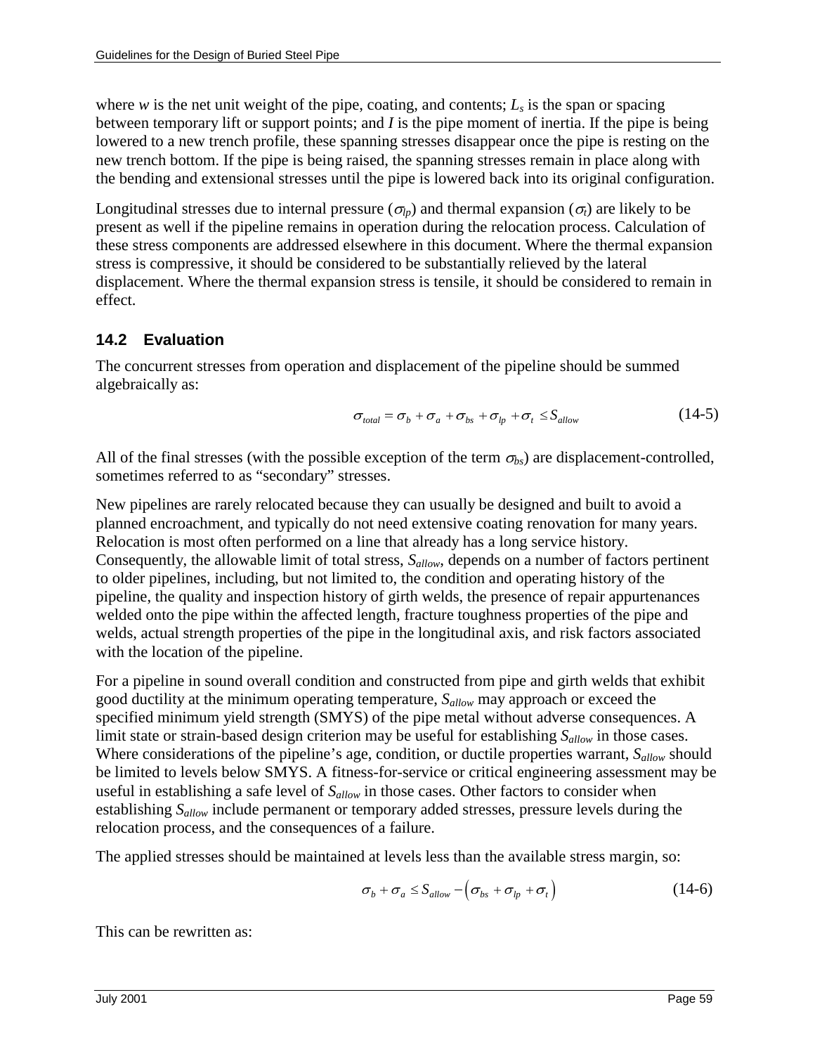where $w$ is the net unit weight of the pipe, coating, and contents; $L_s$ is the span or spacing between temporary lift or support points; and $I$ is the pipe moment of inertia. If the pipe is being lowered to a new trench profile, these spanning stresses disappear once the pipe is resting on the new trench bottom. If the pipe is being raised, the spanning stresses remain in place along with the bending and extensional stresses until the pipe is lowered back into its original configuration.

Longitudinal stresses due to internal pressure ($\sigma_{lp}$) and thermal expansion ($\sigma_t$) are likely to be present as well if the pipeline remains in operation during the relocation process. Calculation of these stress components are addressed elsewhere in this document. Where the thermal expansion stress is compressive, it should be considered to be substantially relieved by the lateral displacement. Where the thermal expansion stress is tensile, it should be considered to remain in effect.

## 14.2 Evaluation

The concurrent stresses from operation and displacement of the pipeline should be summed algebraically as:

$$\sigma_{total} = \sigma_b + \sigma_a + \sigma_{bs} + \sigma_{lp} + \sigma_t \leq S_{allow} \tag{14-5}$$

All of the final stresses (with the possible exception of the term $\sigma_{bs}$) are displacement-controlled, sometimes referred to as "secondary" stresses.

New pipelines are rarely relocated because they can usually be designed and built to avoid a planned encroachment, and typically do not need extensive coating renovation for many years. Relocation is most often performed on a line that already has a long service history. Consequently, the allowable limit of total stress, $S_{allow}$, depends on a number of factors pertinent to older pipelines, including, but not limited to, the condition and operating history of the pipeline, the quality and inspection history of girth welds, the presence of repair appurtenances welded onto the pipe within the affected length, fracture toughness properties of the pipe and welds, actual strength properties of the pipe in the longitudinal axis, and risk factors associated with the location of the pipeline.

For a pipeline in sound overall condition and constructed from pipe and girth welds that exhibit good ductility at the minimum operating temperature, $S_{allow}$ may approach or exceed the specified minimum yield strength (SMYS) of the pipe metal without adverse consequences. A limit state or strain-based design criterion may be useful for establishing $S_{allow}$ in those cases. Where considerations of the pipeline's age, condition, or ductile properties warrant, $S_{allow}$ should be limited to levels below SMYS. A fitness-for-service or critical engineering assessment may be useful in establishing a safe level of $S_{allow}$ in those cases. Other factors to consider when establishing $S_{allow}$ include permanent or temporary added stresses, pressure levels during the relocation process, and the consequences of a failure.

The applied stresses should be maintained at levels less than the available stress margin, so:

$$\sigma_b + \sigma_a \leq S_{allow} - \left(\sigma_{bs} + \sigma_{lp} + \sigma_t\right) \tag{14-6}$$

This can be rewritten as: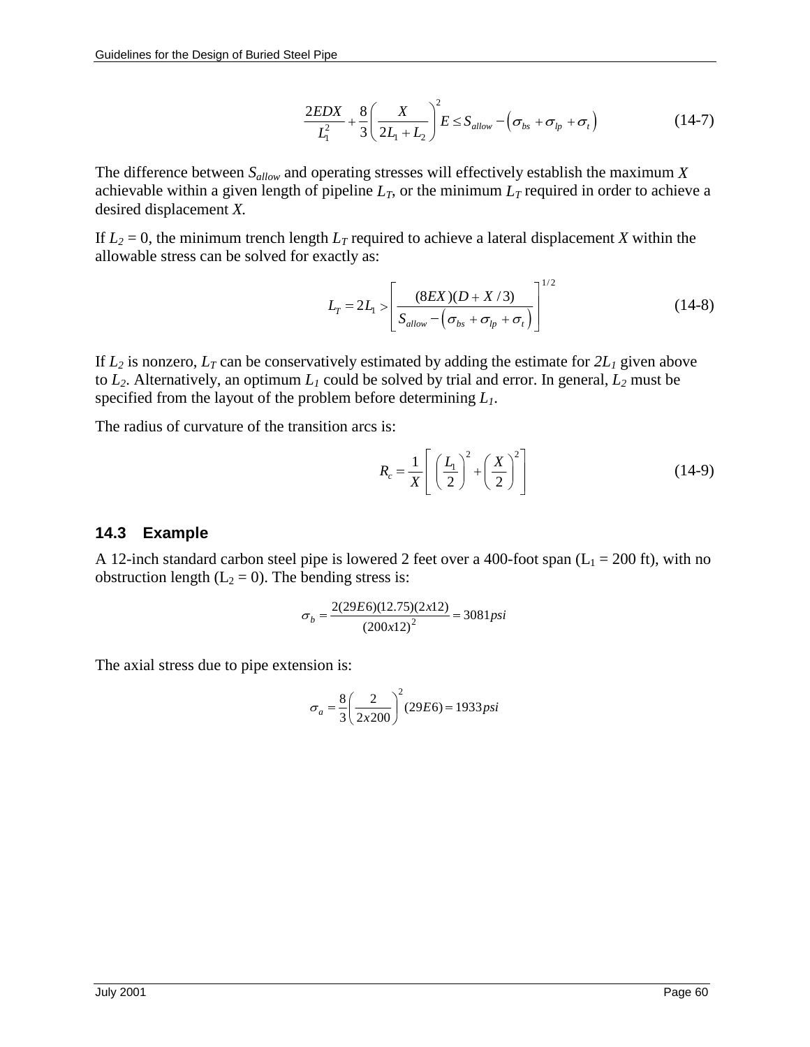$$\frac{2EDX}{L_1^2} + \frac{8}{3}\left(\frac{X}{2L_1 + L_2}\right)^2 E \leq S_{allow} - \left(\sigma_{bs} + \sigma_{lp} + \sigma_t\right) \tag{14-7}$$

The difference between $S_{allow}$ and operating stresses will effectively establish the maximum $X$ achievable within a given length of pipeline $L_T$, or the minimum $L_T$ required in order to achieve a desired displacement $X$.

If $L_2 = 0$, the minimum trench length $L_T$ required to achieve a lateral displacement $X$ within the allowable stress can be solved for exactly as:

$$L_T = 2L_1 > \left[\frac{(8EX)(D + X/3)}{S_{allow} - \left(\sigma_{bs} + \sigma_{lp} + \sigma_t\right)}\right]^{1/2} \tag{14-8}$$

If $L_2$ is nonzero, $L_T$ can be conservatively estimated by adding the estimate for $2L_1$ given above to $L_2$. Alternatively, an optimum $L_1$ could be solved by trial and error. In general, $L_2$ must be specified from the layout of the problem before determining $L_1$.

The radius of curvature of the transition arcs is:

$$R_c = \frac{1}{X}\left[\left(\frac{L_1}{2}\right)^2 + \left(\frac{X}{2}\right)^2\right] \tag{14-9}$$

## 14.3 Example

A 12-inch standard carbon steel pipe is lowered 2 feet over a 400-foot span ($L_1$ = 200 ft), with no obstruction length ($L_2$ = 0). The bending stress is:

$$\sigma_b = \frac{2(29E6)(12.75)(2x12)}{(200x12)^2} = 3081 psi$$

The axial stress due to pipe extension is:

$$\sigma_a = \frac{8}{3}\left(\frac{2}{2x200}\right)^2 (29E6) = 1933 psi$$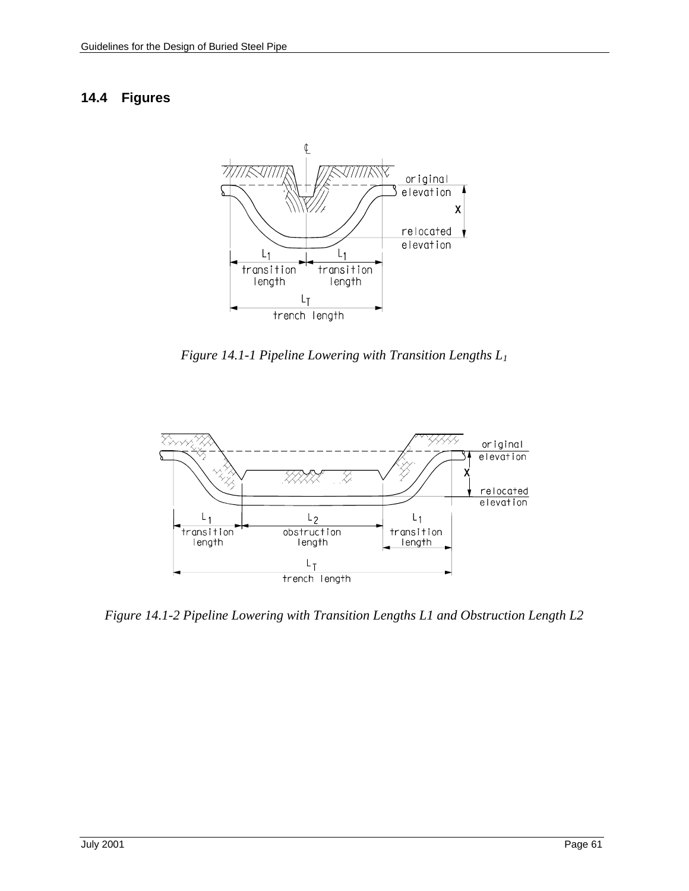## 14.4 Figures

*Figure 14.1-1 Pipeline Lowering with Transition Lengths $L_1$*

*Figure 14.1-2 Pipeline Lowering with Transition Lengths L1 and Obstruction Length L2*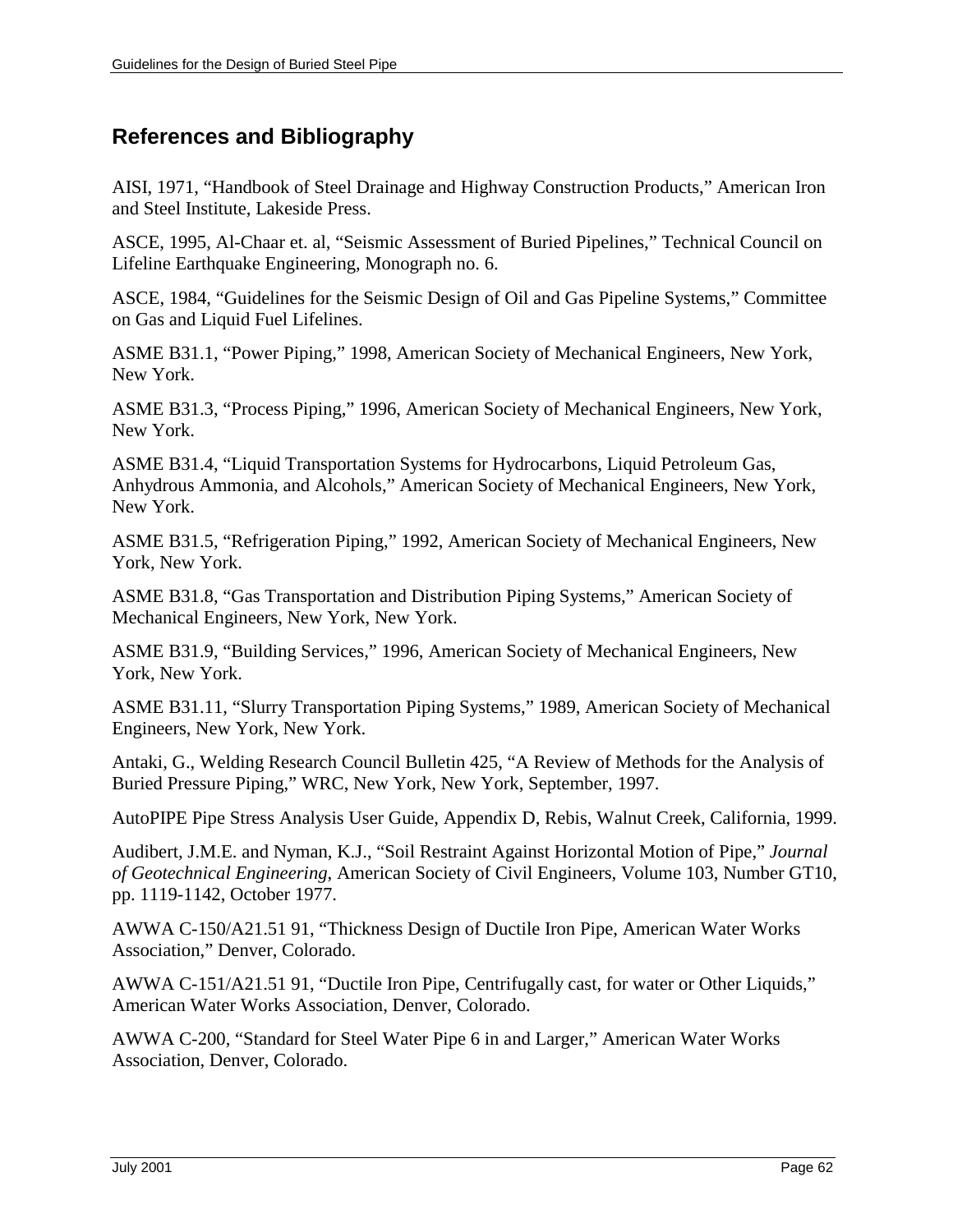## References and Bibliography

AISI, 1971, “Handbook of Steel Drainage and Highway Construction Products,” American Iron and Steel Institute, Lakeside Press.

ASCE, 1995, Al-Chaar et. al, “Seismic Assessment of Buried Pipelines,” Technical Council on Lifeline Earthquake Engineering, Monograph no. 6.

ASCE, 1984, “Guidelines for the Seismic Design of Oil and Gas Pipeline Systems,” Committee on Gas and Liquid Fuel Lifelines.

ASME B31.1, “Power Piping,” 1998, American Society of Mechanical Engineers, New York, New York.

ASME B31.3, “Process Piping,” 1996, American Society of Mechanical Engineers, New York, New York.

ASME B31.4, “Liquid Transportation Systems for Hydrocarbons, Liquid Petroleum Gas, Anhydrous Ammonia, and Alcohols,” American Society of Mechanical Engineers, New York, New York.

ASME B31.5, “Refrigeration Piping,” 1992, American Society of Mechanical Engineers, New York, New York.

ASME B31.8, “Gas Transportation and Distribution Piping Systems,” American Society of Mechanical Engineers, New York, New York.

ASME B31.9, “Building Services,” 1996, American Society of Mechanical Engineers, New York, New York.

ASME B31.11, “Slurry Transportation Piping Systems,” 1989, American Society of Mechanical Engineers, New York, New York.

Antaki, G., Welding Research Council Bulletin 425, “A Review of Methods for the Analysis of Buried Pressure Piping,” WRC, New York, New York, September, 1997.

AutoPIPE Pipe Stress Analysis User Guide, Appendix D, Rebis, Walnut Creek, California, 1999.

Audibert, J.M.E. and Nyman, K.J., “Soil Restraint Against Horizontal Motion of Pipe,” *Journal of Geotechnical Engineering*, American Society of Civil Engineers, Volume 103, Number GT10, pp. 1119-1142, October 1977.

AWWA C-150/A21.51 91, “Thickness Design of Ductile Iron Pipe, American Water Works Association,” Denver, Colorado.

AWWA C-151/A21.51 91, “Ductile Iron Pipe, Centrifugally cast, for water or Other Liquids,” American Water Works Association, Denver, Colorado.

AWWA C-200, “Standard for Steel Water Pipe 6 in and Larger,” American Water Works Association, Denver, Colorado.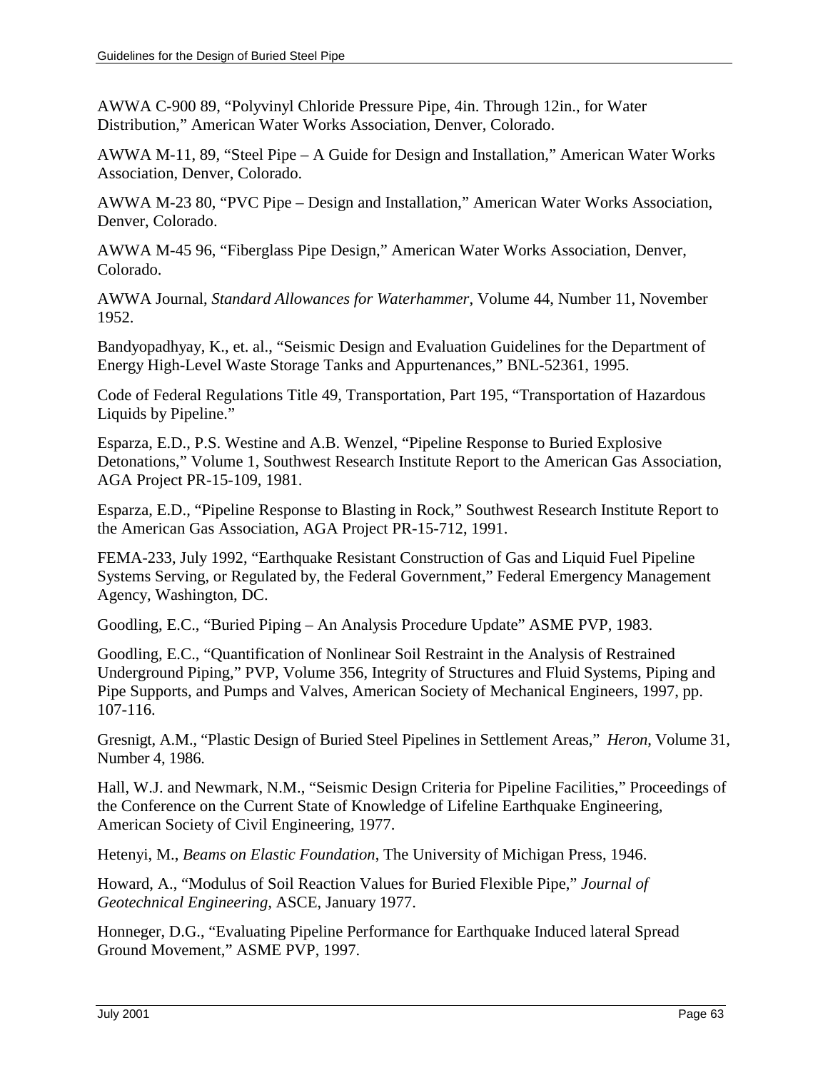AWWA C-900 89, “Polyvinyl Chloride Pressure Pipe, 4in. Through 12in., for Water Distribution,” American Water Works Association, Denver, Colorado.

AWWA M-11, 89, “Steel Pipe – A Guide for Design and Installation,” American Water Works Association, Denver, Colorado.

AWWA M-23 80, “PVC Pipe – Design and Installation,” American Water Works Association, Denver, Colorado.

AWWA M-45 96, “Fiberglass Pipe Design,” American Water Works Association, Denver, Colorado.

AWWA Journal, *Standard Allowances for Waterhammer*, Volume 44, Number 11, November 1952.

Bandyopadhyay, K., et. al., “Seismic Design and Evaluation Guidelines for the Department of Energy High-Level Waste Storage Tanks and Appurtenances,” BNL-52361, 1995.

Code of Federal Regulations Title 49, Transportation, Part 195, “Transportation of Hazardous Liquids by Pipeline.”

Esparza, E.D., P.S. Westine and A.B. Wenzel, “Pipeline Response to Buried Explosive Detonations,” Volume 1, Southwest Research Institute Report to the American Gas Association, AGA Project PR-15-109, 1981.

Esparza, E.D., “Pipeline Response to Blasting in Rock,” Southwest Research Institute Report to the American Gas Association, AGA Project PR-15-712, 1991.

FEMA-233, July 1992, “Earthquake Resistant Construction of Gas and Liquid Fuel Pipeline Systems Serving, or Regulated by, the Federal Government,” Federal Emergency Management Agency, Washington, DC.

Goodling, E.C., “Buried Piping – An Analysis Procedure Update” ASME PVP, 1983.

Goodling, E.C., “Quantification of Nonlinear Soil Restraint in the Analysis of Restrained Underground Piping,” PVP, Volume 356, Integrity of Structures and Fluid Systems, Piping and Pipe Supports, and Pumps and Valves, American Society of Mechanical Engineers, 1997, pp. 107-116.

Gresnigt, A.M., “Plastic Design of Buried Steel Pipelines in Settlement Areas,” *Heron*, Volume 31, Number 4, 1986.

Hall, W.J. and Newmark, N.M., “Seismic Design Criteria for Pipeline Facilities,” Proceedings of the Conference on the Current State of Knowledge of Lifeline Earthquake Engineering, American Society of Civil Engineering, 1977.

Hetenyi, M., *Beams on Elastic Foundation*, The University of Michigan Press, 1946.

Howard, A., “Modulus of Soil Reaction Values for Buried Flexible Pipe,” *Journal of Geotechnical Engineering*, ASCE, January 1977.

Honneger, D.G., “Evaluating Pipeline Performance for Earthquake Induced lateral Spread Ground Movement,” ASME PVP, 1997.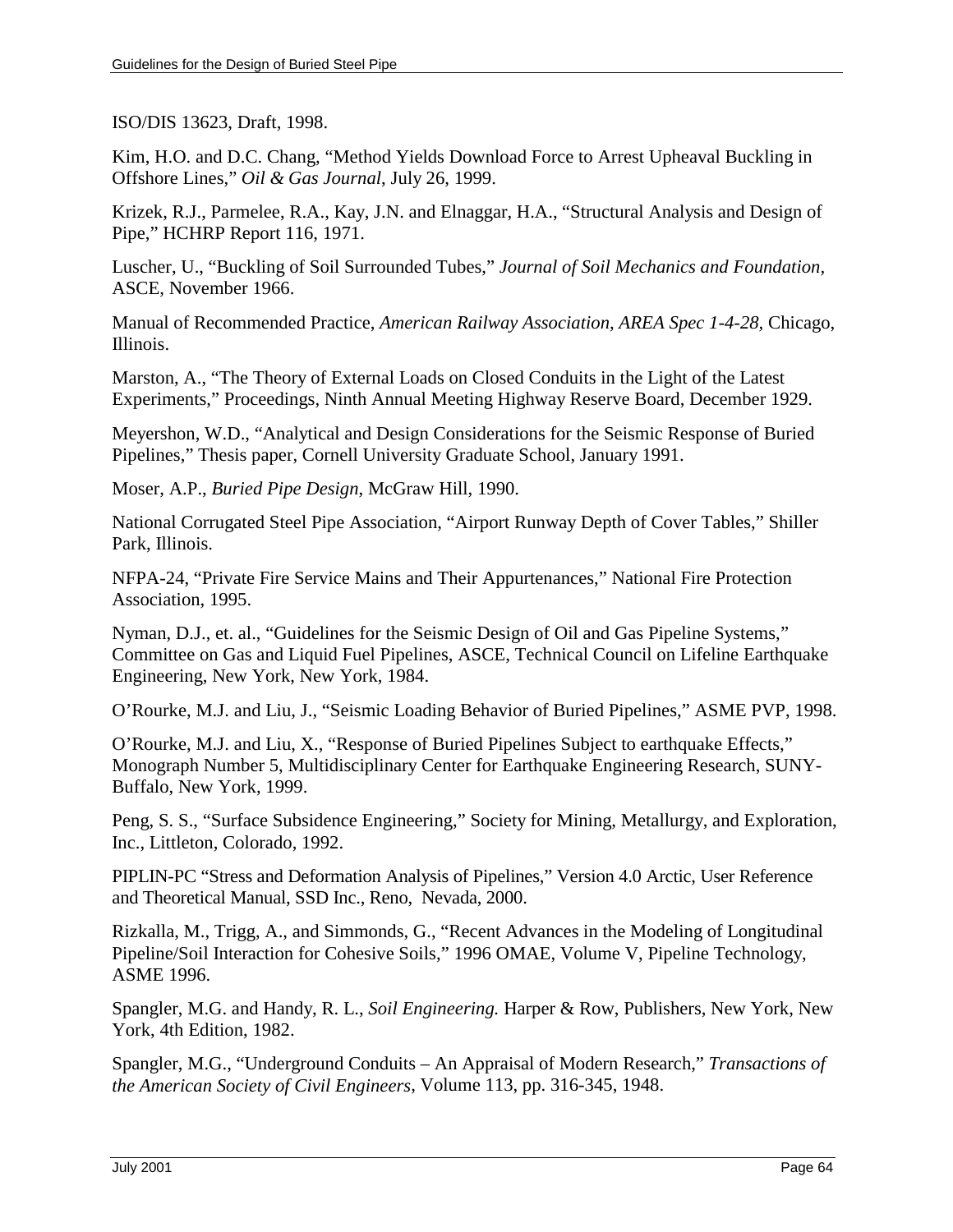ISO/DIS 13623, Draft, 1998.

Kim, H.O. and D.C. Chang, "Method Yields Download Force to Arrest Upheaval Buckling in Offshore Lines," *Oil & Gas Journal*, July 26, 1999.

Krizek, R.J., Parmelee, R.A., Kay, J.N. and Elnaggar, H.A., "Structural Analysis and Design of Pipe," HCHRP Report 116, 1971.

Luscher, U., "Buckling of Soil Surrounded Tubes," *Journal of Soil Mechanics and Foundation,* ASCE, November 1966.

Manual of Recommended Practice, *American Railway Association, AREA Spec 1-4-28,* Chicago, Illinois.

Marston, A., "The Theory of External Loads on Closed Conduits in the Light of the Latest Experiments," Proceedings, Ninth Annual Meeting Highway Reserve Board, December 1929.

Meyershon, W.D., "Analytical and Design Considerations for the Seismic Response of Buried Pipelines," Thesis paper, Cornell University Graduate School, January 1991.

Moser, A.P., *Buried Pipe Design*, McGraw Hill, 1990.

National Corrugated Steel Pipe Association, "Airport Runway Depth of Cover Tables," Shiller Park, Illinois.

NFPA-24, "Private Fire Service Mains and Their Appurtenances," National Fire Protection Association, 1995.

Nyman, D.J., et. al., "Guidelines for the Seismic Design of Oil and Gas Pipeline Systems," Committee on Gas and Liquid Fuel Pipelines, ASCE, Technical Council on Lifeline Earthquake Engineering, New York, New York, 1984.

O'Rourke, M.J. and Liu, J., "Seismic Loading Behavior of Buried Pipelines," ASME PVP, 1998.

O'Rourke, M.J. and Liu, X., "Response of Buried Pipelines Subject to earthquake Effects," Monograph Number 5, Multidisciplinary Center for Earthquake Engineering Research, SUNY-Buffalo, New York, 1999.

Peng, S. S., "Surface Subsidence Engineering," Society for Mining, Metallurgy, and Exploration, Inc., Littleton, Colorado, 1992.

PIPLIN-PC "Stress and Deformation Analysis of Pipelines," Version 4.0 Arctic, User Reference and Theoretical Manual, SSD Inc., Reno, Nevada, 2000.

Rizkalla, M., Trigg, A., and Simmonds, G., "Recent Advances in the Modeling of Longitudinal Pipeline/Soil Interaction for Cohesive Soils," 1996 OMAE, Volume V, Pipeline Technology, ASME 1996.

Spangler, M.G. and Handy, R. L., *Soil Engineering.* Harper & Row, Publishers, New York, New York, 4th Edition, 1982.

Spangler, M.G., "Underground Conduits – An Appraisal of Modern Research," *Transactions of the American Society of Civil Engineers*, Volume 113, pp. 316-345, 1948.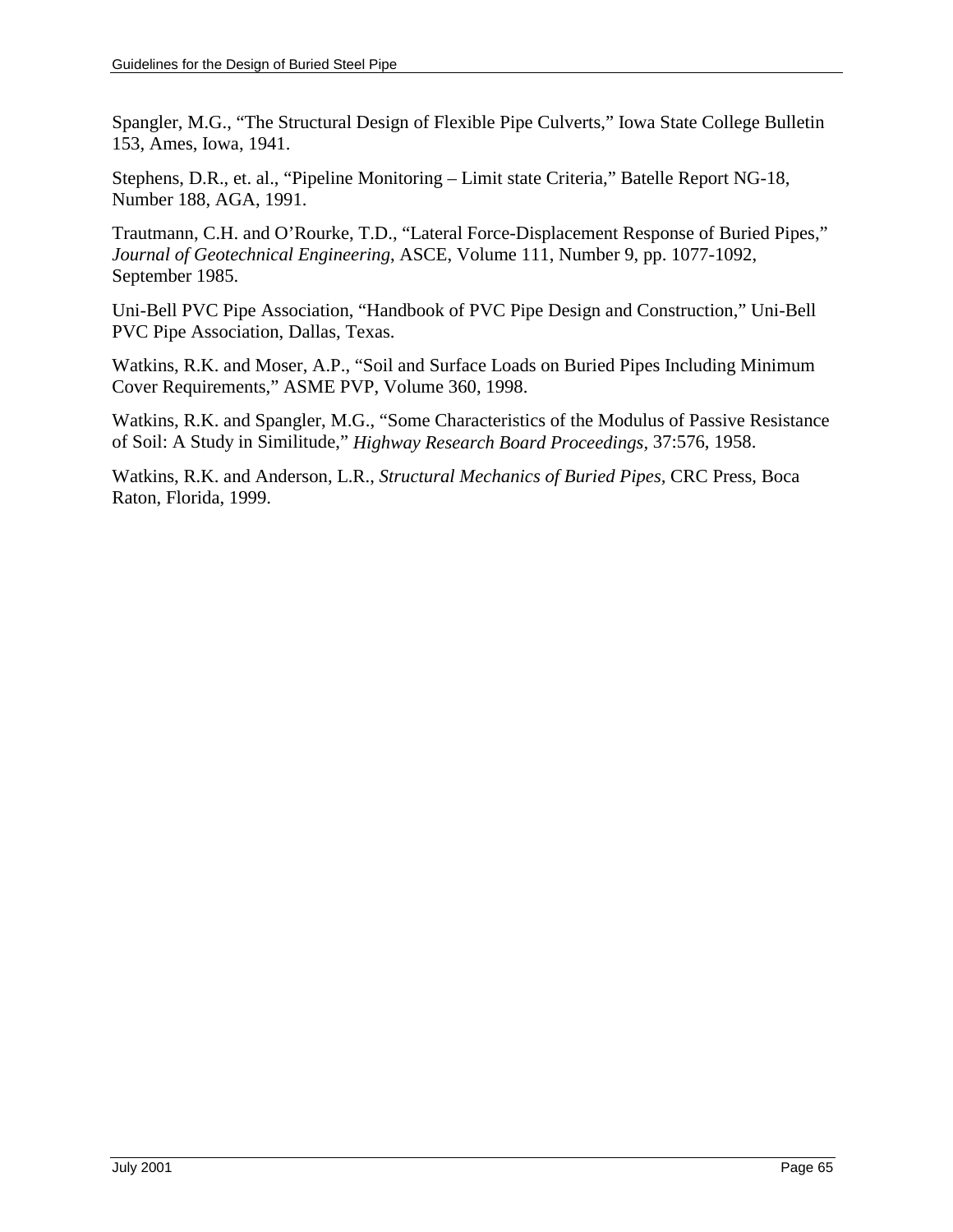Spangler, M.G., “The Structural Design of Flexible Pipe Culverts,” Iowa State College Bulletin 153, Ames, Iowa, 1941.

Stephens, D.R., et. al., “Pipeline Monitoring – Limit state Criteria,” Batelle Report NG-18, Number 188, AGA, 1991.

Trautmann, C.H. and O’Rourke, T.D., “Lateral Force-Displacement Response of Buried Pipes,” *Journal of Geotechnical Engineering*, ASCE, Volume 111, Number 9, pp. 1077-1092, September 1985.

Uni-Bell PVC Pipe Association, “Handbook of PVC Pipe Design and Construction,” Uni-Bell PVC Pipe Association, Dallas, Texas.

Watkins, R.K. and Moser, A.P., “Soil and Surface Loads on Buried Pipes Including Minimum Cover Requirements,” ASME PVP, Volume 360, 1998.

Watkins, R.K. and Spangler, M.G., “Some Characteristics of the Modulus of Passive Resistance of Soil: A Study in Similitude,” *Highway Research Board Proceedings*, 37:576, 1958.

Watkins, R.K. and Anderson, L.R., *Structural Mechanics of Buried Pipes*, CRC Press, Boca Raton, Florida, 1999.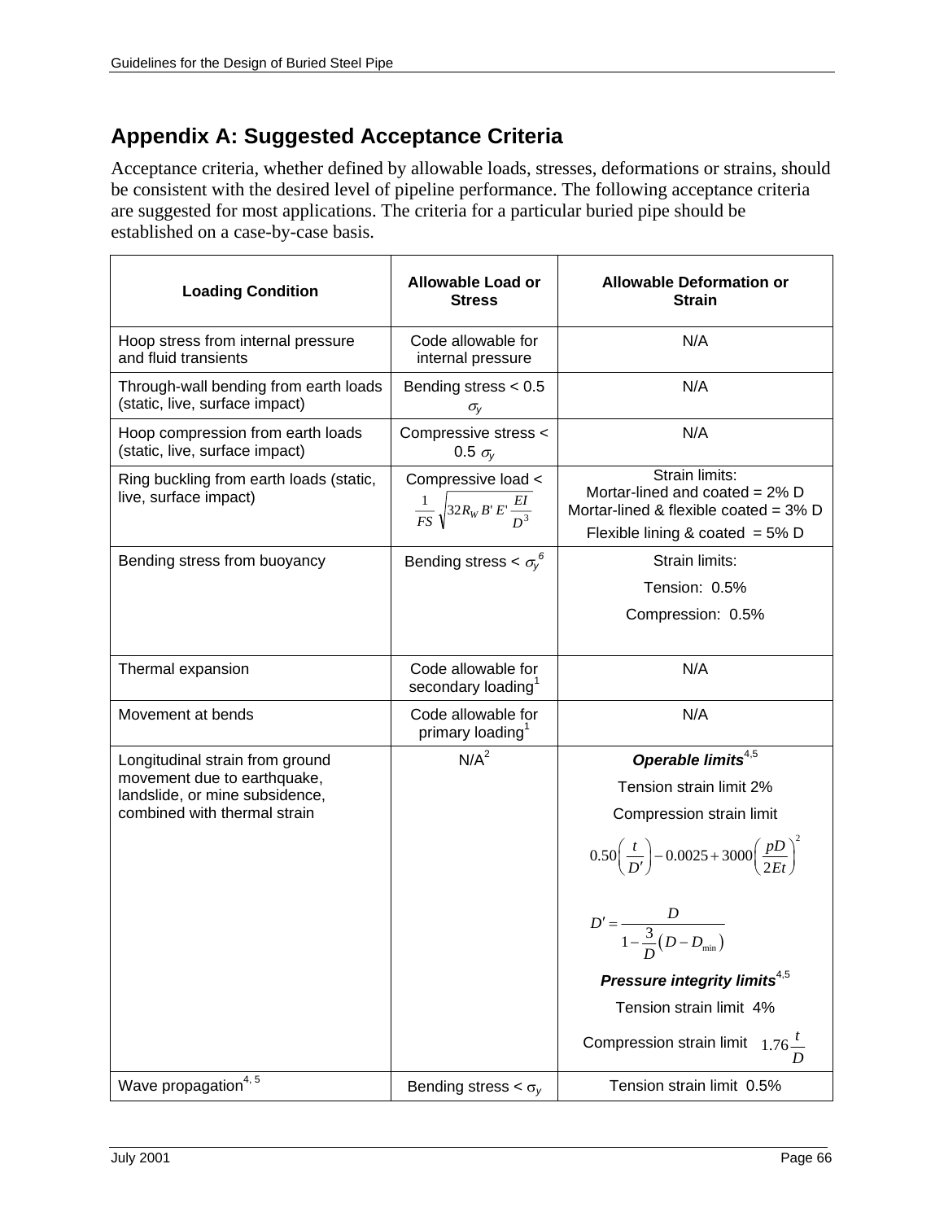## Appendix A: Suggested Acceptance Criteria

Acceptance criteria, whether defined by allowable loads, stresses, deformations or strains, should be consistent with the desired level of pipeline performance. The following acceptance criteria are suggested for most applications. The criteria for a particular buried pipe should be established on a case-by-case basis.

| **Loading Condition** | **Allowable Load or Stress** | **Allowable Deformation or Strain** |
|---|---|---|
| Hoop stress from internal pressure and fluid transients | Code allowable for internal pressure | N/A |
| Through-wall bending from earth loads (static, live, surface impact) | Bending stress < 0.5 $\sigma_y$ | N/A |
| Hoop compression from earth loads (static, live, surface impact) | Compressive stress < 0.5 $\sigma_y$ | N/A |
| Ring buckling from earth loads (static, live, surface impact) | Compressive load < $\frac{1}{FS}\sqrt{32 R_W B' E' \frac{EI}{D^3}}$ | Strain limits:<br>Mortar-lined and coated = 2% D<br>Mortar-lined & flexible coated = 3% D<br>Flexible lining & coated = 5% D |
| Bending stress from buoyancy | Bending stress < $\sigma_y$[6] | Strain limits:<br>Tension: 0.5%<br>Compression: 0.5% |
| Thermal expansion | Code allowable for secondary loading[1] | N/A |
| Movement at bends | Code allowable for primary loading[1] | N/A |
| Longitudinal strain from ground movement due to earthquake, landslide, or mine subsidence, combined with thermal strain | N/A[2] | ***Operable limits***[4,5]<br>Tension strain limit 2%<br>Compression strain limit<br>$0.50\left(\frac{t}{D'}\right) - 0.0025 + 3000\left(\frac{pD}{2Et}\right)^2$<br>$D' = \frac{D}{1 - \frac{3}{D}\left(D - D_{min}\right)}$<br>***Pressure integrity limits***[4,5]<br>Tension strain limit 4%<br>Compression strain limit $1.76\frac{t}{D}$ |
| Wave propagation[4, 5] | Bending stress < $\sigma_y$ | Tension strain limit 0.5% |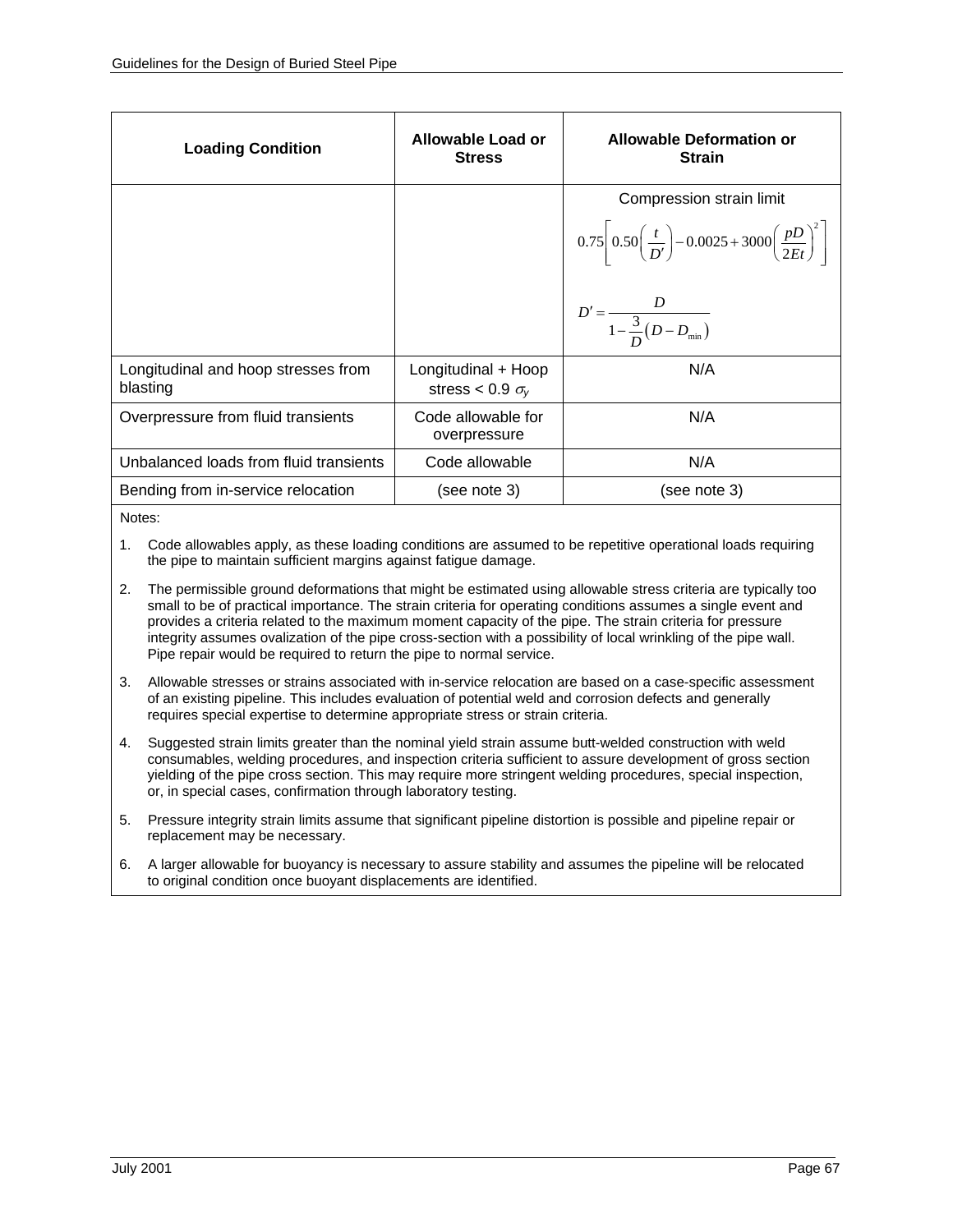| Loading Condition | Allowable Load or Stress | Allowable Deformation or Strain |
|---|---|---|
| | | Compression strain limit $0.75\left[0.50\left(\frac{t}{D'}\right)-0.0025+3000\left(\frac{pD}{2Et}\right)^{2}\right]$ $D'=\frac{D}{1-\frac{3}{D}\left(D-D_{\min}\right)}$ |
| Longitudinal and hoop stresses from blasting | Longitudinal + Hoop stress < 0.9 $\sigma_y$ | N/A |
| Overpressure from fluid transients | Code allowable for overpressure | N/A |
| Unbalanced loads from fluid transients | Code allowable | N/A |
| Bending from in-service relocation | (see note 3) | (see note 3) |

Notes:

1. Code allowables apply, as these loading conditions are assumed to be repetitive operational loads requiring the pipe to maintain sufficient margins against fatigue damage.
2. The permissible ground deformations that might be estimated using allowable stress criteria are typically too small to be of practical importance. The strain criteria for operating conditions assumes a single event and provides a criteria related to the maximum moment capacity of the pipe. The strain criteria for pressure integrity assumes ovalization of the pipe cross-section with a possibility of local wrinkling of the pipe wall. Pipe repair would be required to return the pipe to normal service.
3. Allowable stresses or strains associated with in-service relocation are based on a case-specific assessment of an existing pipeline. This includes evaluation of potential weld and corrosion defects and generally requires special expertise to determine appropriate stress or strain criteria.
4. Suggested strain limits greater than the nominal yield strain assume butt-welded construction with weld consumables, welding procedures, and inspection criteria sufficient to assure development of gross section yielding of the pipe cross section. This may require more stringent welding procedures, special inspection, or, in special cases, confirmation through laboratory testing.
5. Pressure integrity strain limits assume that significant pipeline distortion is possible and pipeline repair or replacement may be necessary.
6. A larger allowable for buoyancy is necessary to assure stability and assumes the pipeline will be relocated to original condition once buoyant displacements are identified.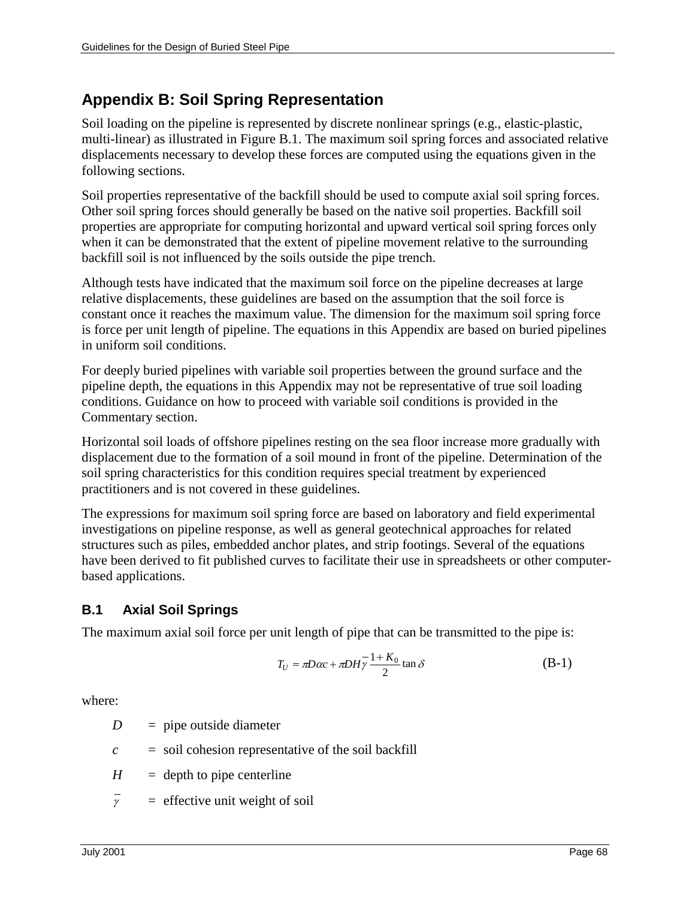# Appendix B: Soil Spring Representation

Soil loading on the pipeline is represented by discrete nonlinear springs (e.g., elastic-plastic, multi-linear) as illustrated in Figure B.1. The maximum soil spring forces and associated relative displacements necessary to develop these forces are computed using the equations given in the following sections.

Soil properties representative of the backfill should be used to compute axial soil spring forces. Other soil spring forces should generally be based on the native soil properties. Backfill soil properties are appropriate for computing horizontal and upward vertical soil spring forces only when it can be demonstrated that the extent of pipeline movement relative to the surrounding backfill soil is not influenced by the soils outside the pipe trench.

Although tests have indicated that the maximum soil force on the pipeline decreases at large relative displacements, these guidelines are based on the assumption that the soil force is constant once it reaches the maximum value. The dimension for the maximum soil spring force is force per unit length of pipeline. The equations in this Appendix are based on buried pipelines in uniform soil conditions.

For deeply buried pipelines with variable soil properties between the ground surface and the pipeline depth, the equations in this Appendix may not be representative of true soil loading conditions. Guidance on how to proceed with variable soil conditions is provided in the Commentary section.

Horizontal soil loads of offshore pipelines resting on the sea floor increase more gradually with displacement due to the formation of a soil mound in front of the pipeline. Determination of the soil spring characteristics for this condition requires special treatment by experienced practitioners and is not covered in these guidelines.

The expressions for maximum soil spring force are based on laboratory and field experimental investigations on pipeline response, as well as general geotechnical approaches for related structures such as piles, embedded anchor plates, and strip footings. Several of the equations have been derived to fit published curves to facilitate their use in spreadsheets or other computer-based applications.

## B.1 Axial Soil Springs

The maximum axial soil force per unit length of pipe that can be transmitted to the pipe is:

$$T_U = \pi D \alpha c + \pi D H \bar{\gamma} \frac{1 + K_0}{2} \tan \delta \qquad \text{(B-1)}$$

where:

- $D$ = pipe outside diameter
- $c$ = soil cohesion representative of the soil backfill
- $H$ = depth to pipe centerline
- $\bar{\gamma}$ = effective unit weight of soil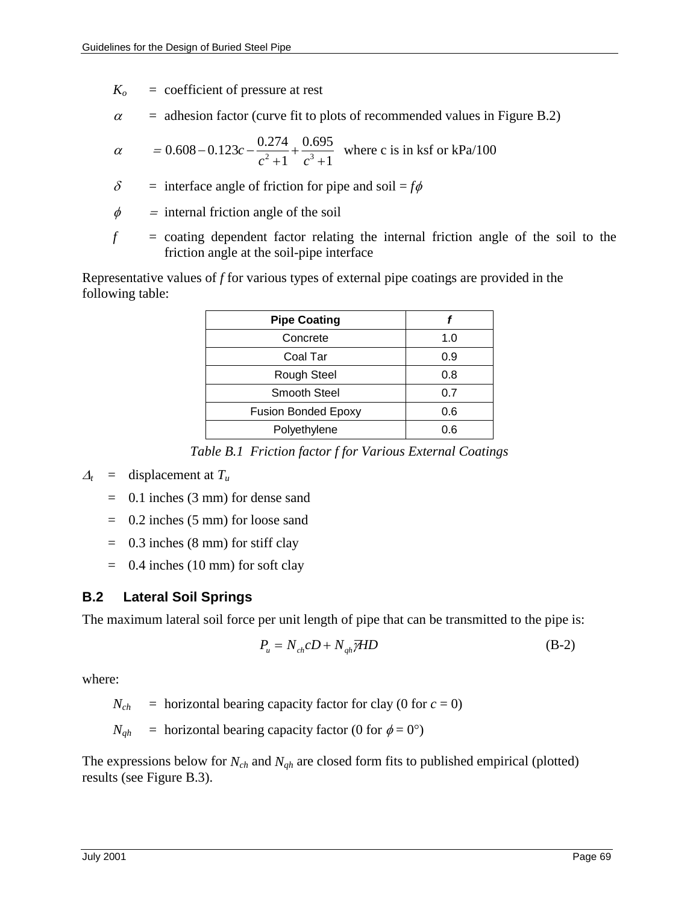$K_o$ = coefficient of pressure at rest

$\alpha$ = adhesion factor (curve fit to plots of recommended values in Figure B.2)

$\alpha$ $= 0.608 - 0.123c - \dfrac{0.274}{c^2+1} + \dfrac{0.695}{c^3+1}$ where c is in ksf or kPa/100

$\delta$ = interface angle of friction for pipe and soil = $f\phi$

$\phi$ = internal friction angle of the soil

$f$ = coating dependent factor relating the internal friction angle of the soil to the friction angle at the soil-pipe interface

Representative values of *f* for various types of external pipe coatings are provided in the following table:

| Pipe Coating | *f* |
|---|---|
| Concrete | 1.0 |
| Coal Tar | 0.9 |
| Rough Steel | 0.8 |
| Smooth Steel | 0.7 |
| Fusion Bonded Epoxy | 0.6 |
| Polyethylene | 0.6 |

*Table B.1 Friction factor f for Various External Coatings*

$\Delta_t$ = displacement at $T_u$

= 0.1 inches (3 mm) for dense sand

= 0.2 inches (5 mm) for loose sand

= 0.3 inches (8 mm) for stiff clay

= 0.4 inches (10 mm) for soft clay

## B.2 Lateral Soil Springs

The maximum lateral soil force per unit length of pipe that can be transmitted to the pipe is:

$$P_u = N_{ch}cD + N_{qh}\bar{\gamma}HD \qquad \text{(B-2)}$$

where:

$N_{ch}$ = horizontal bearing capacity factor for clay (0 for $c = 0$)

$N_{qh}$ = horizontal bearing capacity factor (0 for $\phi = 0°$)

The expressions below for $N_{ch}$ and $N_{qh}$ are closed form fits to published empirical (plotted) results (see Figure B.3).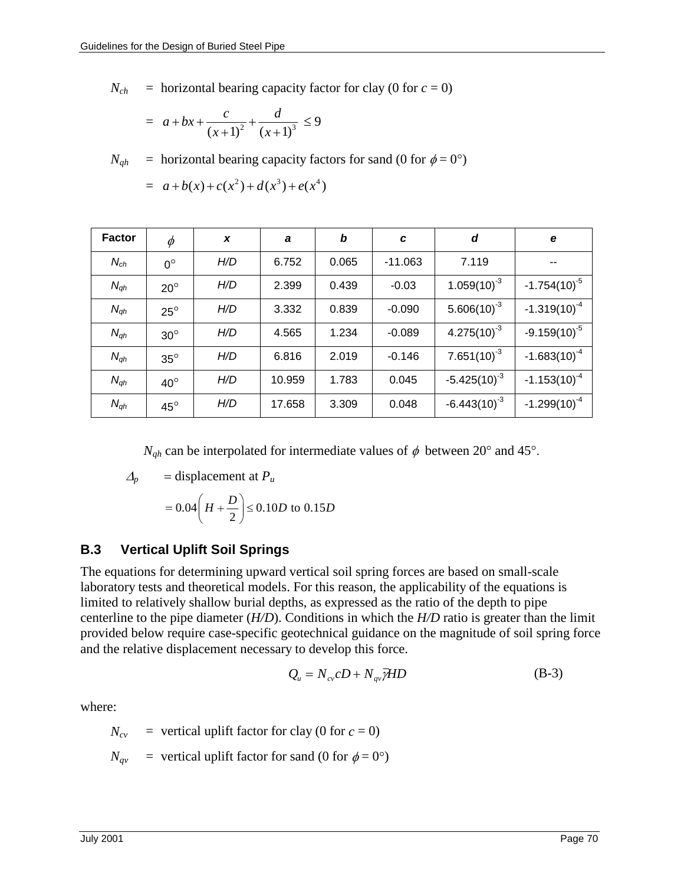$N_{ch}$ = horizontal bearing capacity factor for clay (0 for $c = 0$)

$$= a + bx + \frac{c}{(x+1)^2} + \frac{d}{(x+1)^3} \leq 9$$

$N_{qh}$ = horizontal bearing capacity factors for sand (0 for $\phi = 0°$)

$$= a + b(x) + c(x^2) + d(x^3) + e(x^4)$$

| Factor | $\phi$ | *x* | *a* | *b* | *c* | *d* | *e* |
|---|---|---|---|---|---|---|---|
| $N_{ch}$ | 0° | *H/D* | 6.752 | 0.065 | -11.063 | 7.119 | -- |
| $N_{qh}$ | 20° | *H/D* | 2.399 | 0.439 | -0.03 | $1.059(10)^{-3}$ | $-1.754(10)^{-5}$ |
| $N_{qh}$ | 25° | *H/D* | 3.332 | 0.839 | -0.090 | $5.606(10)^{-3}$ | $-1.319(10)^{-4}$ |
| $N_{qh}$ | 30° | *H/D* | 4.565 | 1.234 | -0.089 | $4.275(10)^{-3}$ | $-9.159(10)^{-5}$ |
| $N_{qh}$ | 35° | *H/D* | 6.816 | 2.019 | -0.146 | $7.651(10)^{-3}$ | $-1.683(10)^{-4}$ |
| $N_{qh}$ | 40° | *H/D* | 10.959 | 1.783 | 0.045 | $-5.425(10)^{-3}$ | $-1.153(10)^{-4}$ |
| $N_{qh}$ | 45° | *H/D* | 17.658 | 3.309 | 0.048 | $-6.443(10)^{-3}$ | $-1.299(10)^{-4}$ |

$N_{qh}$ can be interpolated for intermediate values of $\phi$ between 20° and 45°.

$\Delta_p$ = displacement at $P_u$

$$= 0.04\left(H + \frac{D}{2}\right) \leq 0.10D \text{ to } 0.15D$$

## B.3 Vertical Uplift Soil Springs

The equations for determining upward vertical soil spring forces are based on small-scale laboratory tests and theoretical models. For this reason, the applicability of the equations is limited to relatively shallow burial depths, as expressed as the ratio of the depth to pipe centerline to the pipe diameter (*H/D*). Conditions in which the *H/D* ratio is greater than the limit provided below require case-specific geotechnical guidance on the magnitude of soil spring force and the relative displacement necessary to develop this force.

$$Q_u = N_{cv}cD + N_{qv}\bar{\gamma}HD \quad \text{(B-3)}$$

where:

$N_{cv}$ = vertical uplift factor for clay (0 for $c = 0$)

$N_{qv}$ = vertical uplift factor for sand (0 for $\phi = 0°$)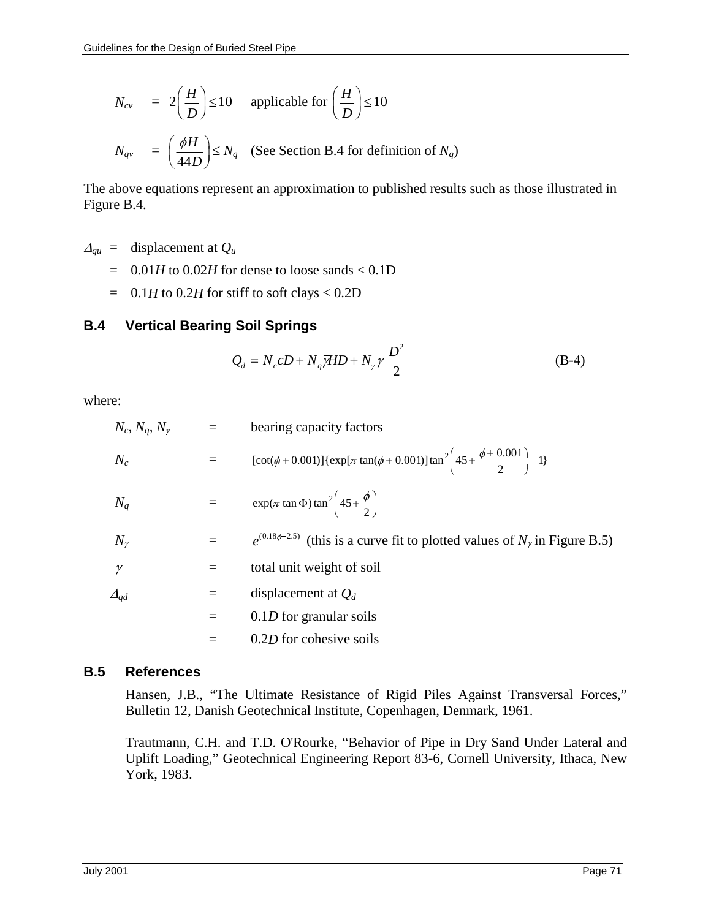$$N_{cv} = 2\left(\frac{H}{D}\right) \leq 10 \quad \text{applicable for } \left(\frac{H}{D}\right) \leq 10$$

$$N_{qv} = \left(\frac{\phi H}{44D}\right) \leq N_q \quad \text{(See Section B.4 for definition of } N_q\text{)}$$

The above equations represent an approximation to published results such as those illustrated in Figure B.4.

$\Delta_{qu}$ = displacement at $Q_u$

= $0.01H$ to $0.02H$ for dense to loose sands < 0.1D

= $0.1H$ to $0.2H$ for stiff to soft clays < 0.2D

## B.4 Vertical Bearing Soil Springs

$$Q_d = N_c c D + N_q \bar{\gamma} H D + N_\gamma \gamma \frac{D^2}{2} \tag{B-4}$$

where:

$N_c$, $N_q$, $N_\gamma$ = bearing capacity factors

$N_c$ = $[\cot(\phi + 0.001)]\{\exp[\pi \tan(\phi + 0.001)]\tan^2\left(45 + \frac{\phi + 0.001}{2}\right) - 1\}$

$N_q$ = $\exp(\pi \tan \Phi)\tan^2\left(45 + \frac{\phi}{2}\right)$

$N_\gamma$ = $e^{(0.18\phi - 2.5)}$ (this is a curve fit to plotted values of $N_\gamma$ in Figure B.5)

$\gamma$ = total unit weight of soil

$\Delta_{qd}$ = displacement at $Q_d$

= $0.1D$ for granular soils

= $0.2D$ for cohesive soils

## B.5 References

Hansen, J.B., "The Ultimate Resistance of Rigid Piles Against Transversal Forces," Bulletin 12, Danish Geotechnical Institute, Copenhagen, Denmark, 1961.

Trautmann, C.H. and T.D. O'Rourke, "Behavior of Pipe in Dry Sand Under Lateral and Uplift Loading," Geotechnical Engineering Report 83-6, Cornell University, Ithaca, New York, 1983.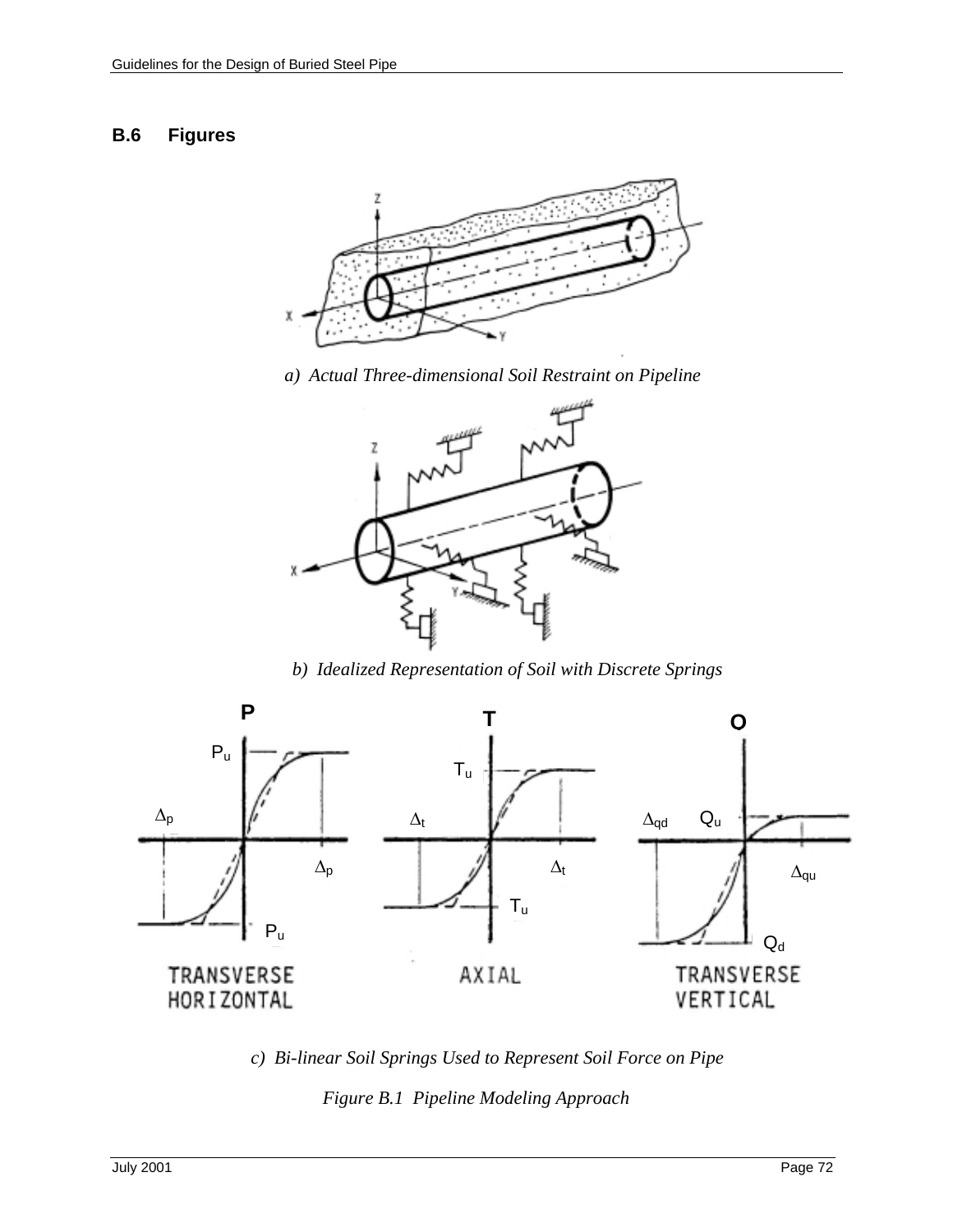## B.6 Figures

a) *Actual Three-dimensional Soil Restraint on Pipeline*

b) *Idealized Representation of Soil with Discrete Springs*

c) *Bi-linear Soil Springs Used to Represent Soil Force on Pipe*

*Figure B.1 Pipeline Modeling Approach*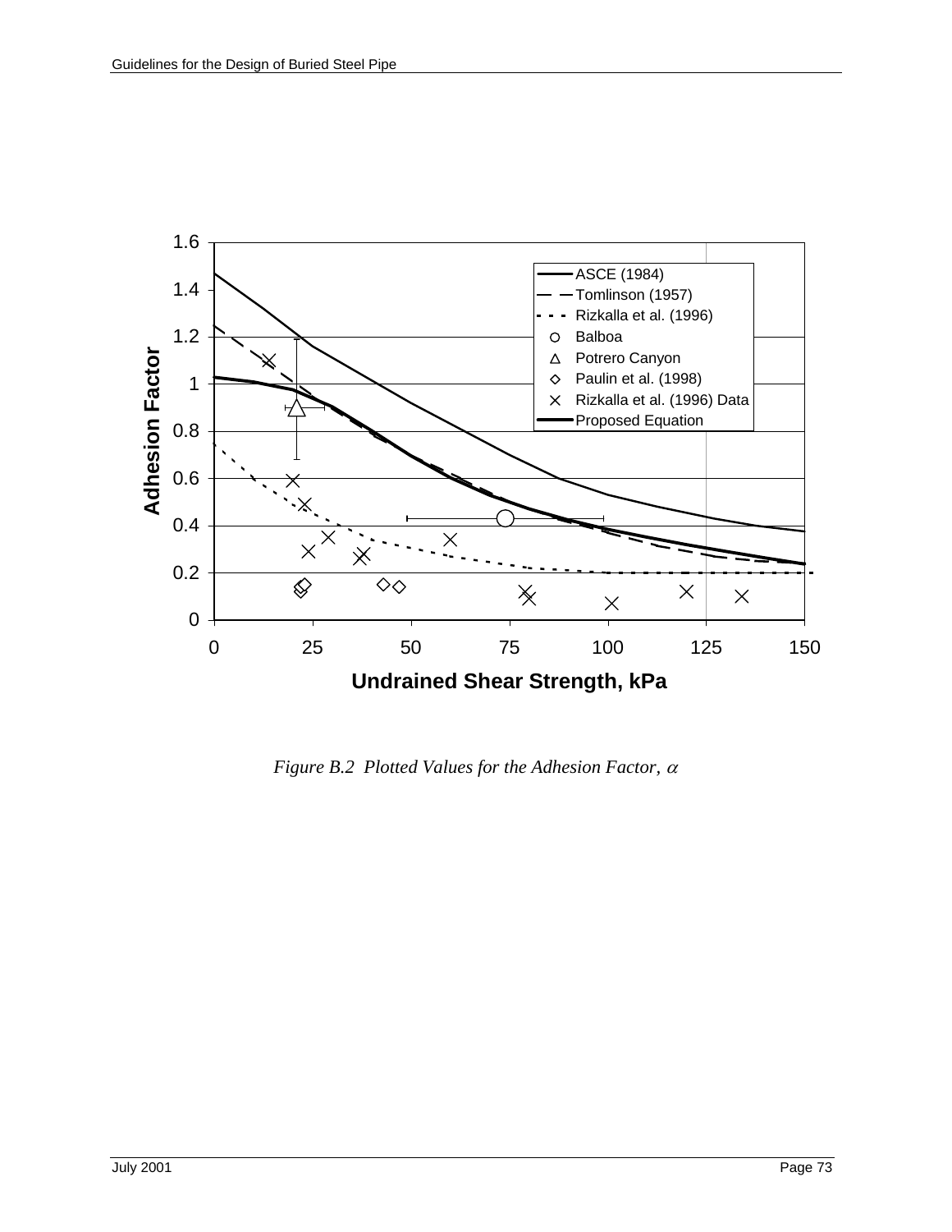*Figure B.2 Plotted Values for the Adhesion Factor, $\alpha$*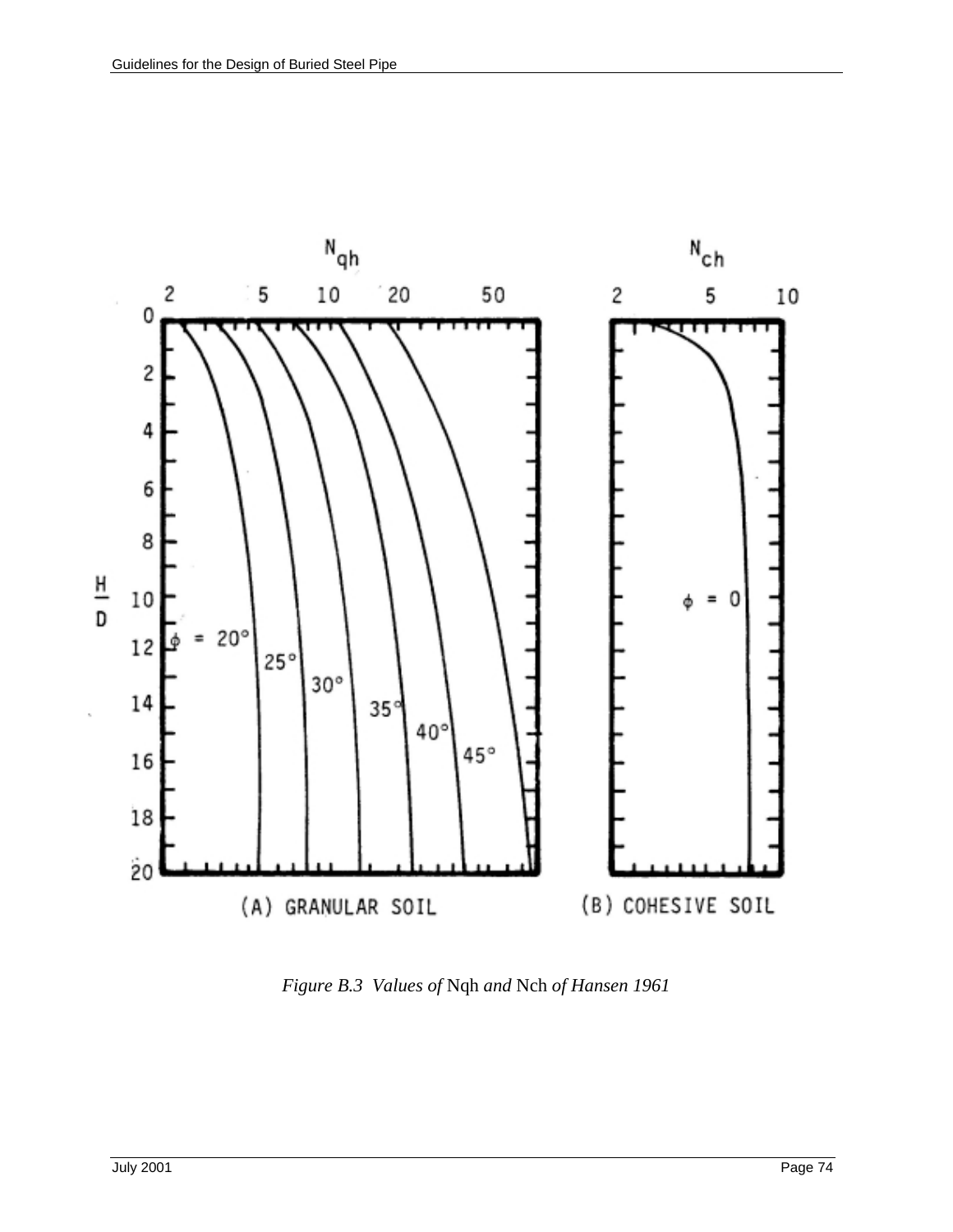*Figure B.3 Values of* Nqh *and* Nch *of Hansen 1961*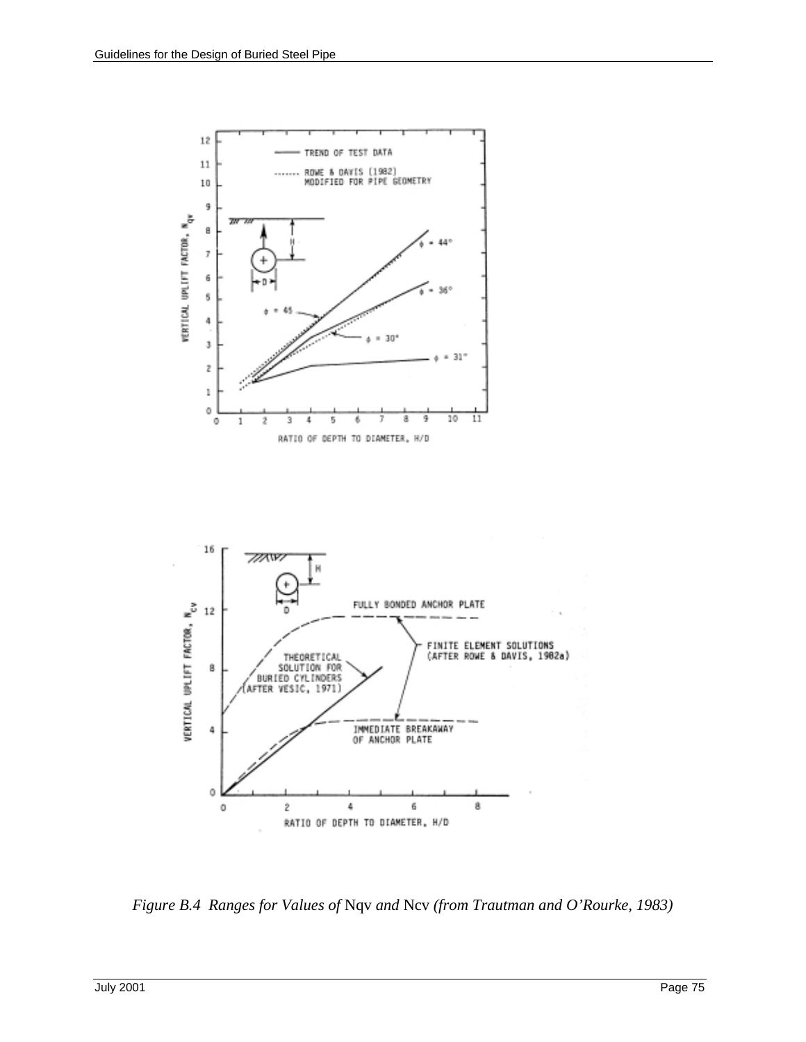*Figure B.4 Ranges for Values of* Nqv *and* Ncv *(from Trautman and O'Rourke, 1983)*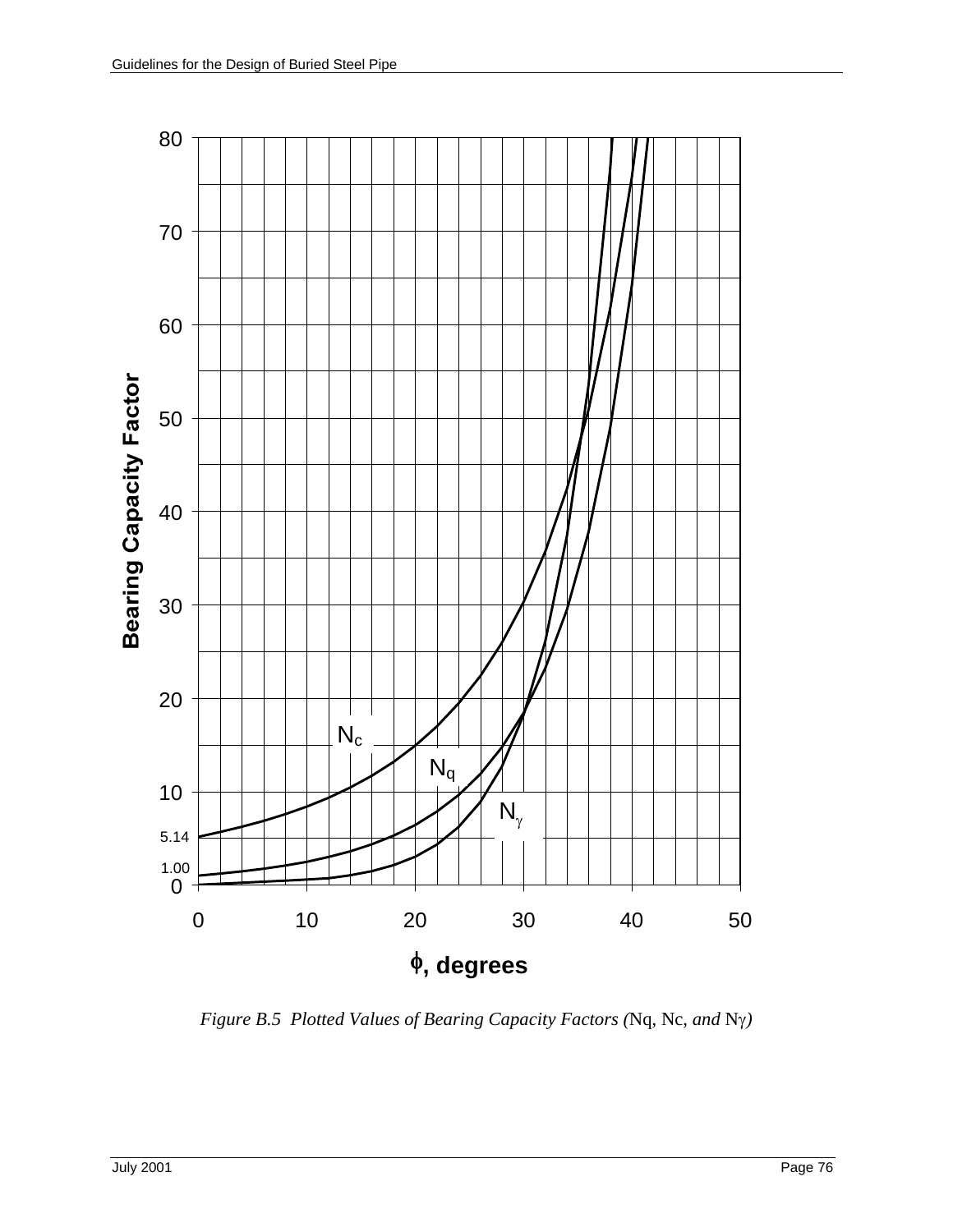80

70

60

50

40

30

20

10

5.14

1.00

0

0 10 20 30 40 50

Bearing Capacity Factor

$\phi$, degrees

$N_c$

$N_q$

$N_\gamma$

*Figure B.5 Plotted Values of Bearing Capacity Factors (*Nq, Nc, *and* N$\gamma$*)*